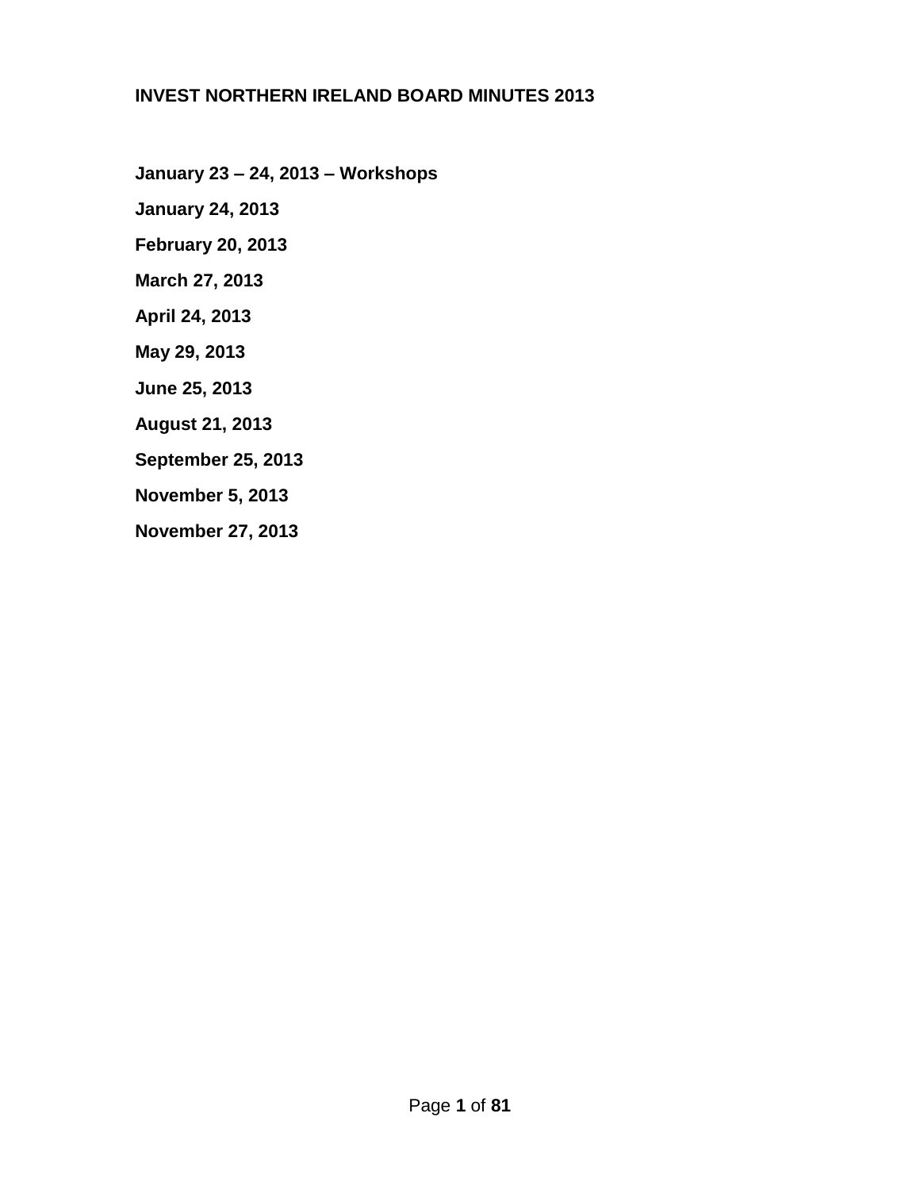# INVEST NORTHERN IRELAND BOARD MINUTES 2013

**January 23 – 24, 2013 – Workshops**

**January 24, 2013**

**February 20, 2013**

**March 27, 2013**

**April 24, 2013**

**May 29, 2013**

**June 25, 2013**

**August 21, 2013**

**September 25, 2013**

**November 5, 2013**

**November 27, 2013**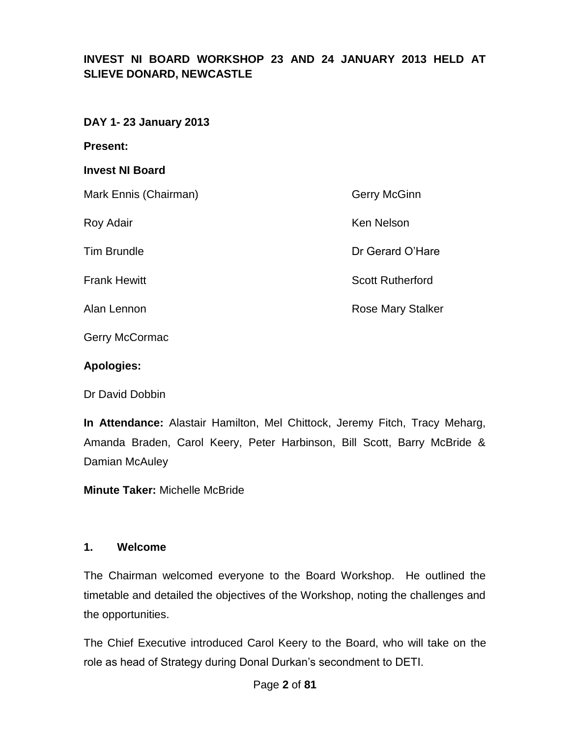**INVEST NI BOARD WORKSHOP 23 AND 24 JANUARY 2013 HELD AT SLIEVE DONARD, NEWCASTLE**

**DAY 1- 23 January 2013**

**Present:**

**Invest NI Board**

Mark Ennis (Chairman)

Roy Adair

Tim Brundle

Frank Hewitt

Alan Lennon

Gerry McCormac

Gerry McGinn

Ken Nelson

Dr Gerard O'Hare

Scott Rutherford

Rose Mary Stalker

**Apologies:**

Dr David Dobbin

**In Attendance:** Alastair Hamilton, Mel Chittock, Jeremy Fitch, Tracy Meharg, Amanda Braden, Carol Keery, Peter Harbinson, Bill Scott, Barry McBride & Damian McAuley

**Minute Taker:** Michelle McBride

**1. Welcome**

The Chairman welcomed everyone to the Board Workshop. He outlined the timetable and detailed the objectives of the Workshop, noting the challenges and the opportunities.

The Chief Executive introduced Carol Keery to the Board, who will take on the role as head of Strategy during Donal Durkan's secondment to DETI.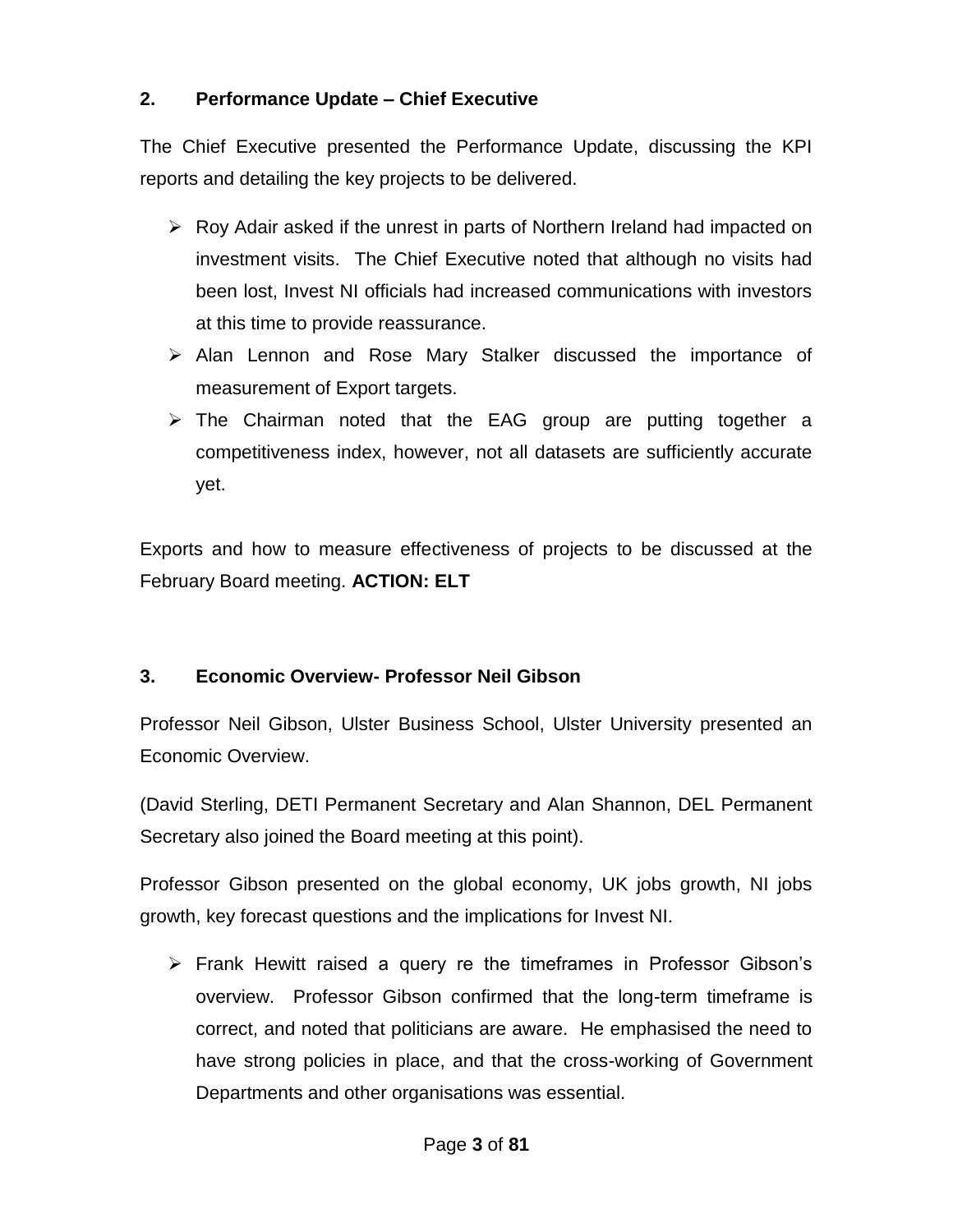## 2. Performance Update – Chief Executive

The Chief Executive presented the Performance Update, discussing the KPI reports and detailing the key projects to be delivered.

- Roy Adair asked if the unrest in parts of Northern Ireland had impacted on investment visits. The Chief Executive noted that although no visits had been lost, Invest NI officials had increased communications with investors at this time to provide reassurance.
- Alan Lennon and Rose Mary Stalker discussed the importance of measurement of Export targets.
- The Chairman noted that the EAG group are putting together a competitiveness index, however, not all datasets are sufficiently accurate yet.

Exports and how to measure effectiveness of projects to be discussed at the February Board meeting. **ACTION: ELT**

## 3. Economic Overview- Professor Neil Gibson

Professor Neil Gibson, Ulster Business School, Ulster University presented an Economic Overview.

(David Sterling, DETI Permanent Secretary and Alan Shannon, DEL Permanent Secretary also joined the Board meeting at this point).

Professor Gibson presented on the global economy, UK jobs growth, NI jobs growth, key forecast questions and the implications for Invest NI.

- Frank Hewitt raised a query re the timeframes in Professor Gibson's overview. Professor Gibson confirmed that the long-term timeframe is correct, and noted that politicians are aware. He emphasised the need to have strong policies in place, and that the cross-working of Government Departments and other organisations was essential.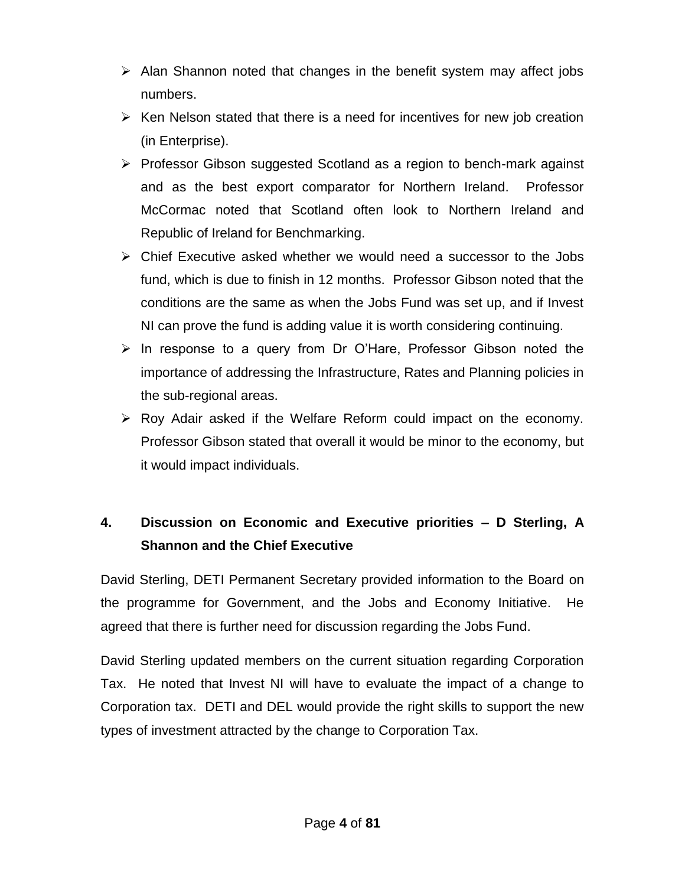- Alan Shannon noted that changes in the benefit system may affect jobs numbers.
- Ken Nelson stated that there is a need for incentives for new job creation (in Enterprise).
- Professor Gibson suggested Scotland as a region to bench-mark against and as the best export comparator for Northern Ireland. Professor McCormac noted that Scotland often look to Northern Ireland and Republic of Ireland for Benchmarking.
- Chief Executive asked whether we would need a successor to the Jobs fund, which is due to finish in 12 months. Professor Gibson noted that the conditions are the same as when the Jobs Fund was set up, and if Invest NI can prove the fund is adding value it is worth considering continuing.
- In response to a query from Dr O'Hare, Professor Gibson noted the importance of addressing the Infrastructure, Rates and Planning policies in the sub-regional areas.
- Roy Adair asked if the Welfare Reform could impact on the economy. Professor Gibson stated that overall it would be minor to the economy, but it would impact individuals.

## 4. Discussion on Economic and Executive priorities – D Sterling, A Shannon and the Chief Executive

David Sterling, DETI Permanent Secretary provided information to the Board on the programme for Government, and the Jobs and Economy Initiative. He agreed that there is further need for discussion regarding the Jobs Fund.

David Sterling updated members on the current situation regarding Corporation Tax. He noted that Invest NI will have to evaluate the impact of a change to Corporation tax. DETI and DEL would provide the right skills to support the new types of investment attracted by the change to Corporation Tax.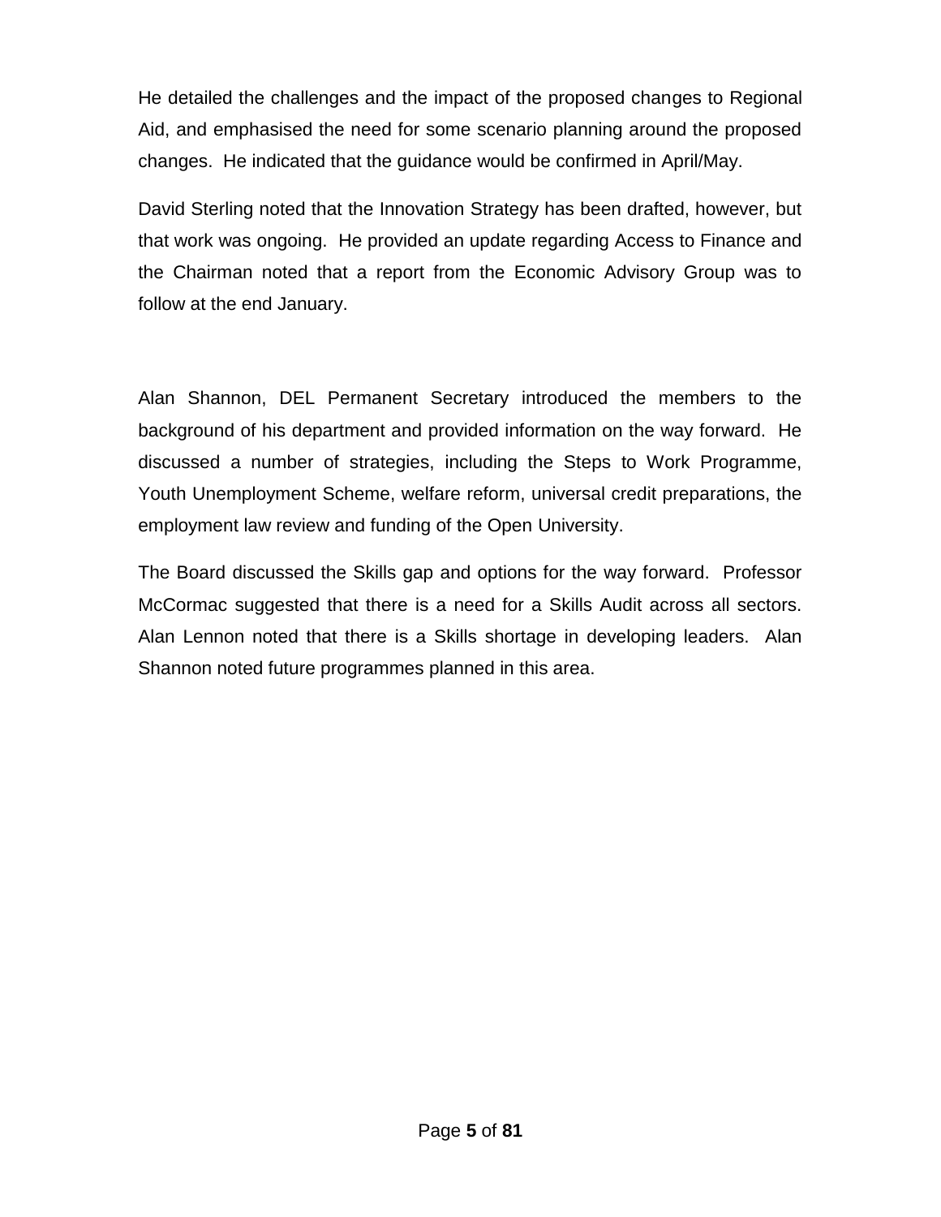He detailed the challenges and the impact of the proposed changes to Regional Aid, and emphasised the need for some scenario planning around the proposed changes. He indicated that the guidance would be confirmed in April/May.

David Sterling noted that the Innovation Strategy has been drafted, however, but that work was ongoing. He provided an update regarding Access to Finance and the Chairman noted that a report from the Economic Advisory Group was to follow at the end January.

Alan Shannon, DEL Permanent Secretary introduced the members to the background of his department and provided information on the way forward. He discussed a number of strategies, including the Steps to Work Programme, Youth Unemployment Scheme, welfare reform, universal credit preparations, the employment law review and funding of the Open University.

The Board discussed the Skills gap and options for the way forward. Professor McCormac suggested that there is a need for a Skills Audit across all sectors. Alan Lennon noted that there is a Skills shortage in developing leaders. Alan Shannon noted future programmes planned in this area.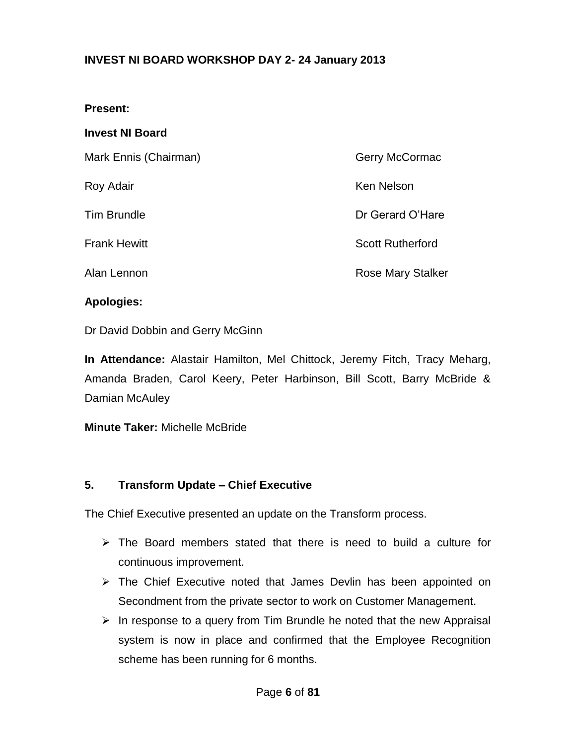**INVEST NI BOARD WORKSHOP DAY 2- 24 January 2013**

**Present:**

**Invest NI Board**

| | |
|---|---|
| Mark Ennis (Chairman) | Gerry McCormac |
| Roy Adair | Ken Nelson |
| Tim Brundle | Dr Gerard O'Hare |
| Frank Hewitt | Scott Rutherford |
| Alan Lennon | Rose Mary Stalker |

**Apologies:**

Dr David Dobbin and Gerry McGinn

**In Attendance:** Alastair Hamilton, Mel Chittock, Jeremy Fitch, Tracy Meharg, Amanda Braden, Carol Keery, Peter Harbinson, Bill Scott, Barry McBride & Damian McAuley

**Minute Taker:** Michelle McBride

## 5. Transform Update – Chief Executive

The Chief Executive presented an update on the Transform process.

- The Board members stated that there is need to build a culture for continuous improvement.
- The Chief Executive noted that James Devlin has been appointed on Secondment from the private sector to work on Customer Management.
- In response to a query from Tim Brundle he noted that the new Appraisal system is now in place and confirmed that the Employee Recognition scheme has been running for 6 months.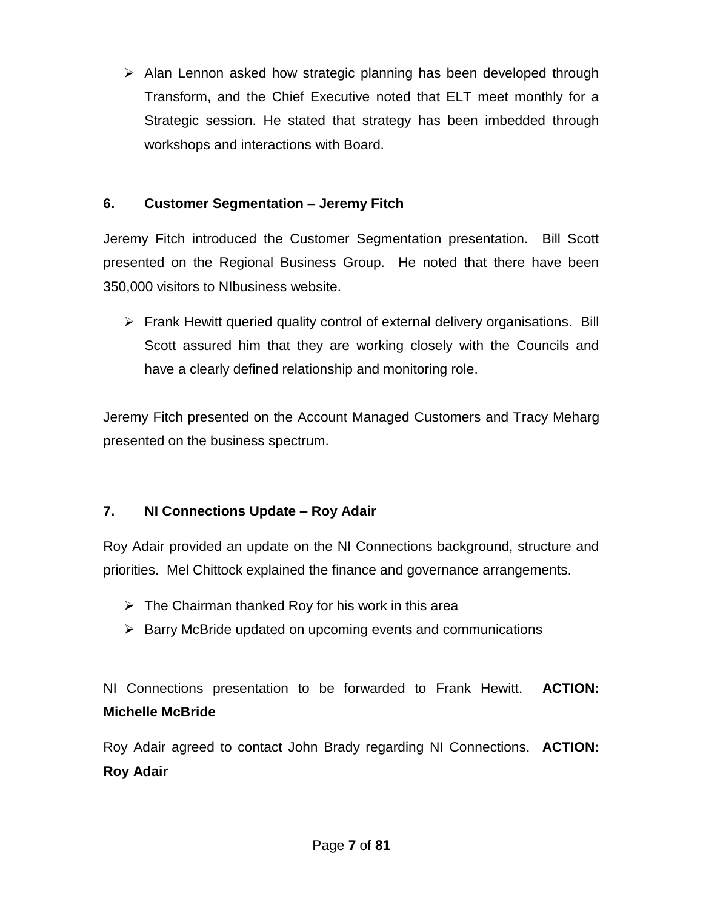- Alan Lennon asked how strategic planning has been developed through Transform, and the Chief Executive noted that ELT meet monthly for a Strategic session. He stated that strategy has been imbedded through workshops and interactions with Board.

**6. Customer Segmentation – Jeremy Fitch**

Jeremy Fitch introduced the Customer Segmentation presentation. Bill Scott presented on the Regional Business Group. He noted that there have been 350,000 visitors to NIbusiness website.

- Frank Hewitt queried quality control of external delivery organisations. Bill Scott assured him that they are working closely with the Councils and have a clearly defined relationship and monitoring role.

Jeremy Fitch presented on the Account Managed Customers and Tracy Meharg presented on the business spectrum.

**7. NI Connections Update – Roy Adair**

Roy Adair provided an update on the NI Connections background, structure and priorities. Mel Chittock explained the finance and governance arrangements.

- The Chairman thanked Roy for his work in this area
- Barry McBride updated on upcoming events and communications

NI Connections presentation to be forwarded to Frank Hewitt. **ACTION: Michelle McBride**

Roy Adair agreed to contact John Brady regarding NI Connections. **ACTION: Roy Adair**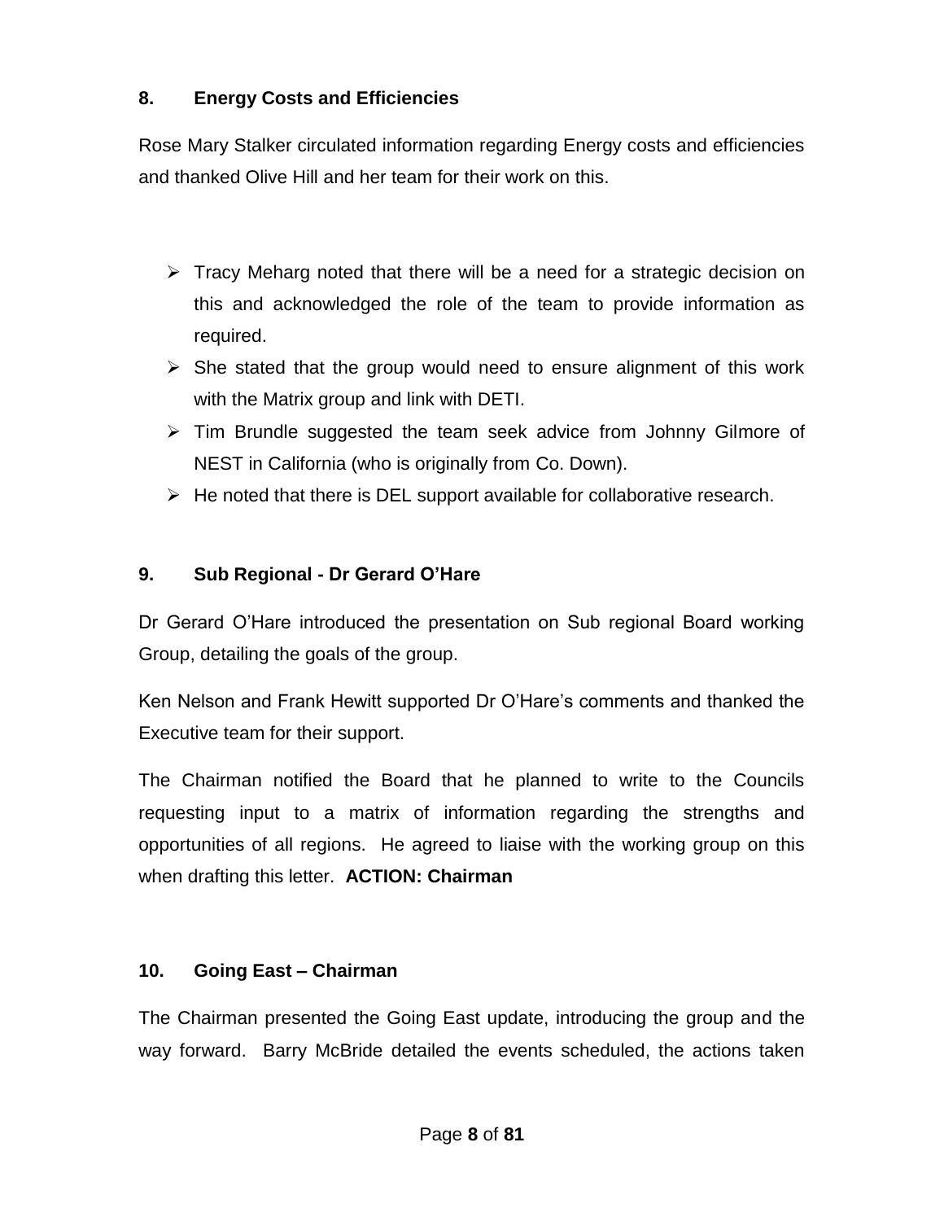## 8. Energy Costs and Efficiencies

Rose Mary Stalker circulated information regarding Energy costs and efficiencies and thanked Olive Hill and her team for their work on this.

- Tracy Meharg noted that there will be a need for a strategic decision on this and acknowledged the role of the team to provide information as required.
- She stated that the group would need to ensure alignment of this work with the Matrix group and link with DETI.
- Tim Brundle suggested the team seek advice from Johnny Gilmore of NEST in California (who is originally from Co. Down).
- He noted that there is DEL support available for collaborative research.

## 9. Sub Regional - Dr Gerard O'Hare

Dr Gerard O'Hare introduced the presentation on Sub regional Board working Group, detailing the goals of the group.

Ken Nelson and Frank Hewitt supported Dr O'Hare's comments and thanked the Executive team for their support.

The Chairman notified the Board that he planned to write to the Councils requesting input to a matrix of information regarding the strengths and opportunities of all regions. He agreed to liaise with the working group on this when drafting this letter. **ACTION: Chairman**

## 10. Going East – Chairman

The Chairman presented the Going East update, introducing the group and the way forward. Barry McBride detailed the events scheduled, the actions taken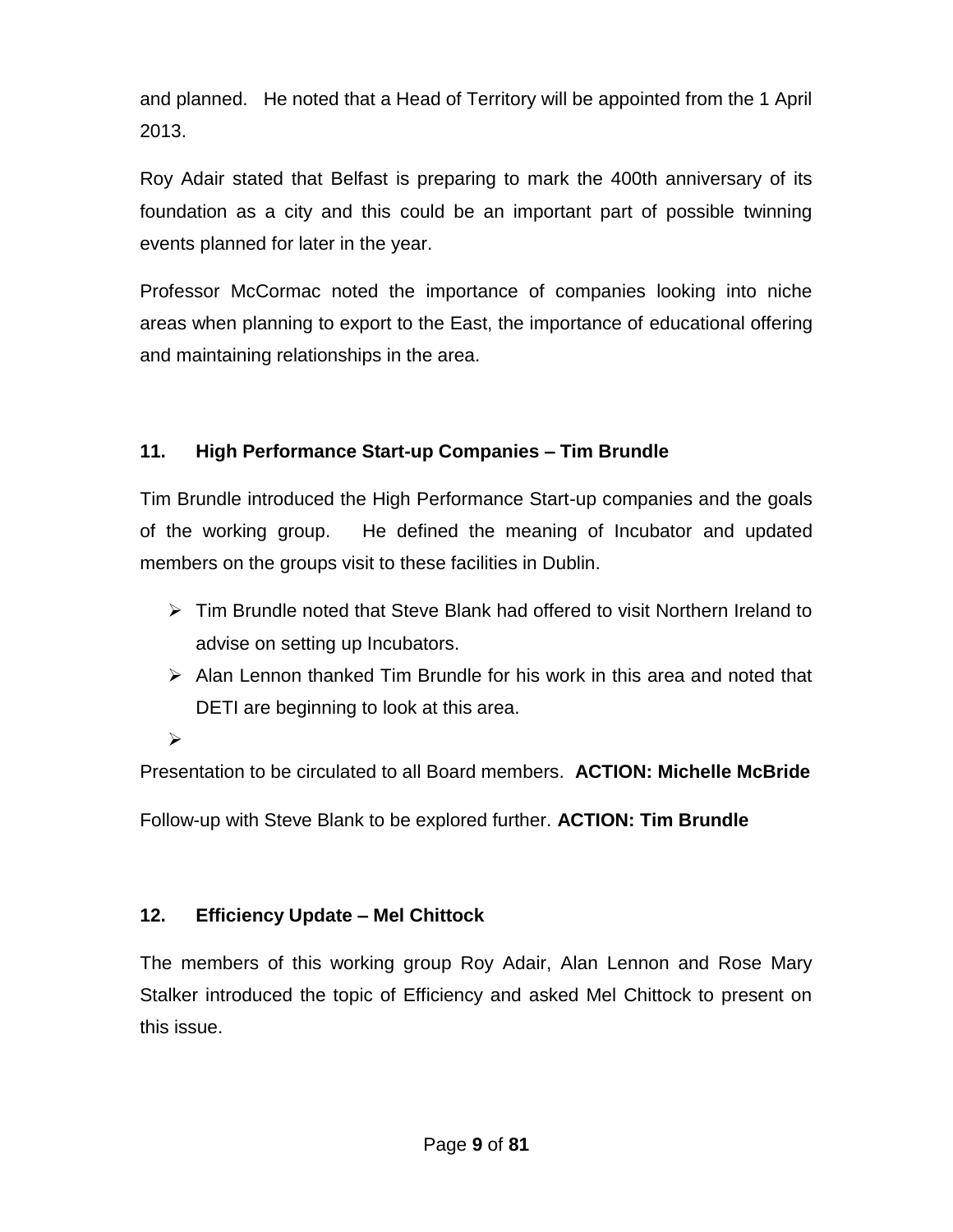and planned. He noted that a Head of Territory will be appointed from the 1 April 2013.

Roy Adair stated that Belfast is preparing to mark the 400th anniversary of its foundation as a city and this could be an important part of possible twinning events planned for later in the year.

Professor McCormac noted the importance of companies looking into niche areas when planning to export to the East, the importance of educational offering and maintaining relationships in the area.

## 11. High Performance Start-up Companies – Tim Brundle

Tim Brundle introduced the High Performance Start-up companies and the goals of the working group. He defined the meaning of Incubator and updated members on the groups visit to these facilities in Dublin.

- Tim Brundle noted that Steve Blank had offered to visit Northern Ireland to advise on setting up Incubators.
- Alan Lennon thanked Tim Brundle for his work in this area and noted that DETI are beginning to look at this area.

Presentation to be circulated to all Board members. **ACTION: Michelle McBride**

Follow-up with Steve Blank to be explored further. **ACTION: Tim Brundle**

## 12. Efficiency Update – Mel Chittock

The members of this working group Roy Adair, Alan Lennon and Rose Mary Stalker introduced the topic of Efficiency and asked Mel Chittock to present on this issue.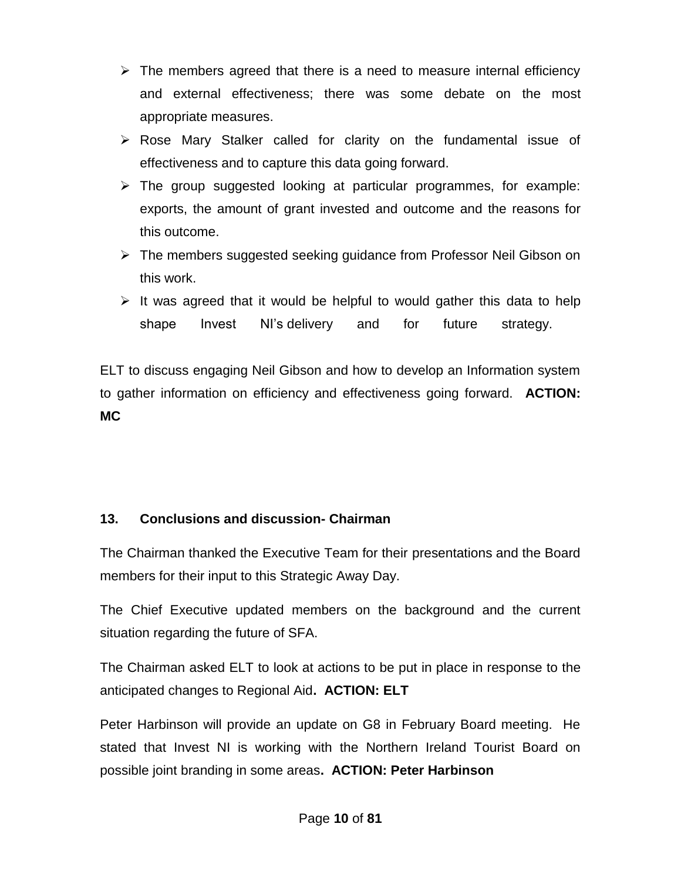- The members agreed that there is a need to measure internal efficiency and external effectiveness; there was some debate on the most appropriate measures.
- Rose Mary Stalker called for clarity on the fundamental issue of effectiveness and to capture this data going forward.
- The group suggested looking at particular programmes, for example: exports, the amount of grant invested and outcome and the reasons for this outcome.
- The members suggested seeking guidance from Professor Neil Gibson on this work.
- It was agreed that it would be helpful to would gather this data to help shape Invest NI's delivery and for future strategy.

ELT to discuss engaging Neil Gibson and how to develop an Information system to gather information on efficiency and effectiveness going forward. **ACTION: MC**

### 13. Conclusions and discussion- Chairman

The Chairman thanked the Executive Team for their presentations and the Board members for their input to this Strategic Away Day.

The Chief Executive updated members on the background and the current situation regarding the future of SFA.

The Chairman asked ELT to look at actions to be put in place in response to the anticipated changes to Regional Aid**. ACTION: ELT**

Peter Harbinson will provide an update on G8 in February Board meeting. He stated that Invest NI is working with the Northern Ireland Tourist Board on possible joint branding in some areas**. ACTION: Peter Harbinson**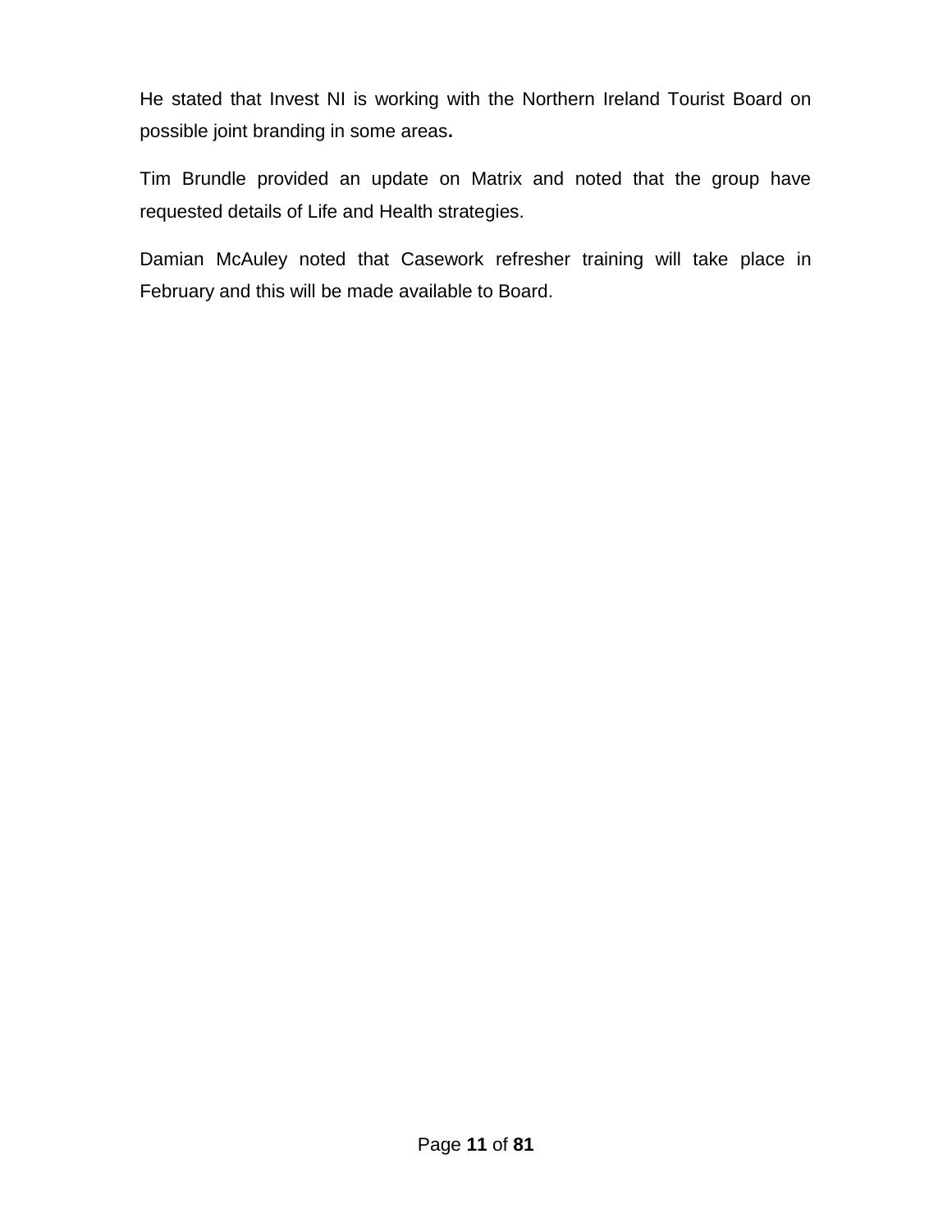He stated that Invest NI is working with the Northern Ireland Tourist Board on possible joint branding in some areas**.**

Tim Brundle provided an update on Matrix and noted that the group have requested details of Life and Health strategies.

Damian McAuley noted that Casework refresher training will take place in February and this will be made available to Board.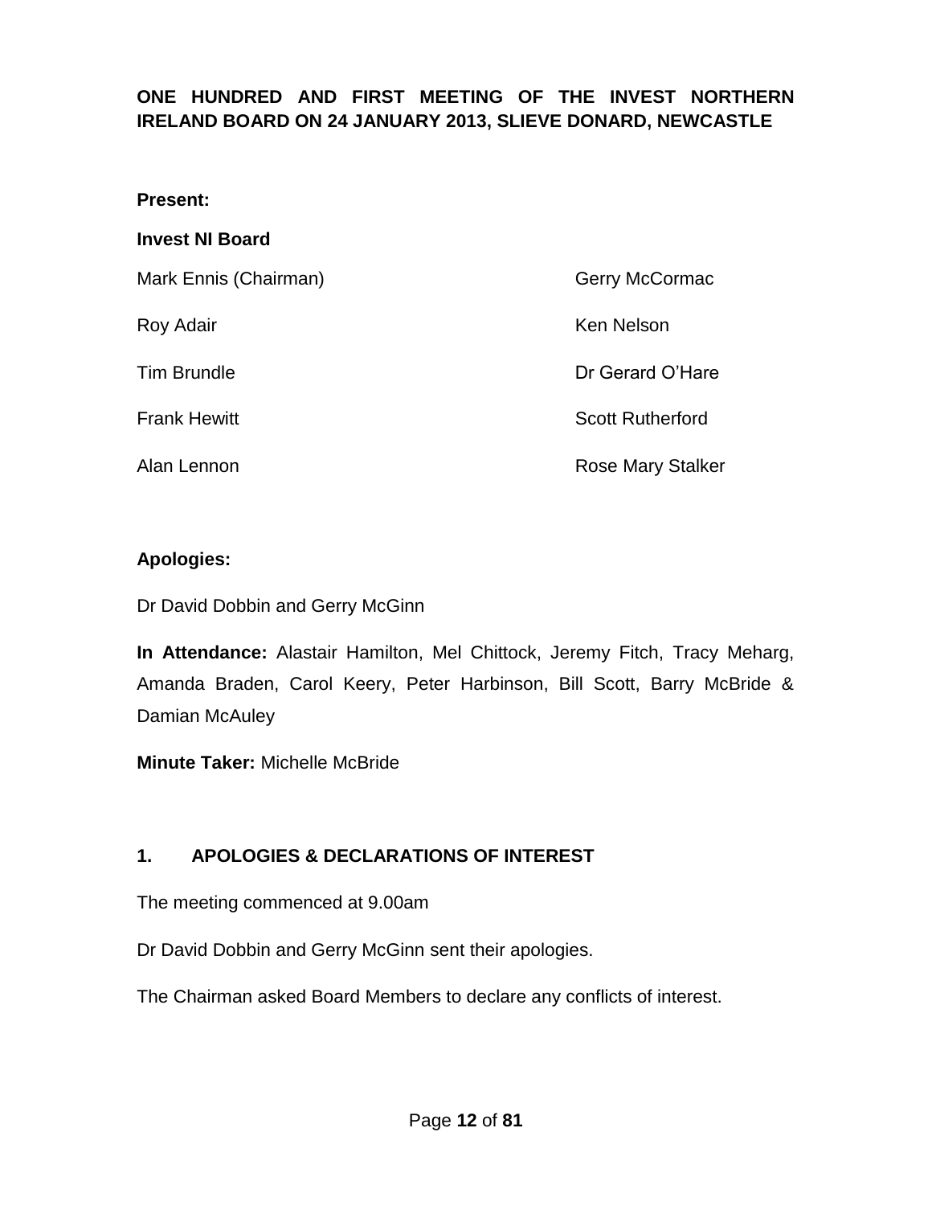**ONE HUNDRED AND FIRST MEETING OF THE INVEST NORTHERN IRELAND BOARD ON 24 JANUARY 2013, SLIEVE DONARD, NEWCASTLE**

**Present:**

**Invest NI Board**

| | |
|---|---|
| Mark Ennis (Chairman) | Gerry McCormac |
| Roy Adair | Ken Nelson |
| Tim Brundle | Dr Gerard O'Hare |
| Frank Hewitt | Scott Rutherford |
| Alan Lennon | Rose Mary Stalker |

**Apologies:**

Dr David Dobbin and Gerry McGinn

**In Attendance:** Alastair Hamilton, Mel Chittock, Jeremy Fitch, Tracy Meharg, Amanda Braden, Carol Keery, Peter Harbinson, Bill Scott, Barry McBride & Damian McAuley

**Minute Taker:** Michelle McBride

## 1. APOLOGIES & DECLARATIONS OF INTEREST

The meeting commenced at 9.00am

Dr David Dobbin and Gerry McGinn sent their apologies.

The Chairman asked Board Members to declare any conflicts of interest.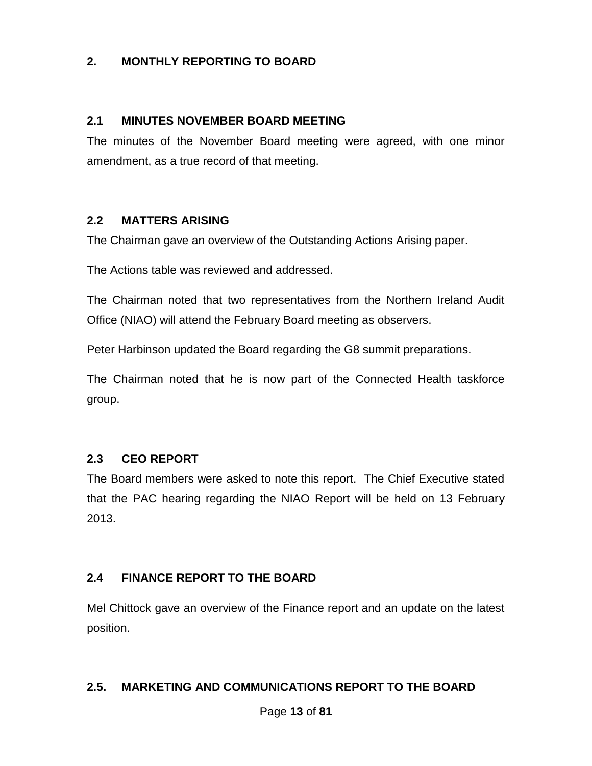## 2. MONTHLY REPORTING TO BOARD

### 2.1 MINUTES NOVEMBER BOARD MEETING

The minutes of the November Board meeting were agreed, with one minor amendment, as a true record of that meeting.

### 2.2 MATTERS ARISING

The Chairman gave an overview of the Outstanding Actions Arising paper.

The Actions table was reviewed and addressed.

The Chairman noted that two representatives from the Northern Ireland Audit Office (NIAO) will attend the February Board meeting as observers.

Peter Harbinson updated the Board regarding the G8 summit preparations.

The Chairman noted that he is now part of the Connected Health taskforce group.

### 2.3 CEO REPORT

The Board members were asked to note this report. The Chief Executive stated that the PAC hearing regarding the NIAO Report will be held on 13 February 2013.

### 2.4 FINANCE REPORT TO THE BOARD

Mel Chittock gave an overview of the Finance report and an update on the latest position.

### 2.5. MARKETING AND COMMUNICATIONS REPORT TO THE BOARD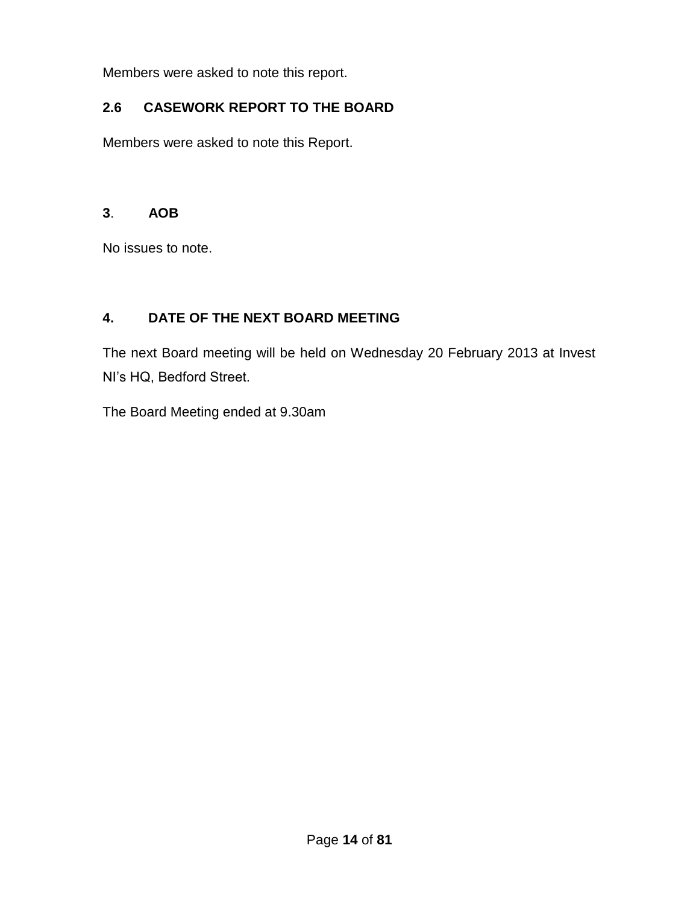Members were asked to note this report.

## 2.6 CASEWORK REPORT TO THE BOARD

Members were asked to note this Report.

## 3. AOB

No issues to note.

## 4. DATE OF THE NEXT BOARD MEETING

The next Board meeting will be held on Wednesday 20 February 2013 at Invest NI's HQ, Bedford Street.

The Board Meeting ended at 9.30am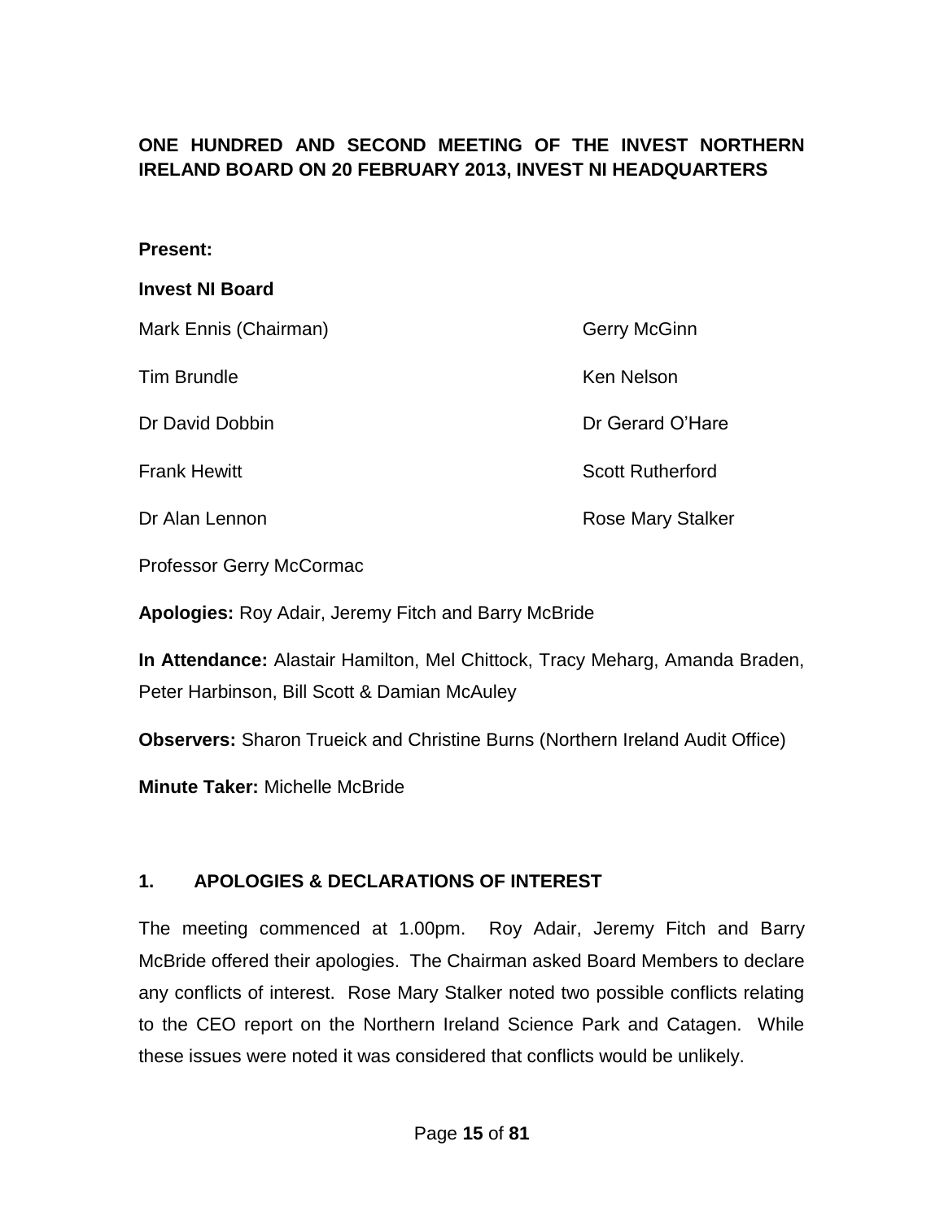# ONE HUNDRED AND SECOND MEETING OF THE INVEST NORTHERN IRELAND BOARD ON 20 FEBRUARY 2013, INVEST NI HEADQUARTERS

**Present:**

**Invest NI Board**

Mark Ennis (Chairman)

Tim Brundle

Dr David Dobbin

Frank Hewitt

Dr Alan Lennon

Professor Gerry McCormac

Gerry McGinn

Ken Nelson

Dr Gerard O'Hare

Scott Rutherford

Rose Mary Stalker

**Apologies:** Roy Adair, Jeremy Fitch and Barry McBride

**In Attendance:** Alastair Hamilton, Mel Chittock, Tracy Meharg, Amanda Braden, Peter Harbinson, Bill Scott & Damian McAuley

**Observers:** Sharon Trueick and Christine Burns (Northern Ireland Audit Office)

**Minute Taker:** Michelle McBride

## 1. APOLOGIES & DECLARATIONS OF INTEREST

The meeting commenced at 1.00pm. Roy Adair, Jeremy Fitch and Barry McBride offered their apologies. The Chairman asked Board Members to declare any conflicts of interest. Rose Mary Stalker noted two possible conflicts relating to the CEO report on the Northern Ireland Science Park and Catagen. While these issues were noted it was considered that conflicts would be unlikely.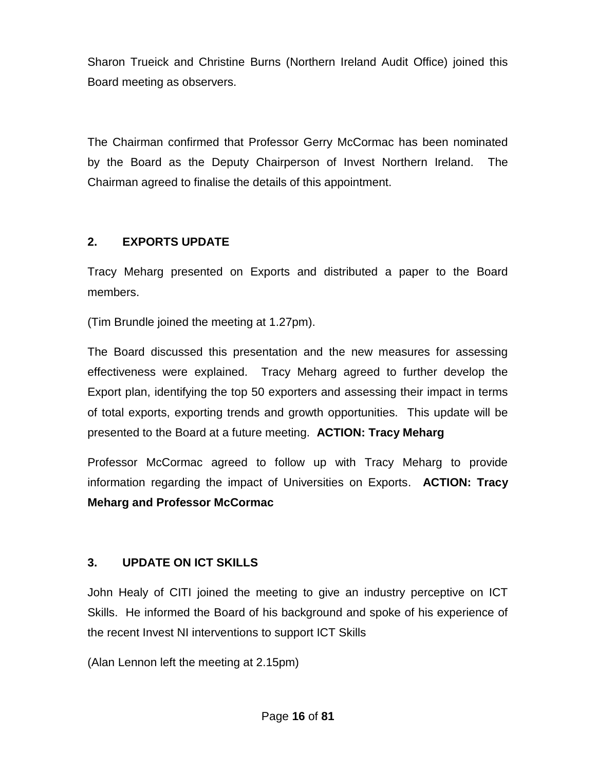Sharon Trueick and Christine Burns (Northern Ireland Audit Office) joined this Board meeting as observers.

The Chairman confirmed that Professor Gerry McCormac has been nominated by the Board as the Deputy Chairperson of Invest Northern Ireland. The Chairman agreed to finalise the details of this appointment.

## 2. EXPORTS UPDATE

Tracy Meharg presented on Exports and distributed a paper to the Board members.

(Tim Brundle joined the meeting at 1.27pm).

The Board discussed this presentation and the new measures for assessing effectiveness were explained. Tracy Meharg agreed to further develop the Export plan, identifying the top 50 exporters and assessing their impact in terms of total exports, exporting trends and growth opportunities. This update will be presented to the Board at a future meeting. **ACTION: Tracy Meharg**

Professor McCormac agreed to follow up with Tracy Meharg to provide information regarding the impact of Universities on Exports. **ACTION: Tracy Meharg and Professor McCormac**

## 3. UPDATE ON ICT SKILLS

John Healy of CITI joined the meeting to give an industry perceptive on ICT Skills. He informed the Board of his background and spoke of his experience of the recent Invest NI interventions to support ICT Skills

(Alan Lennon left the meeting at 2.15pm)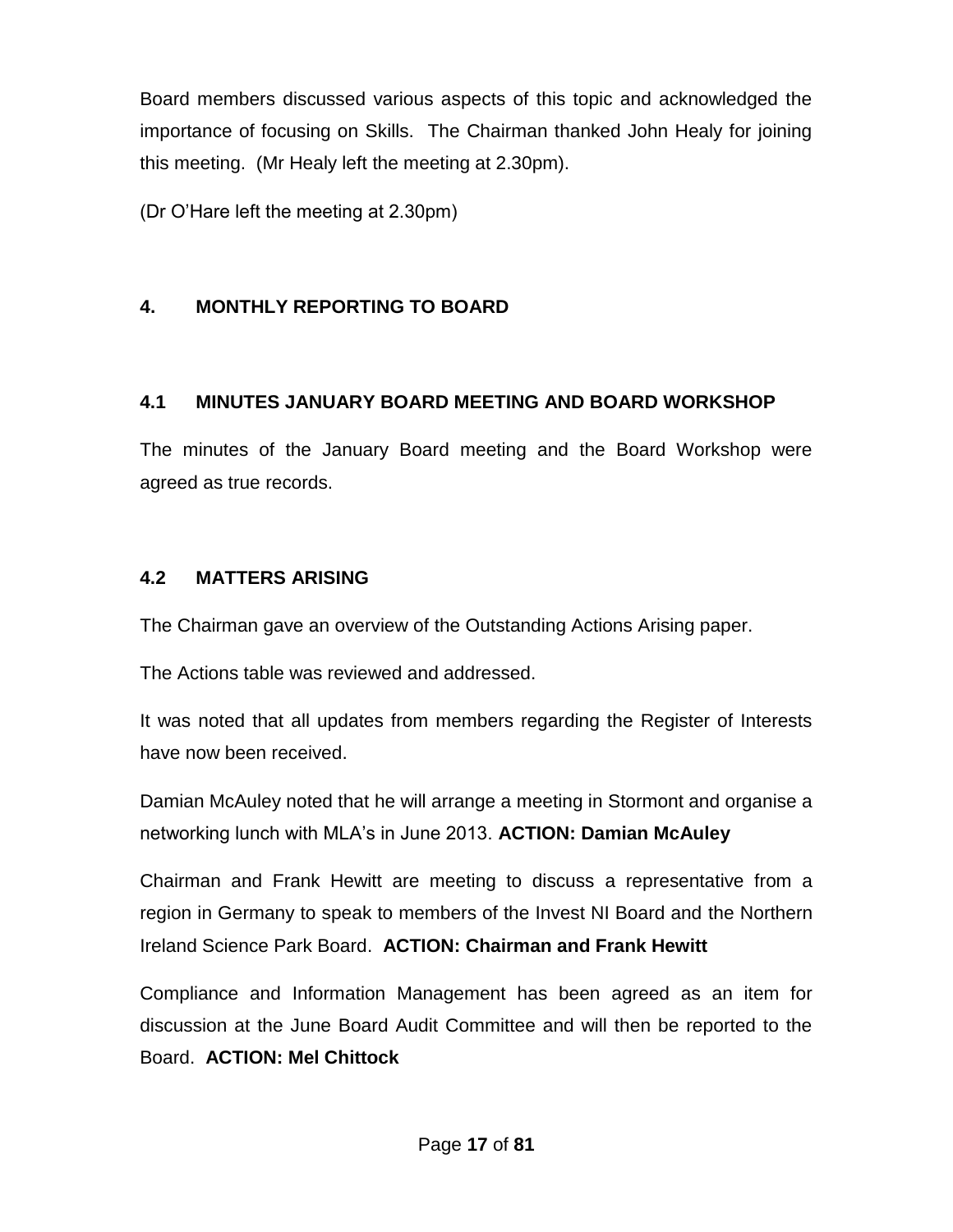Board members discussed various aspects of this topic and acknowledged the importance of focusing on Skills. The Chairman thanked John Healy for joining this meeting. (Mr Healy left the meeting at 2.30pm).

(Dr O'Hare left the meeting at 2.30pm)

## 4. MONTHLY REPORTING TO BOARD

### 4.1 MINUTES JANUARY BOARD MEETING AND BOARD WORKSHOP

The minutes of the January Board meeting and the Board Workshop were agreed as true records.

### 4.2 MATTERS ARISING

The Chairman gave an overview of the Outstanding Actions Arising paper.

The Actions table was reviewed and addressed.

It was noted that all updates from members regarding the Register of Interests have now been received.

Damian McAuley noted that he will arrange a meeting in Stormont and organise a networking lunch with MLA's in June 2013. **ACTION: Damian McAuley**

Chairman and Frank Hewitt are meeting to discuss a representative from a region in Germany to speak to members of the Invest NI Board and the Northern Ireland Science Park Board. **ACTION: Chairman and Frank Hewitt**

Compliance and Information Management has been agreed as an item for discussion at the June Board Audit Committee and will then be reported to the Board. **ACTION: Mel Chittock**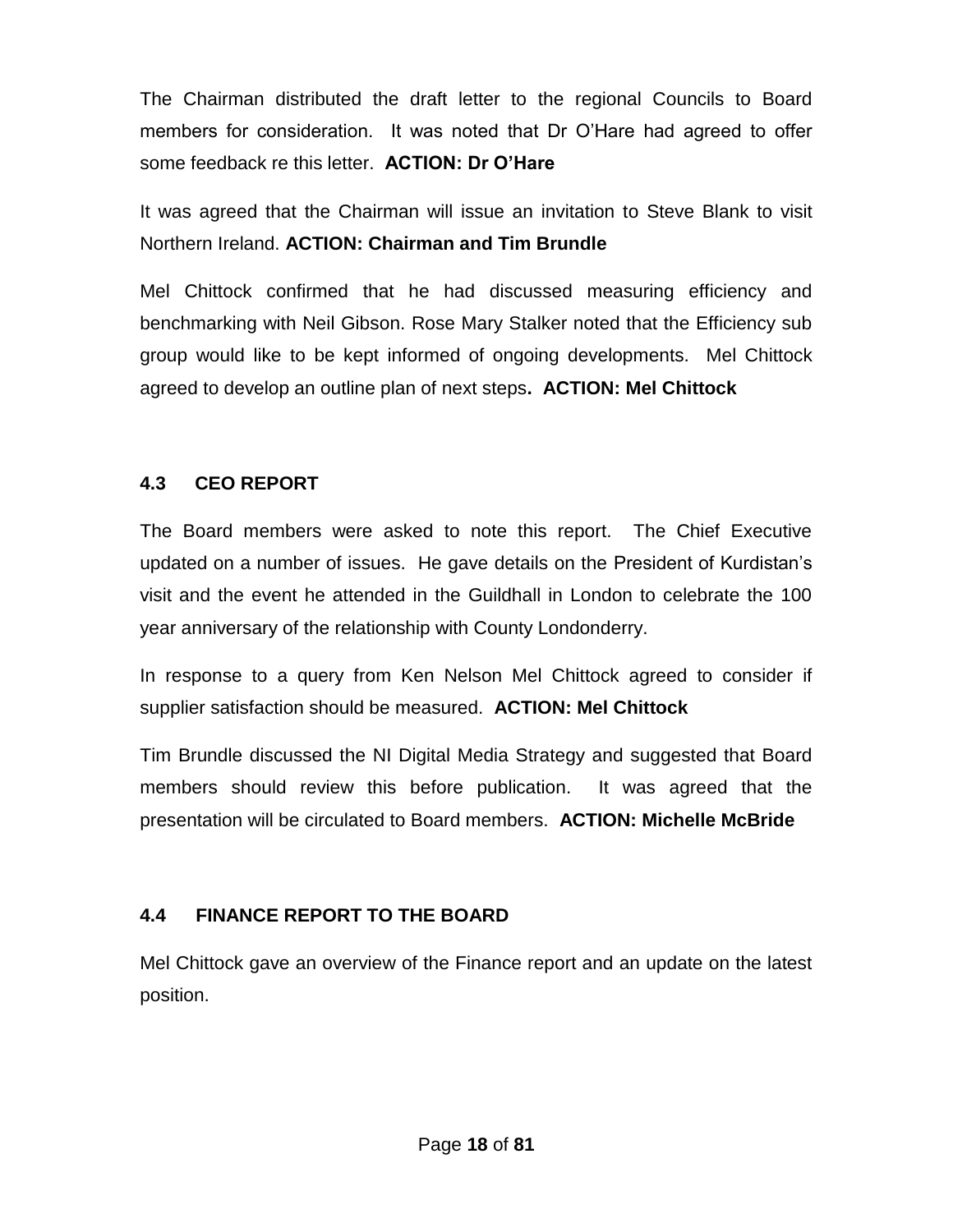The Chairman distributed the draft letter to the regional Councils to Board members for consideration. It was noted that Dr O'Hare had agreed to offer some feedback re this letter. **ACTION: Dr O'Hare**

It was agreed that the Chairman will issue an invitation to Steve Blank to visit Northern Ireland. **ACTION: Chairman and Tim Brundle**

Mel Chittock confirmed that he had discussed measuring efficiency and benchmarking with Neil Gibson. Rose Mary Stalker noted that the Efficiency sub group would like to be kept informed of ongoing developments. Mel Chittock agreed to develop an outline plan of next steps**. ACTION: Mel Chittock**

### 4.3 CEO REPORT

The Board members were asked to note this report. The Chief Executive updated on a number of issues. He gave details on the President of Kurdistan's visit and the event he attended in the Guildhall in London to celebrate the 100 year anniversary of the relationship with County Londonderry.

In response to a query from Ken Nelson Mel Chittock agreed to consider if supplier satisfaction should be measured. **ACTION: Mel Chittock**

Tim Brundle discussed the NI Digital Media Strategy and suggested that Board members should review this before publication. It was agreed that the presentation will be circulated to Board members. **ACTION: Michelle McBride**

### 4.4 FINANCE REPORT TO THE BOARD

Mel Chittock gave an overview of the Finance report and an update on the latest position.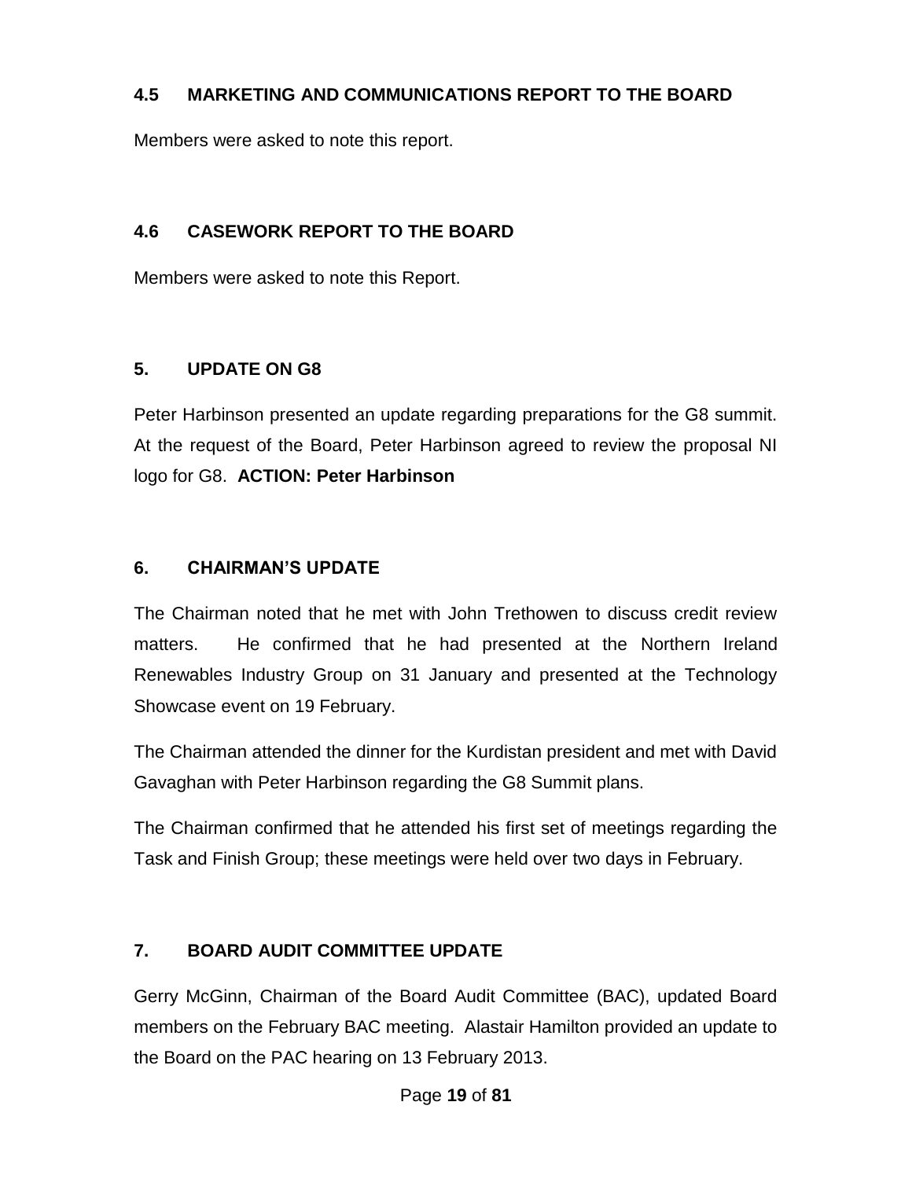### 4.5 MARKETING AND COMMUNICATIONS REPORT TO THE BOARD

Members were asked to note this report.

### 4.6 CASEWORK REPORT TO THE BOARD

Members were asked to note this Report.

## 5. UPDATE ON G8

Peter Harbinson presented an update regarding preparations for the G8 summit. At the request of the Board, Peter Harbinson agreed to review the proposal NI logo for G8. **ACTION: Peter Harbinson**

## 6. CHAIRMAN'S UPDATE

The Chairman noted that he met with John Trethowen to discuss credit review matters. He confirmed that he had presented at the Northern Ireland Renewables Industry Group on 31 January and presented at the Technology Showcase event on 19 February.

The Chairman attended the dinner for the Kurdistan president and met with David Gavaghan with Peter Harbinson regarding the G8 Summit plans.

The Chairman confirmed that he attended his first set of meetings regarding the Task and Finish Group; these meetings were held over two days in February.

## 7. BOARD AUDIT COMMITTEE UPDATE

Gerry McGinn, Chairman of the Board Audit Committee (BAC), updated Board members on the February BAC meeting. Alastair Hamilton provided an update to the Board on the PAC hearing on 13 February 2013.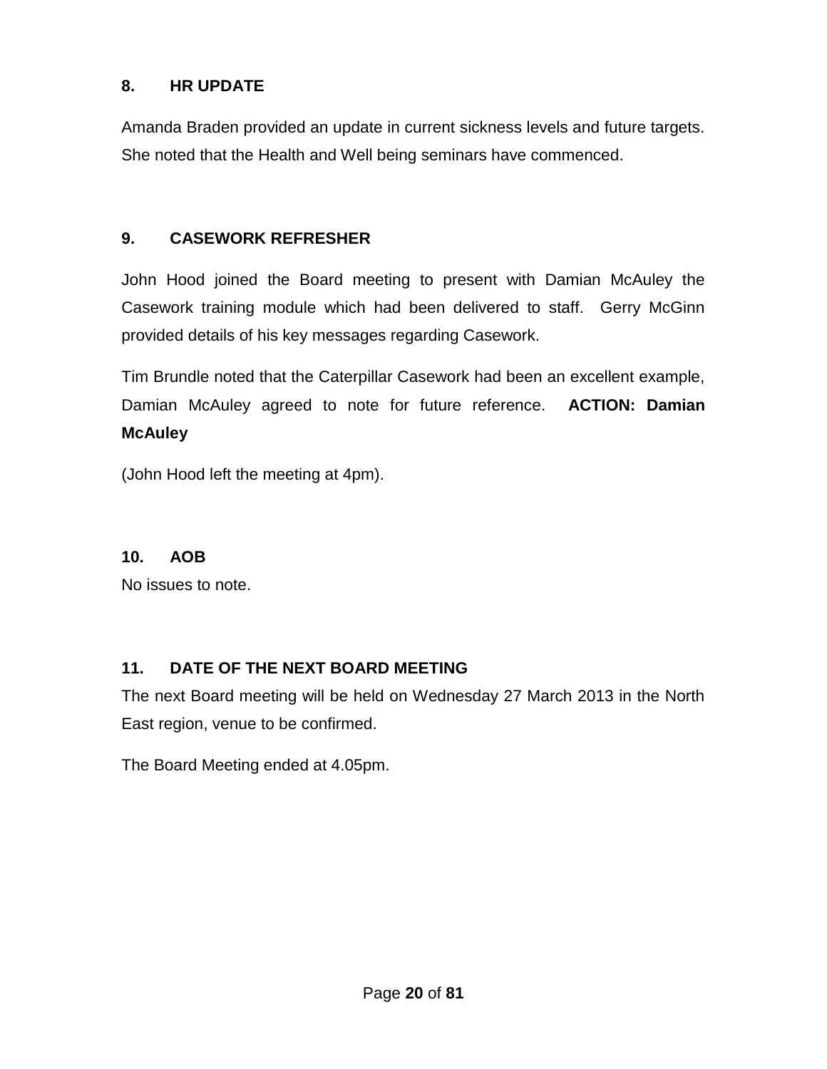## 8. HR UPDATE

Amanda Braden provided an update in current sickness levels and future targets. She noted that the Health and Well being seminars have commenced.

## 9. CASEWORK REFRESHER

John Hood joined the Board meeting to present with Damian McAuley the Casework training module which had been delivered to staff. Gerry McGinn provided details of his key messages regarding Casework.

Tim Brundle noted that the Caterpillar Casework had been an excellent example, Damian McAuley agreed to note for future reference. **ACTION: Damian McAuley**

(John Hood left the meeting at 4pm).

## 10. AOB

No issues to note.

## 11. DATE OF THE NEXT BOARD MEETING

The next Board meeting will be held on Wednesday 27 March 2013 in the North East region, venue to be confirmed.

The Board Meeting ended at 4.05pm.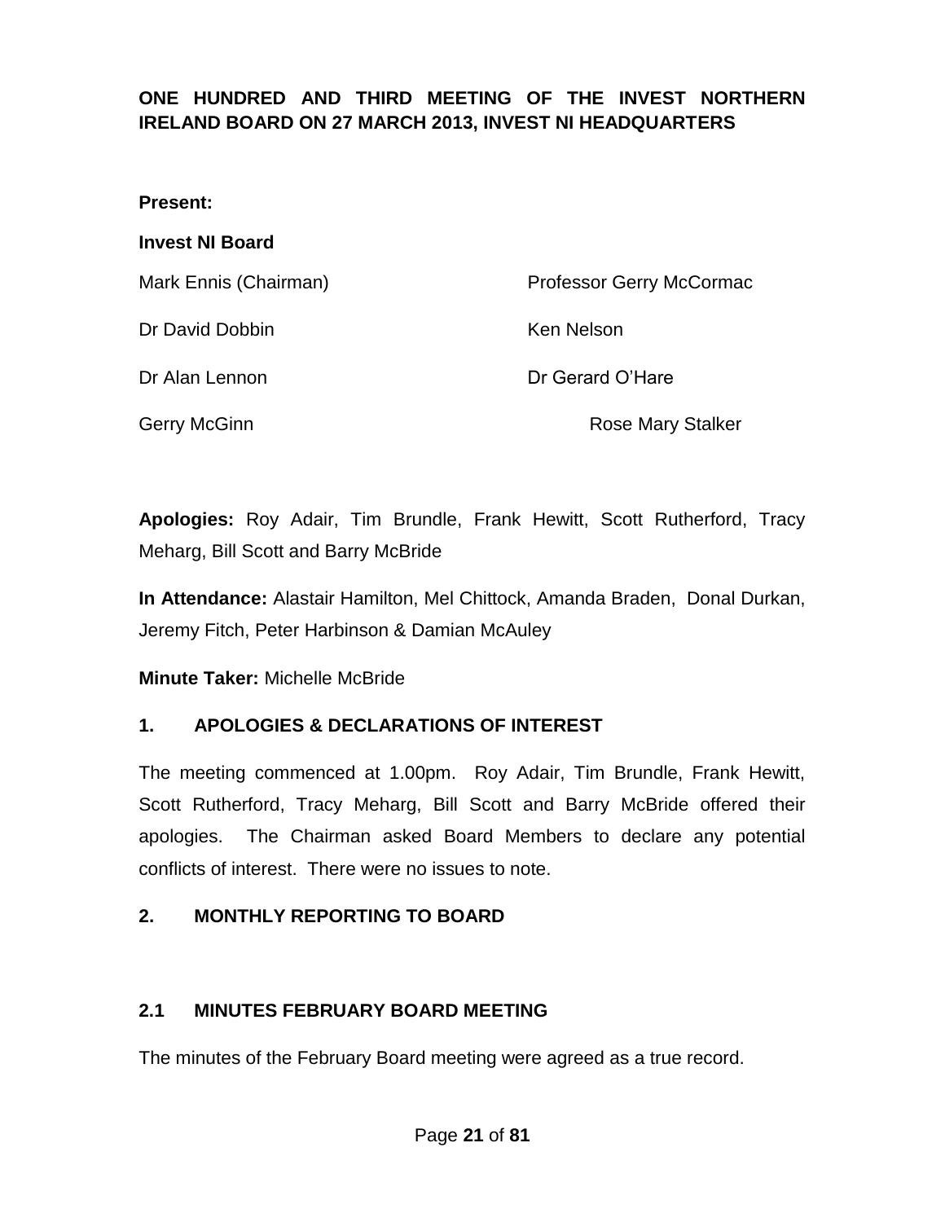**ONE HUNDRED AND THIRD MEETING OF THE INVEST NORTHERN IRELAND BOARD ON 27 MARCH 2013, INVEST NI HEADQUARTERS**

**Present:**

**Invest NI Board**

| | |
|---|---|
| Mark Ennis (Chairman) | Professor Gerry McCormac |
| Dr David Dobbin | Ken Nelson |
| Dr Alan Lennon | Dr Gerard O'Hare |
| Gerry McGinn | Rose Mary Stalker |

**Apologies:** Roy Adair, Tim Brundle, Frank Hewitt, Scott Rutherford, Tracy Meharg, Bill Scott and Barry McBride

**In Attendance:** Alastair Hamilton, Mel Chittock, Amanda Braden, Donal Durkan, Jeremy Fitch, Peter Harbinson & Damian McAuley

**Minute Taker:** Michelle McBride

## 1. APOLOGIES & DECLARATIONS OF INTEREST

The meeting commenced at 1.00pm. Roy Adair, Tim Brundle, Frank Hewitt, Scott Rutherford, Tracy Meharg, Bill Scott and Barry McBride offered their apologies. The Chairman asked Board Members to declare any potential conflicts of interest. There were no issues to note.

## 2. MONTHLY REPORTING TO BOARD

### 2.1 MINUTES FEBRUARY BOARD MEETING

The minutes of the February Board meeting were agreed as a true record.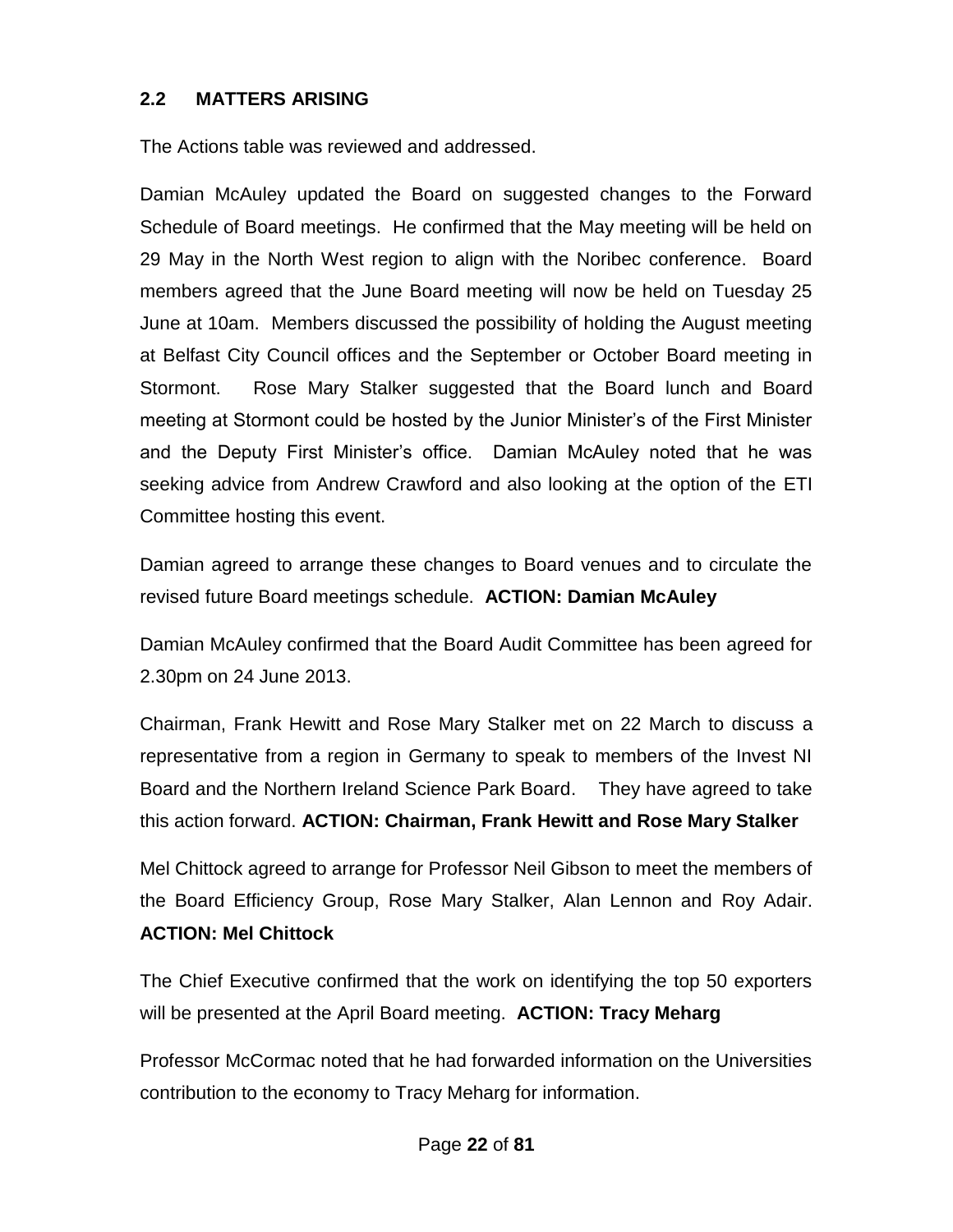## 2.2 MATTERS ARISING

The Actions table was reviewed and addressed.

Damian McAuley updated the Board on suggested changes to the Forward Schedule of Board meetings. He confirmed that the May meeting will be held on 29 May in the North West region to align with the Noribec conference. Board members agreed that the June Board meeting will now be held on Tuesday 25 June at 10am. Members discussed the possibility of holding the August meeting at Belfast City Council offices and the September or October Board meeting in Stormont. Rose Mary Stalker suggested that the Board lunch and Board meeting at Stormont could be hosted by the Junior Minister's of the First Minister and the Deputy First Minister's office. Damian McAuley noted that he was seeking advice from Andrew Crawford and also looking at the option of the ETI Committee hosting this event.

Damian agreed to arrange these changes to Board venues and to circulate the revised future Board meetings schedule. **ACTION: Damian McAuley**

Damian McAuley confirmed that the Board Audit Committee has been agreed for 2.30pm on 24 June 2013.

Chairman, Frank Hewitt and Rose Mary Stalker met on 22 March to discuss a representative from a region in Germany to speak to members of the Invest NI Board and the Northern Ireland Science Park Board. They have agreed to take this action forward. **ACTION: Chairman, Frank Hewitt and Rose Mary Stalker**

Mel Chittock agreed to arrange for Professor Neil Gibson to meet the members of the Board Efficiency Group, Rose Mary Stalker, Alan Lennon and Roy Adair. **ACTION: Mel Chittock**

The Chief Executive confirmed that the work on identifying the top 50 exporters will be presented at the April Board meeting. **ACTION: Tracy Meharg**

Professor McCormac noted that he had forwarded information on the Universities contribution to the economy to Tracy Meharg for information.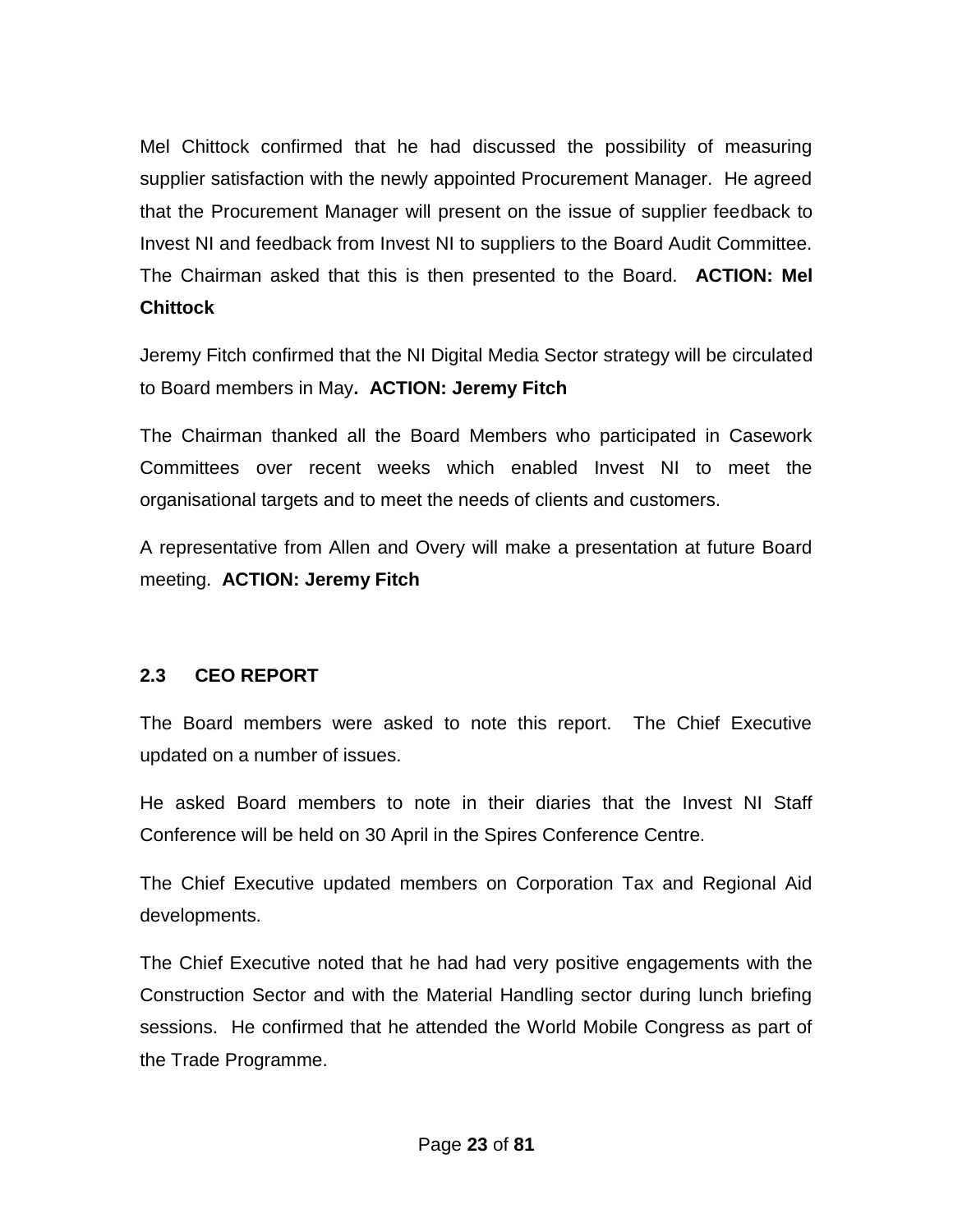Mel Chittock confirmed that he had discussed the possibility of measuring supplier satisfaction with the newly appointed Procurement Manager. He agreed that the Procurement Manager will present on the issue of supplier feedback to Invest NI and feedback from Invest NI to suppliers to the Board Audit Committee. The Chairman asked that this is then presented to the Board. **ACTION: Mel Chittock**

Jeremy Fitch confirmed that the NI Digital Media Sector strategy will be circulated to Board members in May**. ACTION: Jeremy Fitch**

The Chairman thanked all the Board Members who participated in Casework Committees over recent weeks which enabled Invest NI to meet the organisational targets and to meet the needs of clients and customers.

A representative from Allen and Overy will make a presentation at future Board meeting. **ACTION: Jeremy Fitch**

### 2.3 CEO REPORT

The Board members were asked to note this report. The Chief Executive updated on a number of issues.

He asked Board members to note in their diaries that the Invest NI Staff Conference will be held on 30 April in the Spires Conference Centre.

The Chief Executive updated members on Corporation Tax and Regional Aid developments.

The Chief Executive noted that he had had very positive engagements with the Construction Sector and with the Material Handling sector during lunch briefing sessions. He confirmed that he attended the World Mobile Congress as part of the Trade Programme.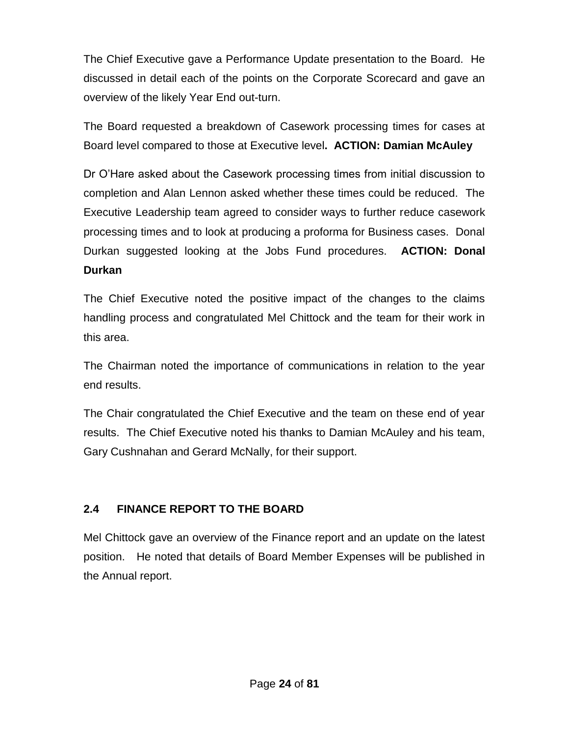The Chief Executive gave a Performance Update presentation to the Board. He discussed in detail each of the points on the Corporate Scorecard and gave an overview of the likely Year End out-turn.

The Board requested a breakdown of Casework processing times for cases at Board level compared to those at Executive level**. ACTION: Damian McAuley**

Dr O'Hare asked about the Casework processing times from initial discussion to completion and Alan Lennon asked whether these times could be reduced. The Executive Leadership team agreed to consider ways to further reduce casework processing times and to look at producing a proforma for Business cases. Donal Durkan suggested looking at the Jobs Fund procedures. **ACTION: Donal Durkan**

The Chief Executive noted the positive impact of the changes to the claims handling process and congratulated Mel Chittock and the team for their work in this area.

The Chairman noted the importance of communications in relation to the year end results.

The Chair congratulated the Chief Executive and the team on these end of year results. The Chief Executive noted his thanks to Damian McAuley and his team, Gary Cushnahan and Gerard McNally, for their support.

## 2.4 FINANCE REPORT TO THE BOARD

Mel Chittock gave an overview of the Finance report and an update on the latest position. He noted that details of Board Member Expenses will be published in the Annual report.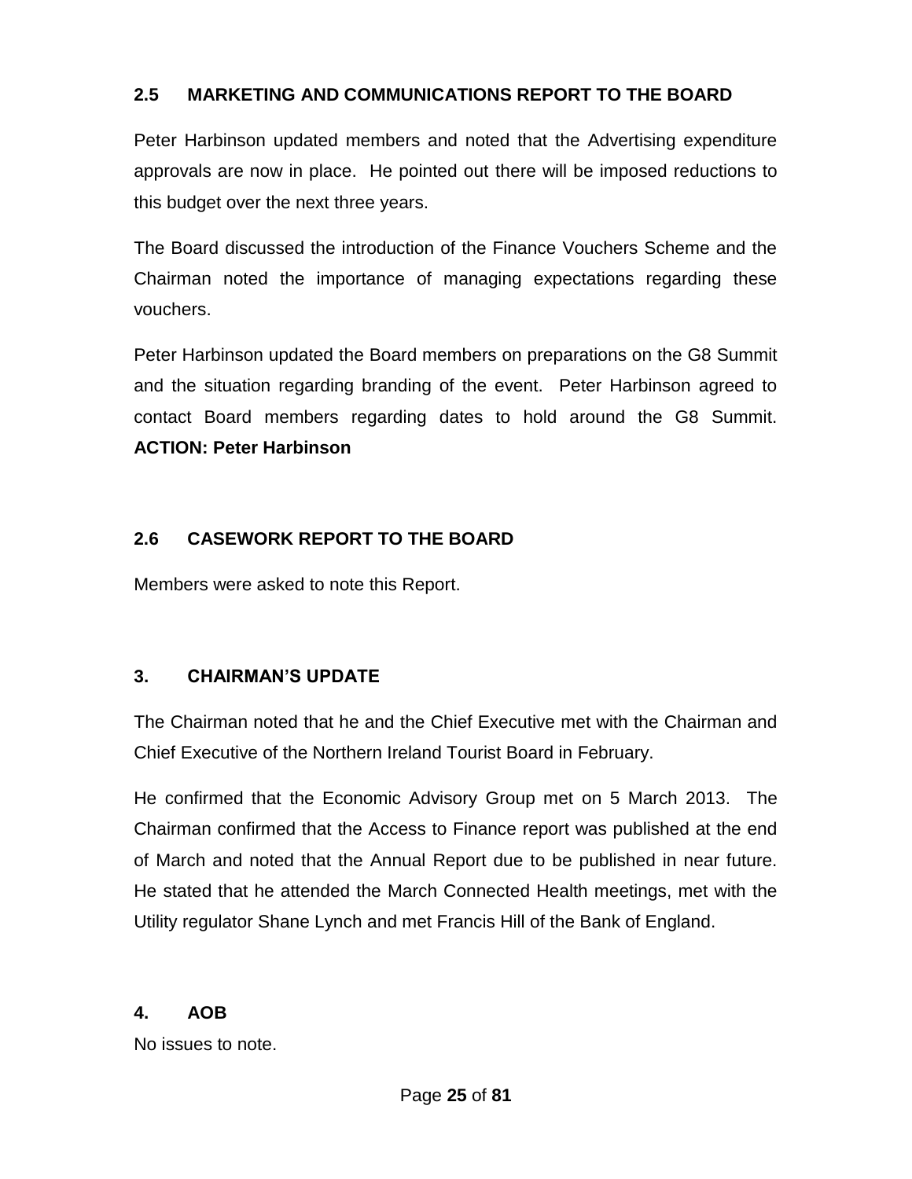### 2.5 MARKETING AND COMMUNICATIONS REPORT TO THE BOARD

Peter Harbinson updated members and noted that the Advertising expenditure approvals are now in place. He pointed out there will be imposed reductions to this budget over the next three years.

The Board discussed the introduction of the Finance Vouchers Scheme and the Chairman noted the importance of managing expectations regarding these vouchers.

Peter Harbinson updated the Board members on preparations on the G8 Summit and the situation regarding branding of the event. Peter Harbinson agreed to contact Board members regarding dates to hold around the G8 Summit. **ACTION: Peter Harbinson**

### 2.6 CASEWORK REPORT TO THE BOARD

Members were asked to note this Report.

## 3. CHAIRMAN'S UPDATE

The Chairman noted that he and the Chief Executive met with the Chairman and Chief Executive of the Northern Ireland Tourist Board in February.

He confirmed that the Economic Advisory Group met on 5 March 2013. The Chairman confirmed that the Access to Finance report was published at the end of March and noted that the Annual Report due to be published in near future. He stated that he attended the March Connected Health meetings, met with the Utility regulator Shane Lynch and met Francis Hill of the Bank of England.

## 4. AOB

No issues to note.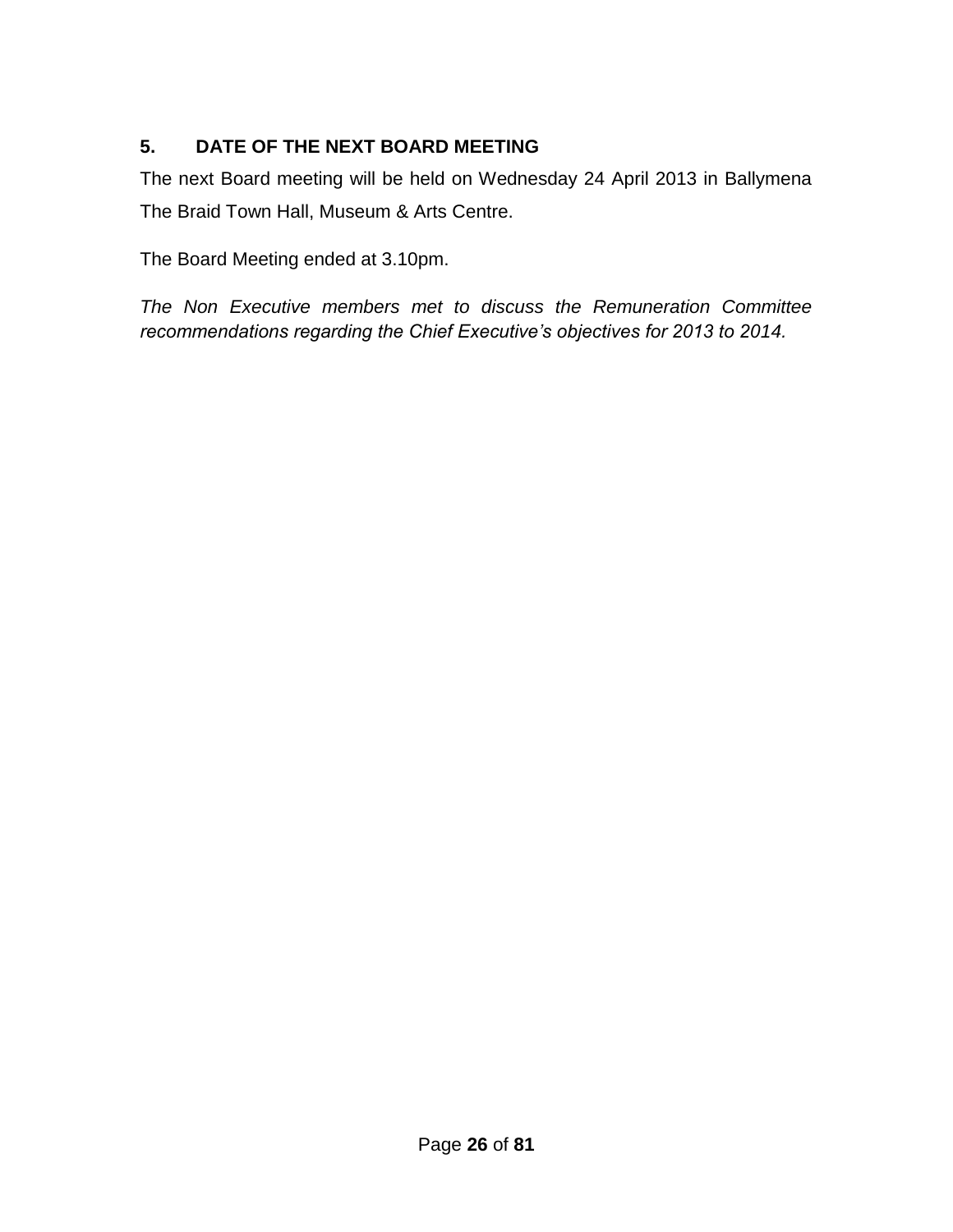## 5. DATE OF THE NEXT BOARD MEETING

The next Board meeting will be held on Wednesday 24 April 2013 in Ballymena The Braid Town Hall, Museum & Arts Centre.

The Board Meeting ended at 3.10pm.

*The Non Executive members met to discuss the Remuneration Committee recommendations regarding the Chief Executive's objectives for 2013 to 2014.*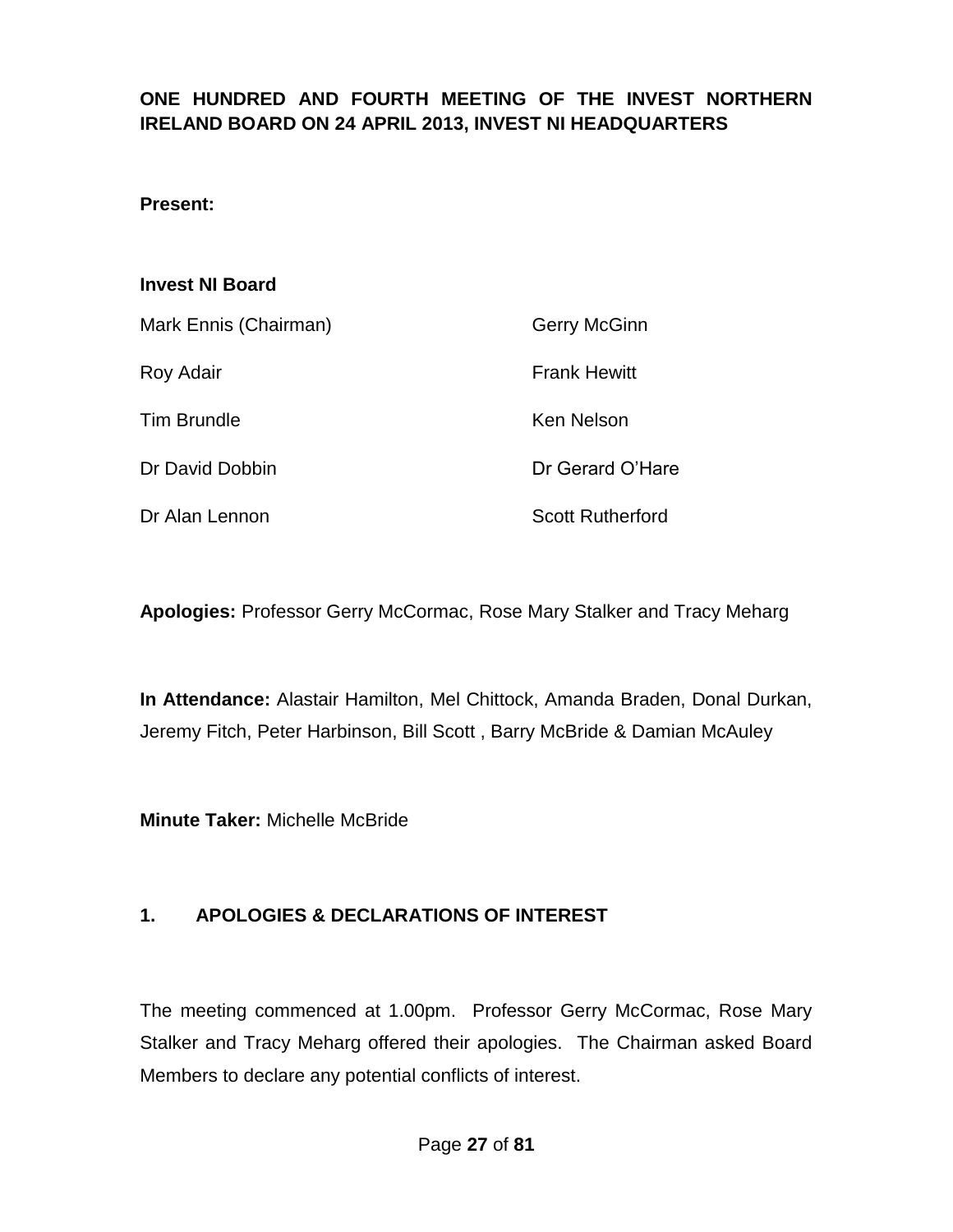**ONE HUNDRED AND FOURTH MEETING OF THE INVEST NORTHERN IRELAND BOARD ON 24 APRIL 2013, INVEST NI HEADQUARTERS**

**Present:**

**Invest NI Board**

| | |
|---|---|
| Mark Ennis (Chairman) | Gerry McGinn |
| Roy Adair | Frank Hewitt |
| Tim Brundle | Ken Nelson |
| Dr David Dobbin | Dr Gerard O'Hare |
| Dr Alan Lennon | Scott Rutherford |

**Apologies:** Professor Gerry McCormac, Rose Mary Stalker and Tracy Meharg

**In Attendance:** Alastair Hamilton, Mel Chittock, Amanda Braden, Donal Durkan, Jeremy Fitch, Peter Harbinson, Bill Scott , Barry McBride & Damian McAuley

**Minute Taker:** Michelle McBride

## 1. APOLOGIES & DECLARATIONS OF INTEREST

The meeting commenced at 1.00pm. Professor Gerry McCormac, Rose Mary Stalker and Tracy Meharg offered their apologies. The Chairman asked Board Members to declare any potential conflicts of interest.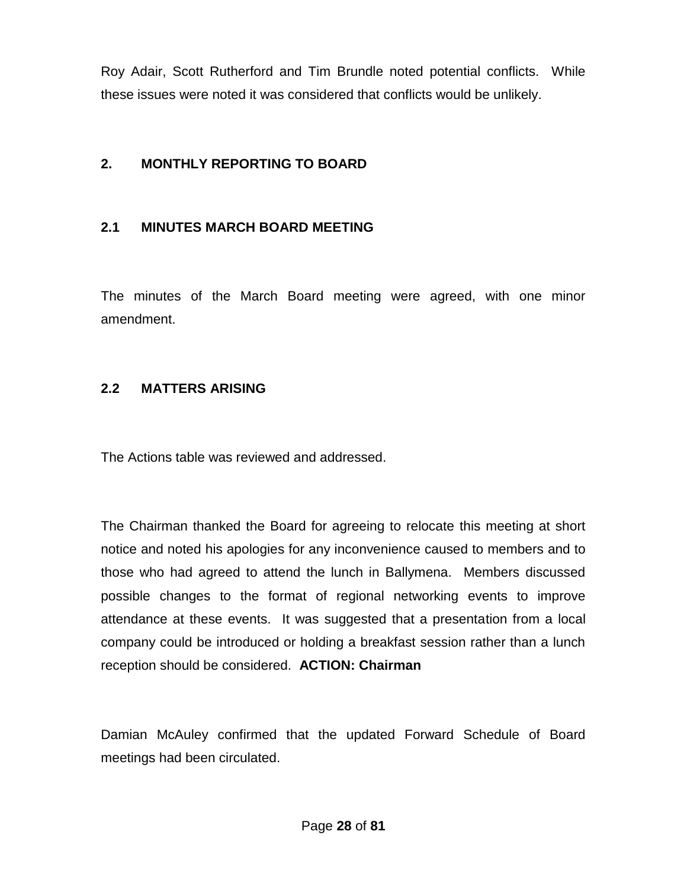Roy Adair, Scott Rutherford and Tim Brundle noted potential conflicts. While these issues were noted it was considered that conflicts would be unlikely.

## 2. MONTHLY REPORTING TO BOARD

### 2.1 MINUTES MARCH BOARD MEETING

The minutes of the March Board meeting were agreed, with one minor amendment.

### 2.2 MATTERS ARISING

The Actions table was reviewed and addressed.

The Chairman thanked the Board for agreeing to relocate this meeting at short notice and noted his apologies for any inconvenience caused to members and to those who had agreed to attend the lunch in Ballymena. Members discussed possible changes to the format of regional networking events to improve attendance at these events. It was suggested that a presentation from a local company could be introduced or holding a breakfast session rather than a lunch reception should be considered. **ACTION: Chairman**

Damian McAuley confirmed that the updated Forward Schedule of Board meetings had been circulated.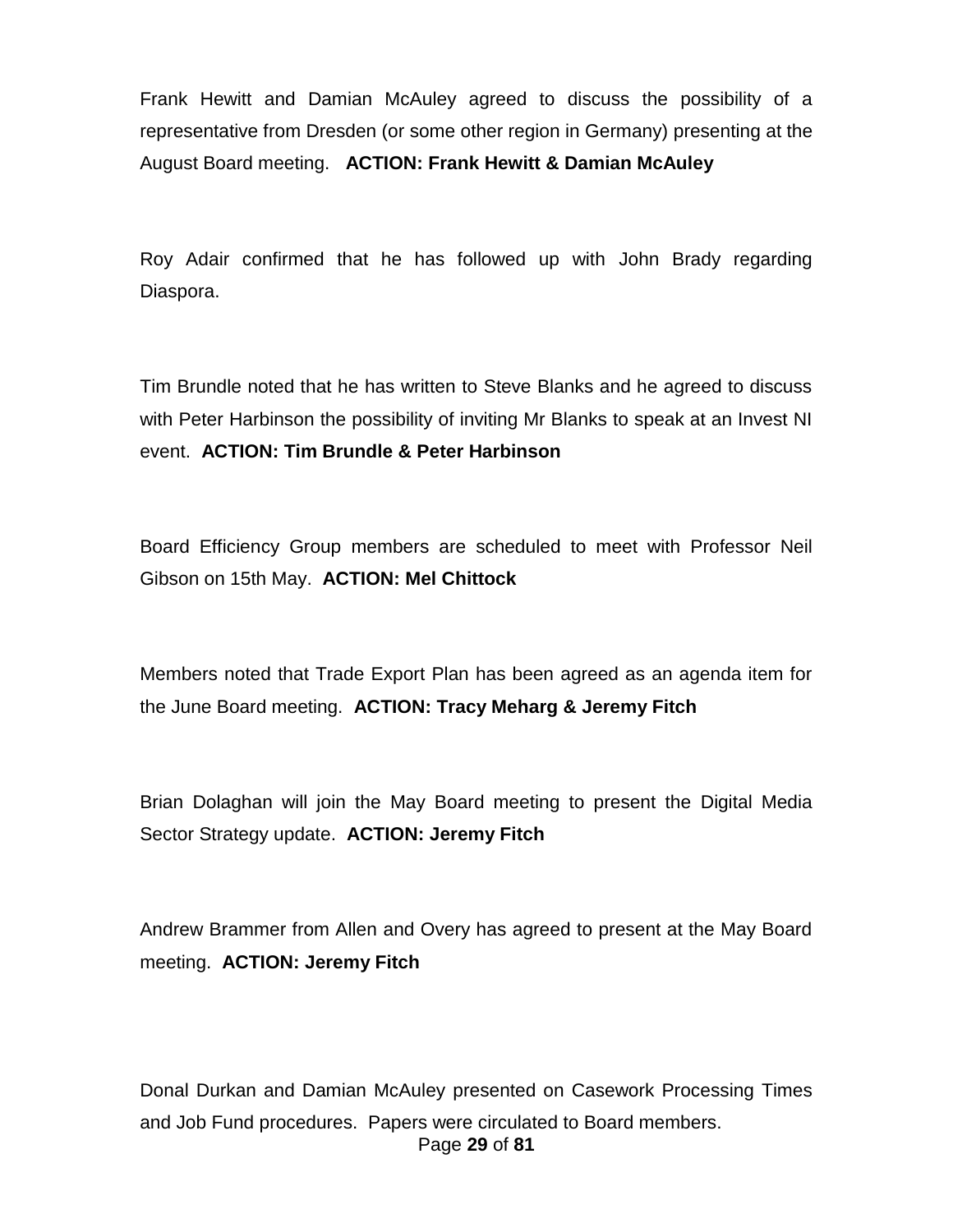Frank Hewitt and Damian McAuley agreed to discuss the possibility of a representative from Dresden (or some other region in Germany) presenting at the August Board meeting. **ACTION: Frank Hewitt & Damian McAuley**

Roy Adair confirmed that he has followed up with John Brady regarding Diaspora.

Tim Brundle noted that he has written to Steve Blanks and he agreed to discuss with Peter Harbinson the possibility of inviting Mr Blanks to speak at an Invest NI event. **ACTION: Tim Brundle & Peter Harbinson**

Board Efficiency Group members are scheduled to meet with Professor Neil Gibson on 15th May. **ACTION: Mel Chittock**

Members noted that Trade Export Plan has been agreed as an agenda item for the June Board meeting. **ACTION: Tracy Meharg & Jeremy Fitch**

Brian Dolaghan will join the May Board meeting to present the Digital Media Sector Strategy update. **ACTION: Jeremy Fitch**

Andrew Brammer from Allen and Overy has agreed to present at the May Board meeting. **ACTION: Jeremy Fitch**

Donal Durkan and Damian McAuley presented on Casework Processing Times and Job Fund procedures. Papers were circulated to Board members.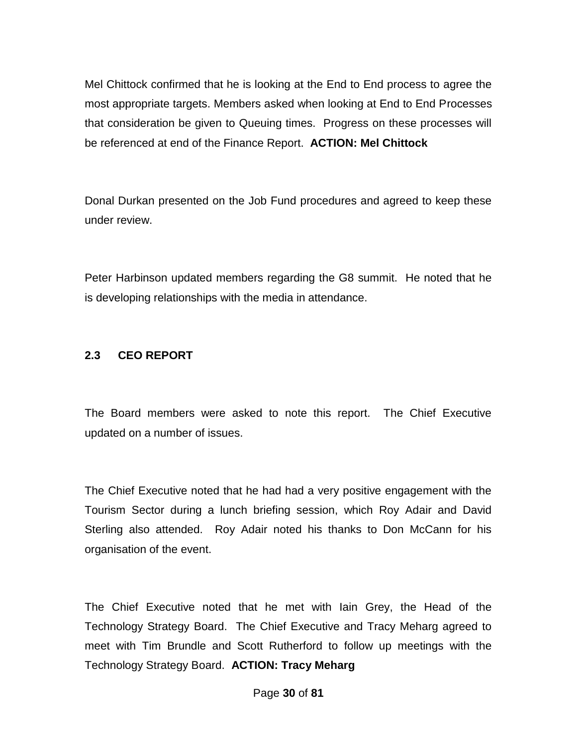Mel Chittock confirmed that he is looking at the End to End process to agree the most appropriate targets. Members asked when looking at End to End Processes that consideration be given to Queuing times. Progress on these processes will be referenced at end of the Finance Report. **ACTION: Mel Chittock**

Donal Durkan presented on the Job Fund procedures and agreed to keep these under review.

Peter Harbinson updated members regarding the G8 summit. He noted that he is developing relationships with the media in attendance.

### 2.3 CEO REPORT

The Board members were asked to note this report. The Chief Executive updated on a number of issues.

The Chief Executive noted that he had had a very positive engagement with the Tourism Sector during a lunch briefing session, which Roy Adair and David Sterling also attended. Roy Adair noted his thanks to Don McCann for his organisation of the event.

The Chief Executive noted that he met with Iain Grey, the Head of the Technology Strategy Board. The Chief Executive and Tracy Meharg agreed to meet with Tim Brundle and Scott Rutherford to follow up meetings with the Technology Strategy Board. **ACTION: Tracy Meharg**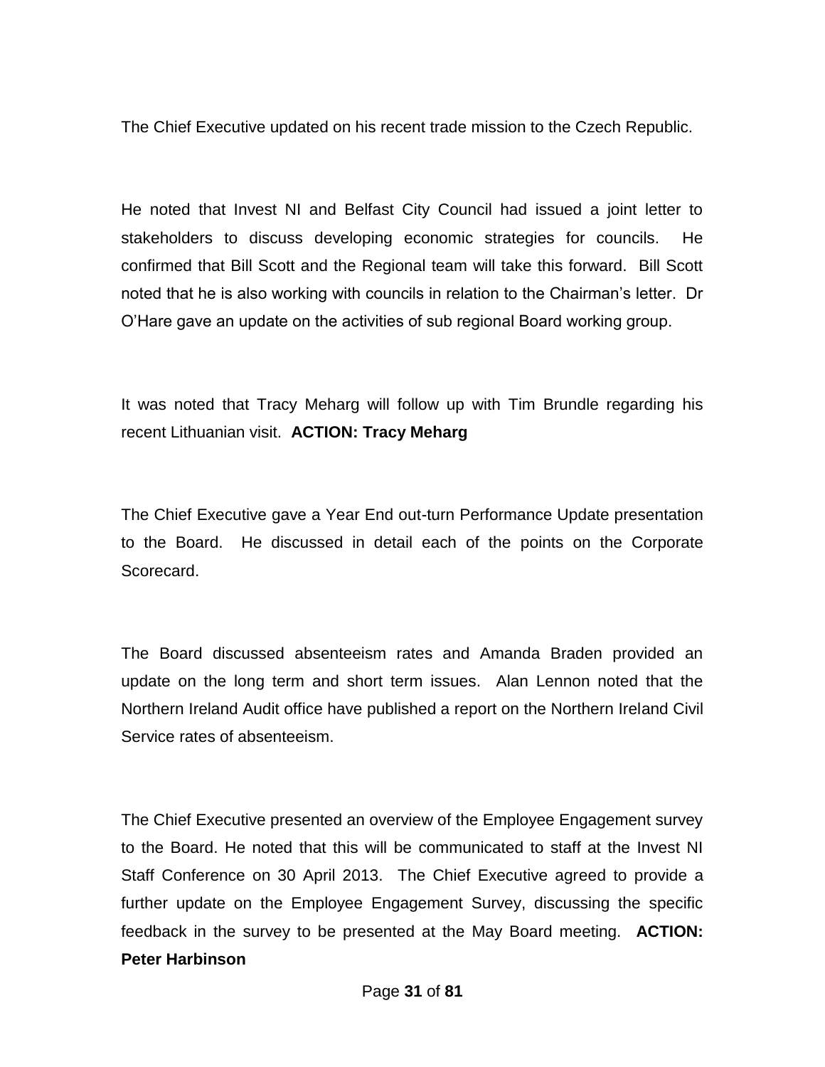The Chief Executive updated on his recent trade mission to the Czech Republic.

He noted that Invest NI and Belfast City Council had issued a joint letter to stakeholders to discuss developing economic strategies for councils. He confirmed that Bill Scott and the Regional team will take this forward. Bill Scott noted that he is also working with councils in relation to the Chairman's letter. Dr O'Hare gave an update on the activities of sub regional Board working group.

It was noted that Tracy Meharg will follow up with Tim Brundle regarding his recent Lithuanian visit. **ACTION: Tracy Meharg**

The Chief Executive gave a Year End out-turn Performance Update presentation to the Board. He discussed in detail each of the points on the Corporate Scorecard.

The Board discussed absenteeism rates and Amanda Braden provided an update on the long term and short term issues. Alan Lennon noted that the Northern Ireland Audit office have published a report on the Northern Ireland Civil Service rates of absenteeism.

The Chief Executive presented an overview of the Employee Engagement survey to the Board. He noted that this will be communicated to staff at the Invest NI Staff Conference on 30 April 2013. The Chief Executive agreed to provide a further update on the Employee Engagement Survey, discussing the specific feedback in the survey to be presented at the May Board meeting. **ACTION: Peter Harbinson**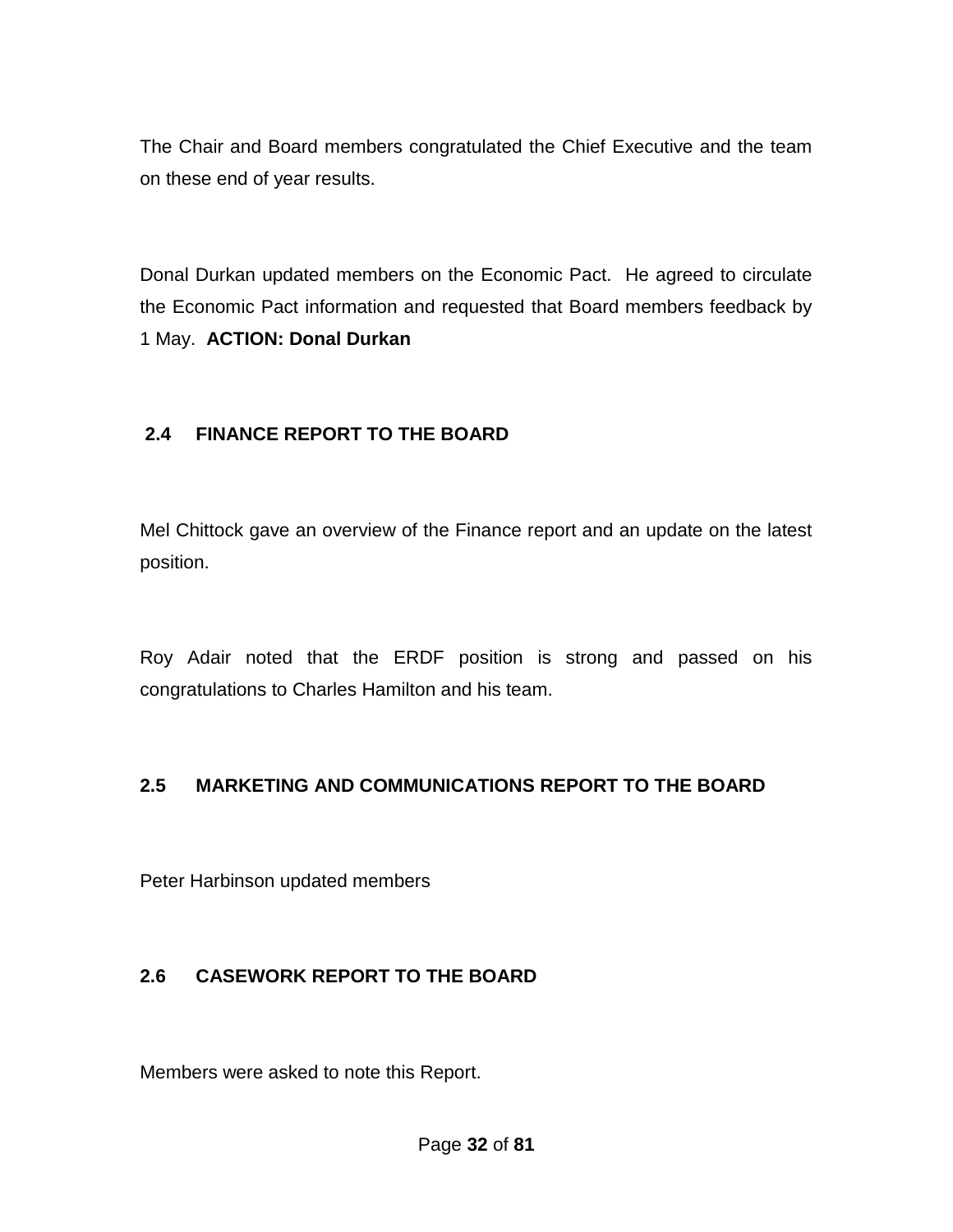The Chair and Board members congratulated the Chief Executive and the team on these end of year results.

Donal Durkan updated members on the Economic Pact. He agreed to circulate the Economic Pact information and requested that Board members feedback by 1 May. **ACTION: Donal Durkan**

## 2.4 FINANCE REPORT TO THE BOARD

Mel Chittock gave an overview of the Finance report and an update on the latest position.

Roy Adair noted that the ERDF position is strong and passed on his congratulations to Charles Hamilton and his team.

## 2.5 MARKETING AND COMMUNICATIONS REPORT TO THE BOARD

Peter Harbinson updated members

## 2.6 CASEWORK REPORT TO THE BOARD

Members were asked to note this Report.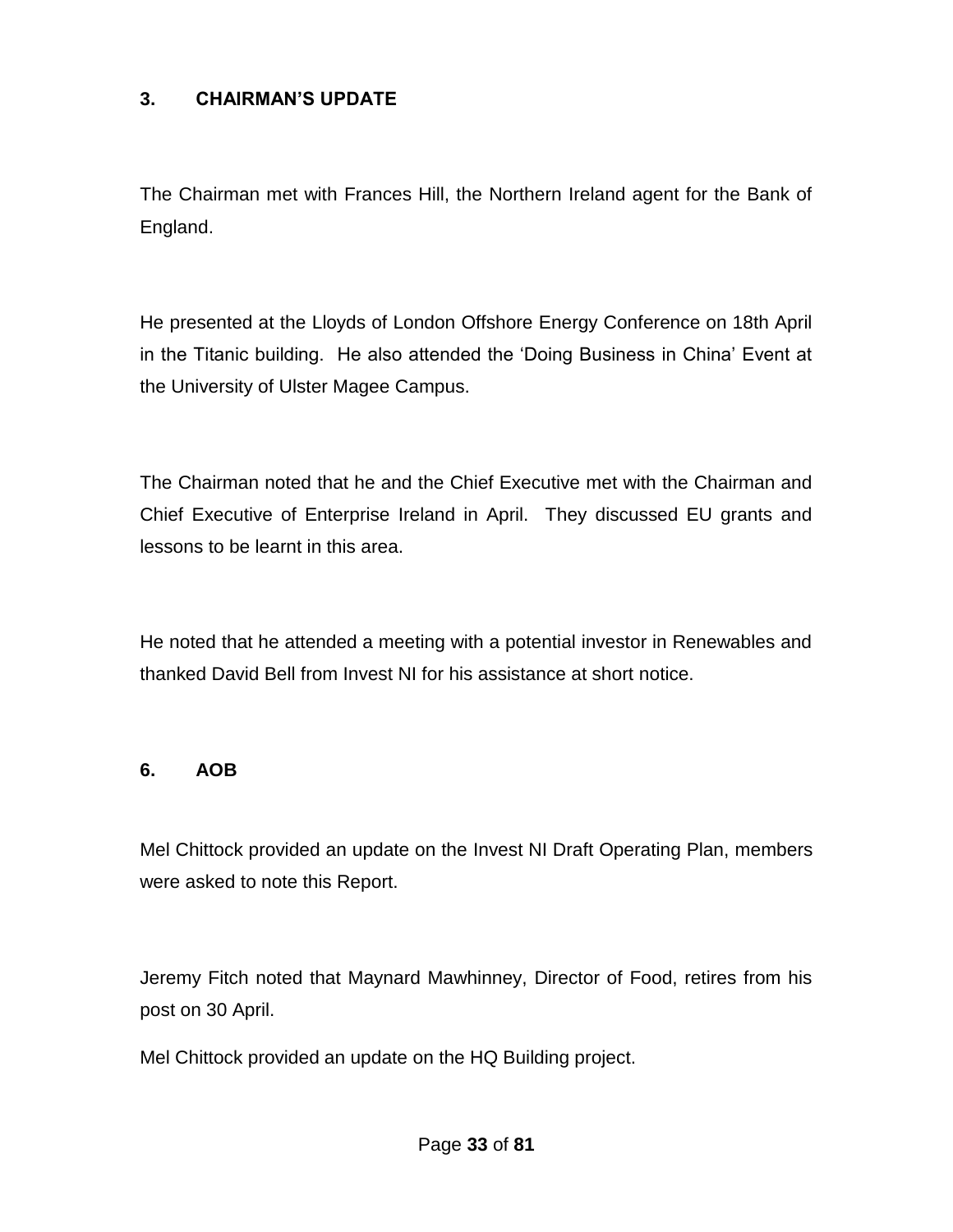### 3. CHAIRMAN'S UPDATE

The Chairman met with Frances Hill, the Northern Ireland agent for the Bank of England.

He presented at the Lloyds of London Offshore Energy Conference on 18th April in the Titanic building. He also attended the 'Doing Business in China' Event at the University of Ulster Magee Campus.

The Chairman noted that he and the Chief Executive met with the Chairman and Chief Executive of Enterprise Ireland in April. They discussed EU grants and lessons to be learnt in this area.

He noted that he attended a meeting with a potential investor in Renewables and thanked David Bell from Invest NI for his assistance at short notice.

### 6. AOB

Mel Chittock provided an update on the Invest NI Draft Operating Plan, members were asked to note this Report.

Jeremy Fitch noted that Maynard Mawhinney, Director of Food, retires from his post on 30 April.

Mel Chittock provided an update on the HQ Building project.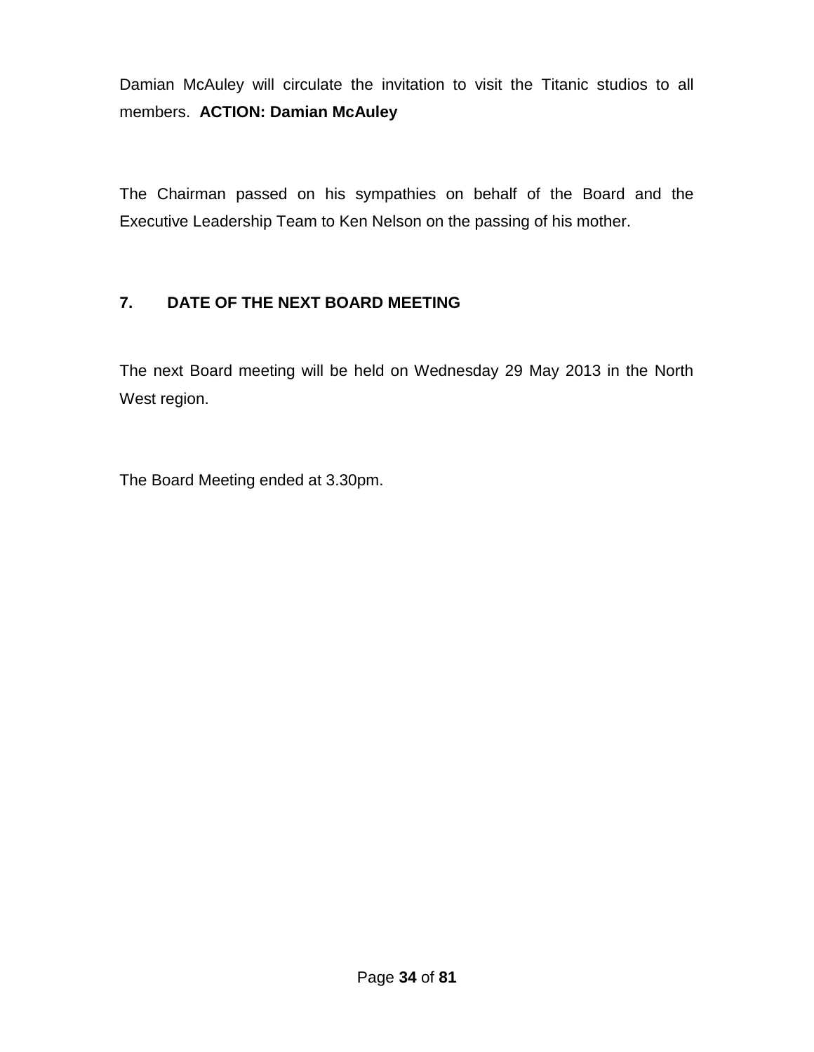Damian McAuley will circulate the invitation to visit the Titanic studios to all members. **ACTION: Damian McAuley**

The Chairman passed on his sympathies on behalf of the Board and the Executive Leadership Team to Ken Nelson on the passing of his mother.

## 7. DATE OF THE NEXT BOARD MEETING

The next Board meeting will be held on Wednesday 29 May 2013 in the North West region.

The Board Meeting ended at 3.30pm.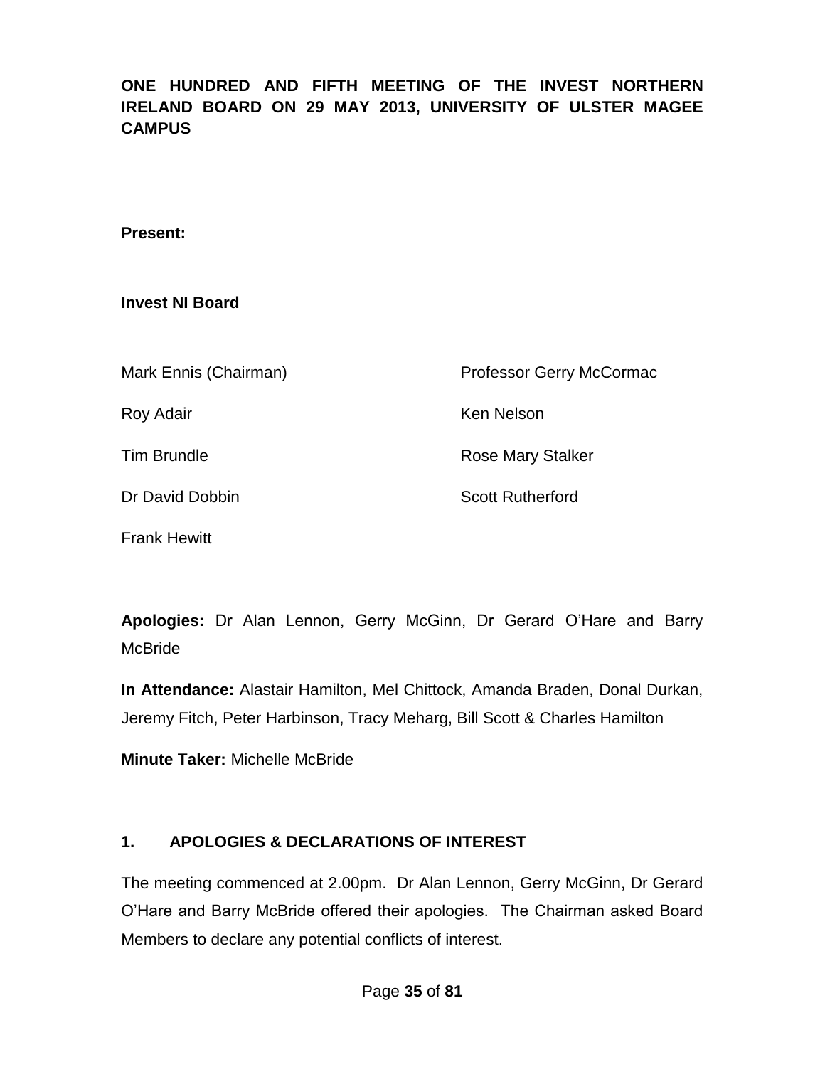**ONE HUNDRED AND FIFTH MEETING OF THE INVEST NORTHERN IRELAND BOARD ON 29 MAY 2013, UNIVERSITY OF ULSTER MAGEE CAMPUS**

**Present:**

**Invest NI Board**

Mark Ennis (Chairman)

Roy Adair

Tim Brundle

Dr David Dobbin

Frank Hewitt

Professor Gerry McCormac

Ken Nelson

Rose Mary Stalker

Scott Rutherford

**Apologies:** Dr Alan Lennon, Gerry McGinn, Dr Gerard O'Hare and Barry McBride

**In Attendance:** Alastair Hamilton, Mel Chittock, Amanda Braden, Donal Durkan, Jeremy Fitch, Peter Harbinson, Tracy Meharg, Bill Scott & Charles Hamilton

**Minute Taker:** Michelle McBride

## 1. APOLOGIES & DECLARATIONS OF INTEREST

The meeting commenced at 2.00pm. Dr Alan Lennon, Gerry McGinn, Dr Gerard O'Hare and Barry McBride offered their apologies. The Chairman asked Board Members to declare any potential conflicts of interest.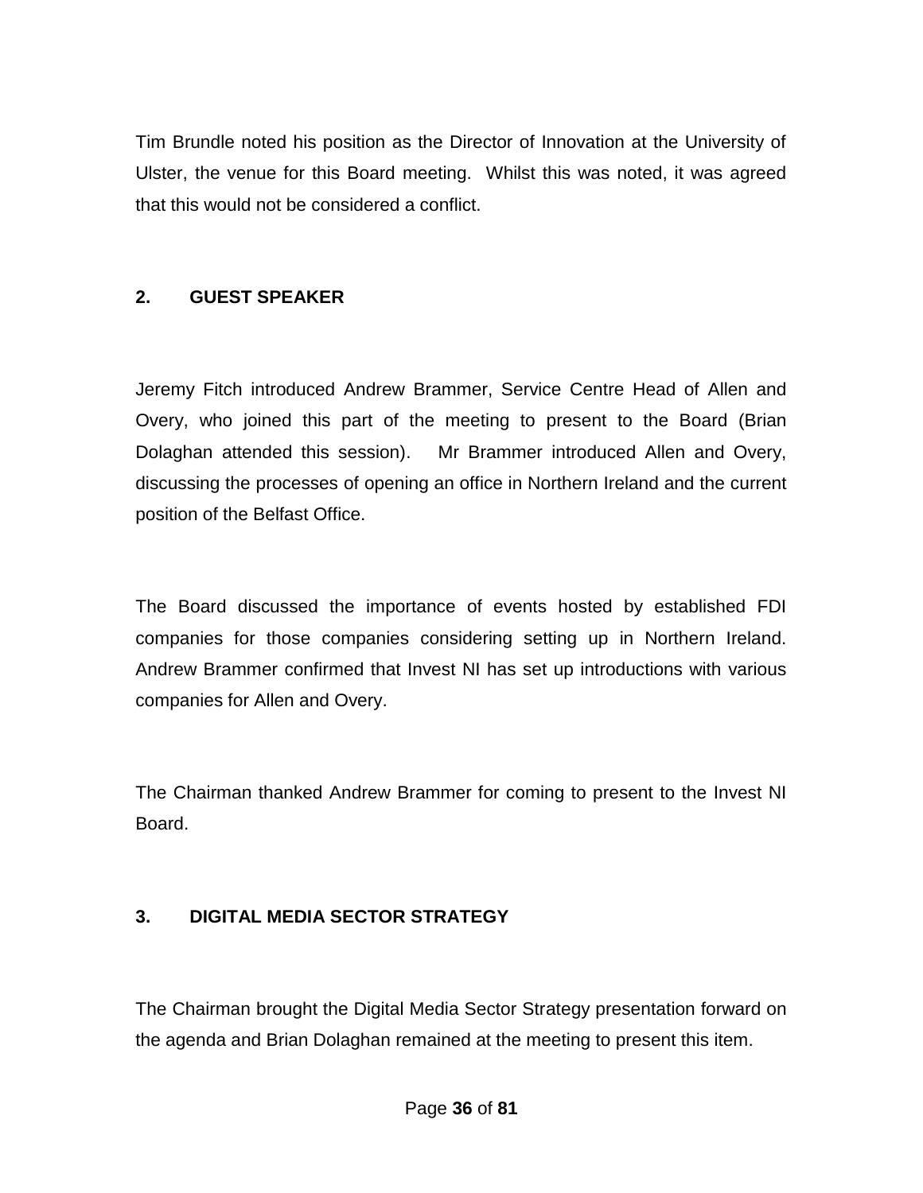Tim Brundle noted his position as the Director of Innovation at the University of Ulster, the venue for this Board meeting. Whilst this was noted, it was agreed that this would not be considered a conflict.

## 2. GUEST SPEAKER

Jeremy Fitch introduced Andrew Brammer, Service Centre Head of Allen and Overy, who joined this part of the meeting to present to the Board (Brian Dolaghan attended this session). Mr Brammer introduced Allen and Overy, discussing the processes of opening an office in Northern Ireland and the current position of the Belfast Office.

The Board discussed the importance of events hosted by established FDI companies for those companies considering setting up in Northern Ireland. Andrew Brammer confirmed that Invest NI has set up introductions with various companies for Allen and Overy.

The Chairman thanked Andrew Brammer for coming to present to the Invest NI Board.

## 3. DIGITAL MEDIA SECTOR STRATEGY

The Chairman brought the Digital Media Sector Strategy presentation forward on the agenda and Brian Dolaghan remained at the meeting to present this item.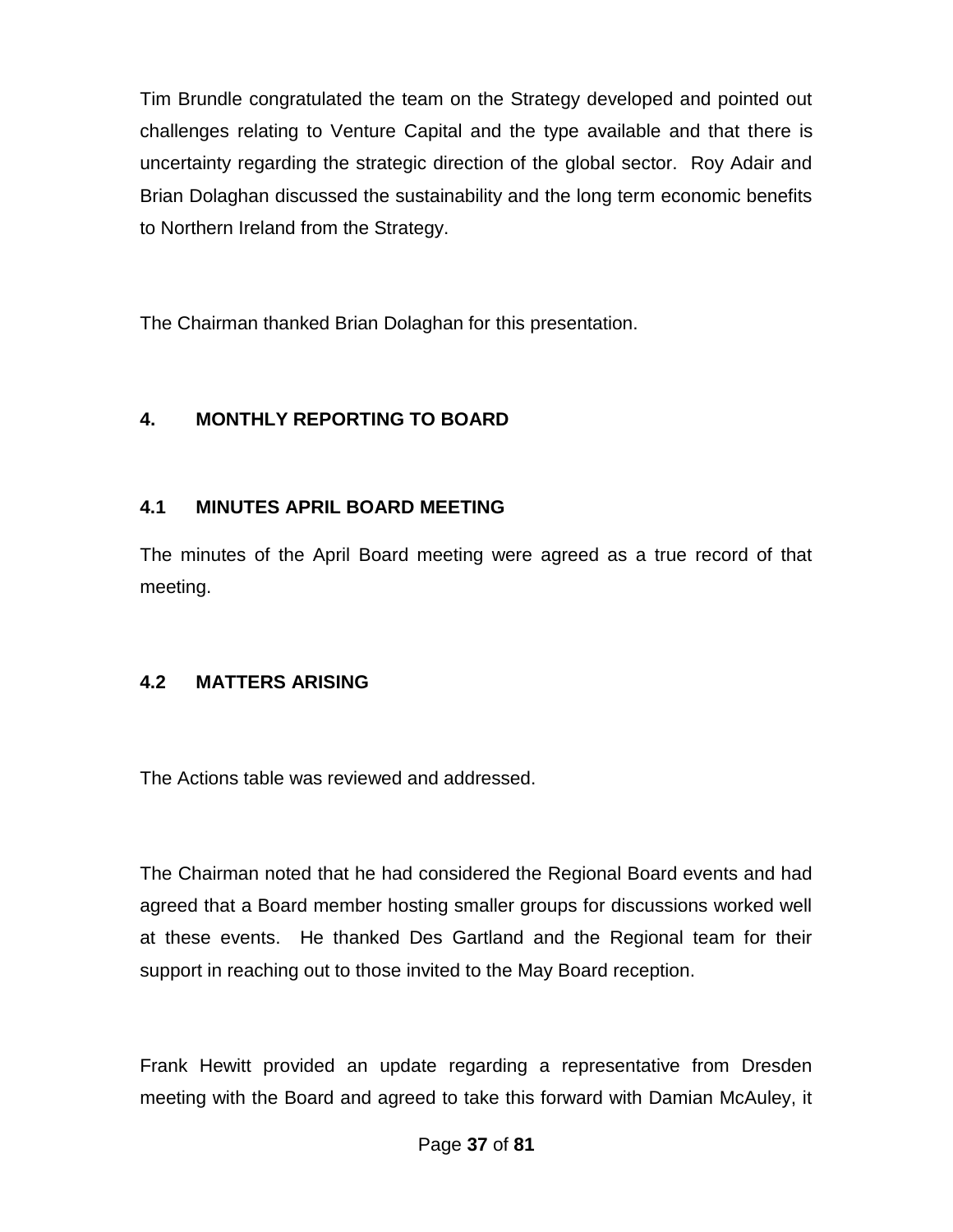Tim Brundle congratulated the team on the Strategy developed and pointed out challenges relating to Venture Capital and the type available and that there is uncertainty regarding the strategic direction of the global sector. Roy Adair and Brian Dolaghan discussed the sustainability and the long term economic benefits to Northern Ireland from the Strategy.

The Chairman thanked Brian Dolaghan for this presentation.

## 4. MONTHLY REPORTING TO BOARD

### 4.1 MINUTES APRIL BOARD MEETING

The minutes of the April Board meeting were agreed as a true record of that meeting.

### 4.2 MATTERS ARISING

The Actions table was reviewed and addressed.

The Chairman noted that he had considered the Regional Board events and had agreed that a Board member hosting smaller groups for discussions worked well at these events. He thanked Des Gartland and the Regional team for their support in reaching out to those invited to the May Board reception.

Frank Hewitt provided an update regarding a representative from Dresden meeting with the Board and agreed to take this forward with Damian McAuley, it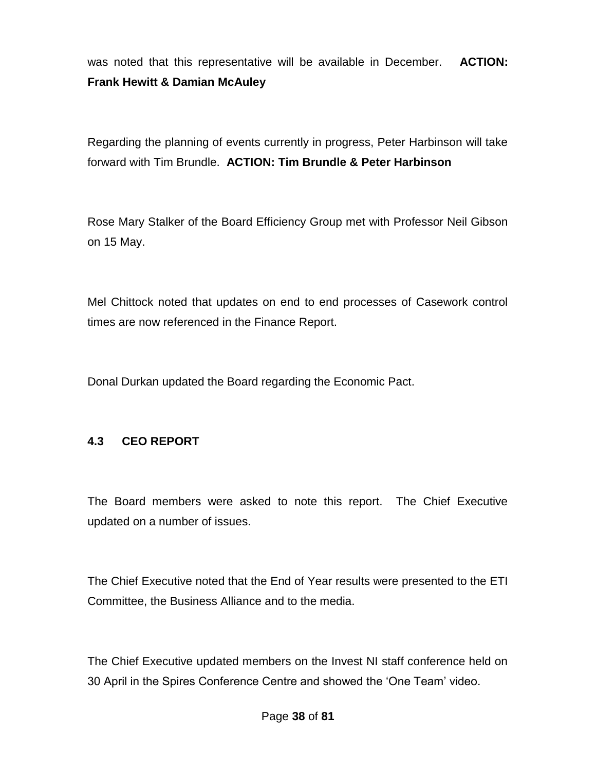was noted that this representative will be available in December. **ACTION: Frank Hewitt & Damian McAuley**

Regarding the planning of events currently in progress, Peter Harbinson will take forward with Tim Brundle. **ACTION: Tim Brundle & Peter Harbinson**

Rose Mary Stalker of the Board Efficiency Group met with Professor Neil Gibson on 15 May.

Mel Chittock noted that updates on end to end processes of Casework control times are now referenced in the Finance Report.

Donal Durkan updated the Board regarding the Economic Pact.

### 4.3 CEO REPORT

The Board members were asked to note this report. The Chief Executive updated on a number of issues.

The Chief Executive noted that the End of Year results were presented to the ETI Committee, the Business Alliance and to the media.

The Chief Executive updated members on the Invest NI staff conference held on 30 April in the Spires Conference Centre and showed the 'One Team' video.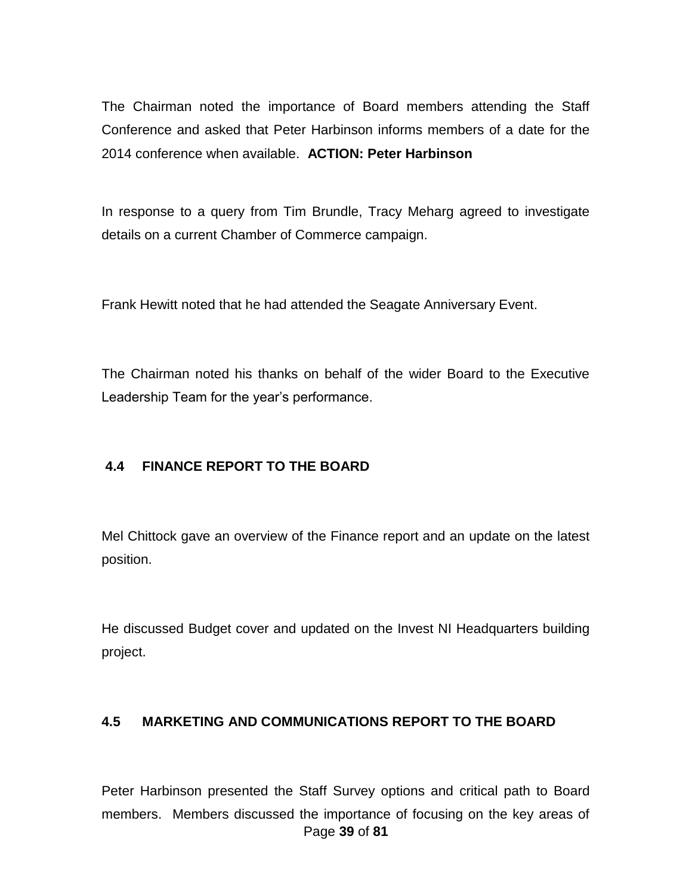The Chairman noted the importance of Board members attending the Staff Conference and asked that Peter Harbinson informs members of a date for the 2014 conference when available. **ACTION: Peter Harbinson**

In response to a query from Tim Brundle, Tracy Meharg agreed to investigate details on a current Chamber of Commerce campaign.

Frank Hewitt noted that he had attended the Seagate Anniversary Event.

The Chairman noted his thanks on behalf of the wider Board to the Executive Leadership Team for the year's performance.

### 4.4 FINANCE REPORT TO THE BOARD

Mel Chittock gave an overview of the Finance report and an update on the latest position.

He discussed Budget cover and updated on the Invest NI Headquarters building project.

### 4.5 MARKETING AND COMMUNICATIONS REPORT TO THE BOARD

Peter Harbinson presented the Staff Survey options and critical path to Board members. Members discussed the importance of focusing on the key areas of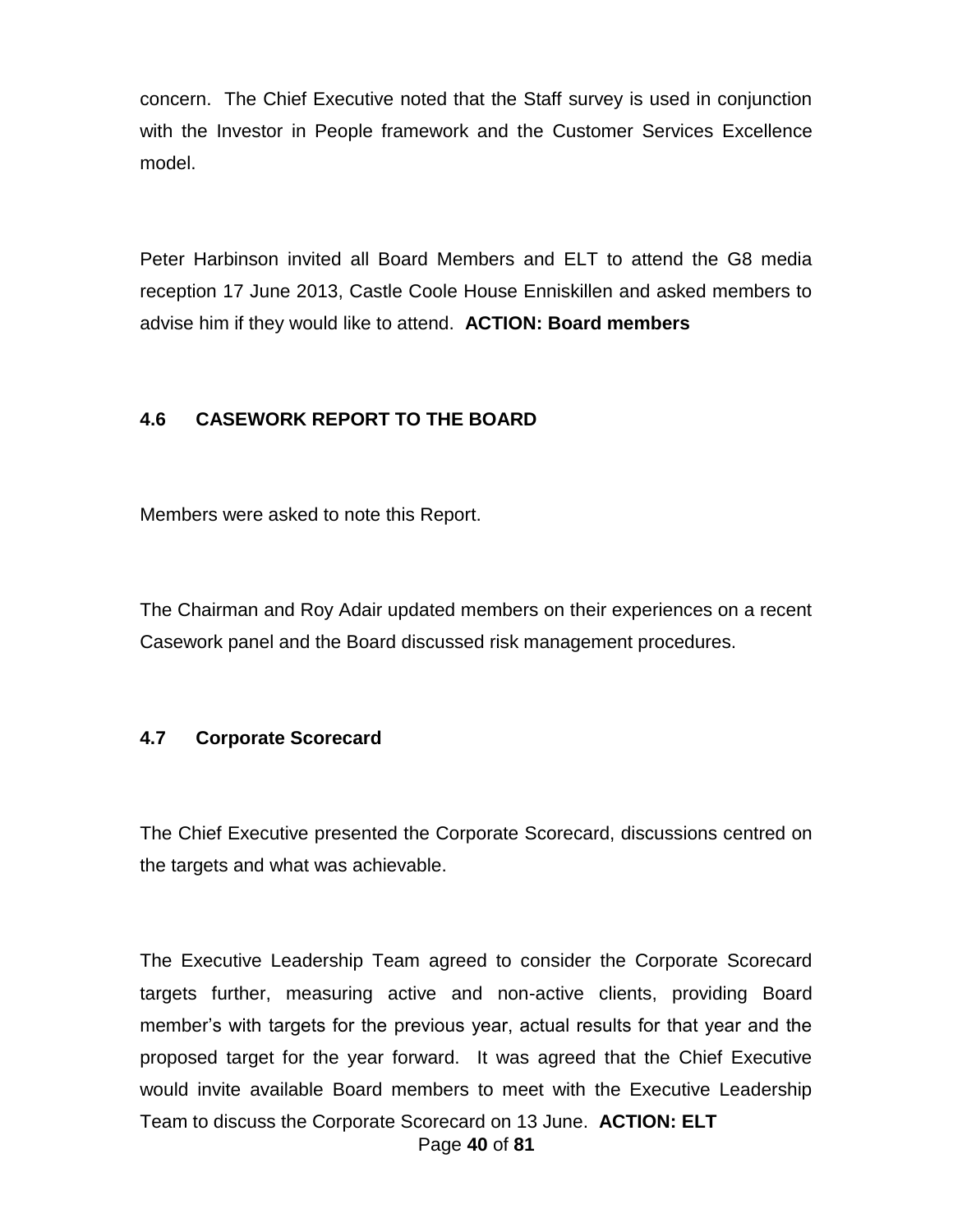concern. The Chief Executive noted that the Staff survey is used in conjunction with the Investor in People framework and the Customer Services Excellence model.

Peter Harbinson invited all Board Members and ELT to attend the G8 media reception 17 June 2013, Castle Coole House Enniskillen and asked members to advise him if they would like to attend. **ACTION: Board members**

### 4.6 CASEWORK REPORT TO THE BOARD

Members were asked to note this Report.

The Chairman and Roy Adair updated members on their experiences on a recent Casework panel and the Board discussed risk management procedures.

### 4.7 Corporate Scorecard

The Chief Executive presented the Corporate Scorecard, discussions centred on the targets and what was achievable.

The Executive Leadership Team agreed to consider the Corporate Scorecard targets further, measuring active and non-active clients, providing Board member's with targets for the previous year, actual results for that year and the proposed target for the year forward. It was agreed that the Chief Executive would invite available Board members to meet with the Executive Leadership Team to discuss the Corporate Scorecard on 13 June. **ACTION: ELT**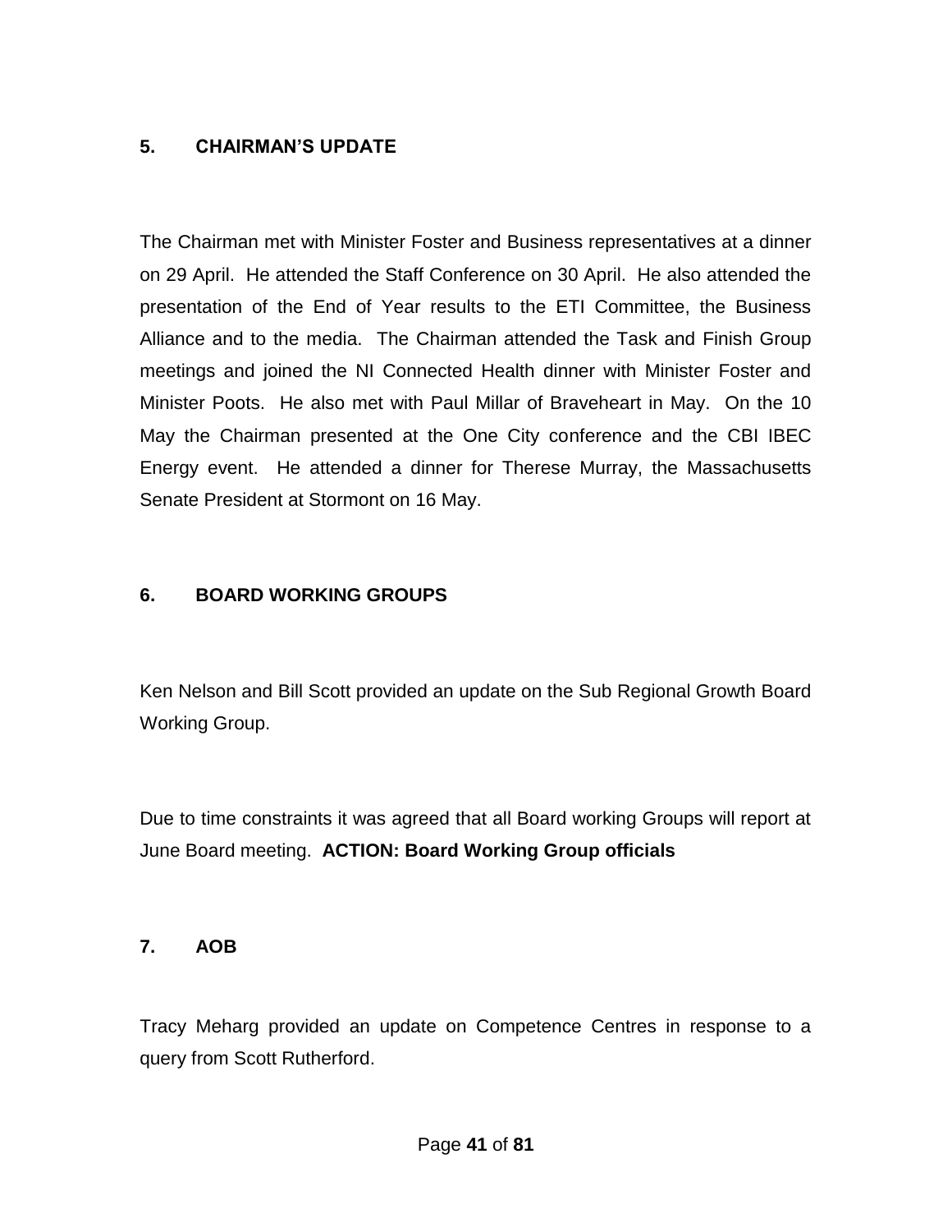## 5. CHAIRMAN'S UPDATE

The Chairman met with Minister Foster and Business representatives at a dinner on 29 April. He attended the Staff Conference on 30 April. He also attended the presentation of the End of Year results to the ETI Committee, the Business Alliance and to the media. The Chairman attended the Task and Finish Group meetings and joined the NI Connected Health dinner with Minister Foster and Minister Poots. He also met with Paul Millar of Braveheart in May. On the 10 May the Chairman presented at the One City conference and the CBI IBEC Energy event. He attended a dinner for Therese Murray, the Massachusetts Senate President at Stormont on 16 May.

## 6. BOARD WORKING GROUPS

Ken Nelson and Bill Scott provided an update on the Sub Regional Growth Board Working Group.

Due to time constraints it was agreed that all Board working Groups will report at June Board meeting. **ACTION: Board Working Group officials**

## 7. AOB

Tracy Meharg provided an update on Competence Centres in response to a query from Scott Rutherford.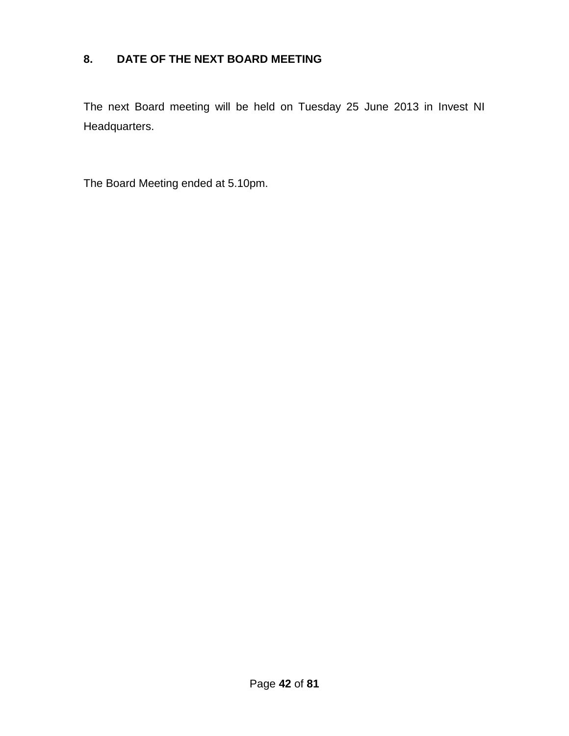## 8. DATE OF THE NEXT BOARD MEETING

The next Board meeting will be held on Tuesday 25 June 2013 in Invest NI Headquarters.

The Board Meeting ended at 5.10pm.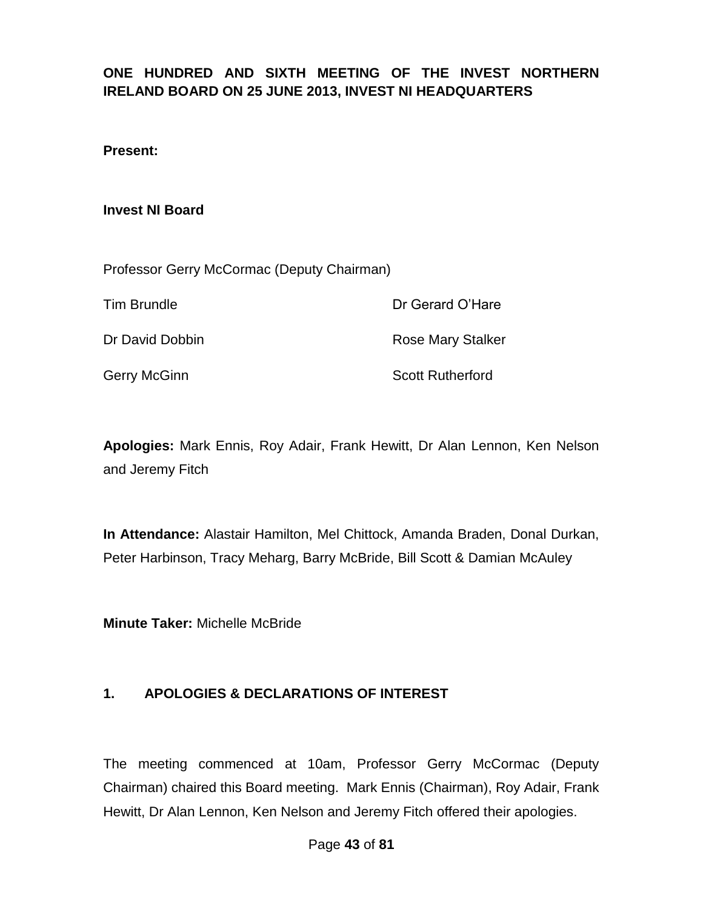**ONE HUNDRED AND SIXTH MEETING OF THE INVEST NORTHERN IRELAND BOARD ON 25 JUNE 2013, INVEST NI HEADQUARTERS**

**Present:**

**Invest NI Board**

Professor Gerry McCormac (Deputy Chairman)

| | |
|---|---|
| Tim Brundle | Dr Gerard O'Hare |
| Dr David Dobbin | Rose Mary Stalker |
| Gerry McGinn | Scott Rutherford |

**Apologies:** Mark Ennis, Roy Adair, Frank Hewitt, Dr Alan Lennon, Ken Nelson and Jeremy Fitch

**In Attendance:** Alastair Hamilton, Mel Chittock, Amanda Braden, Donal Durkan, Peter Harbinson, Tracy Meharg, Barry McBride, Bill Scott & Damian McAuley

**Minute Taker:** Michelle McBride

## 1. APOLOGIES & DECLARATIONS OF INTEREST

The meeting commenced at 10am, Professor Gerry McCormac (Deputy Chairman) chaired this Board meeting. Mark Ennis (Chairman), Roy Adair, Frank Hewitt, Dr Alan Lennon, Ken Nelson and Jeremy Fitch offered their apologies.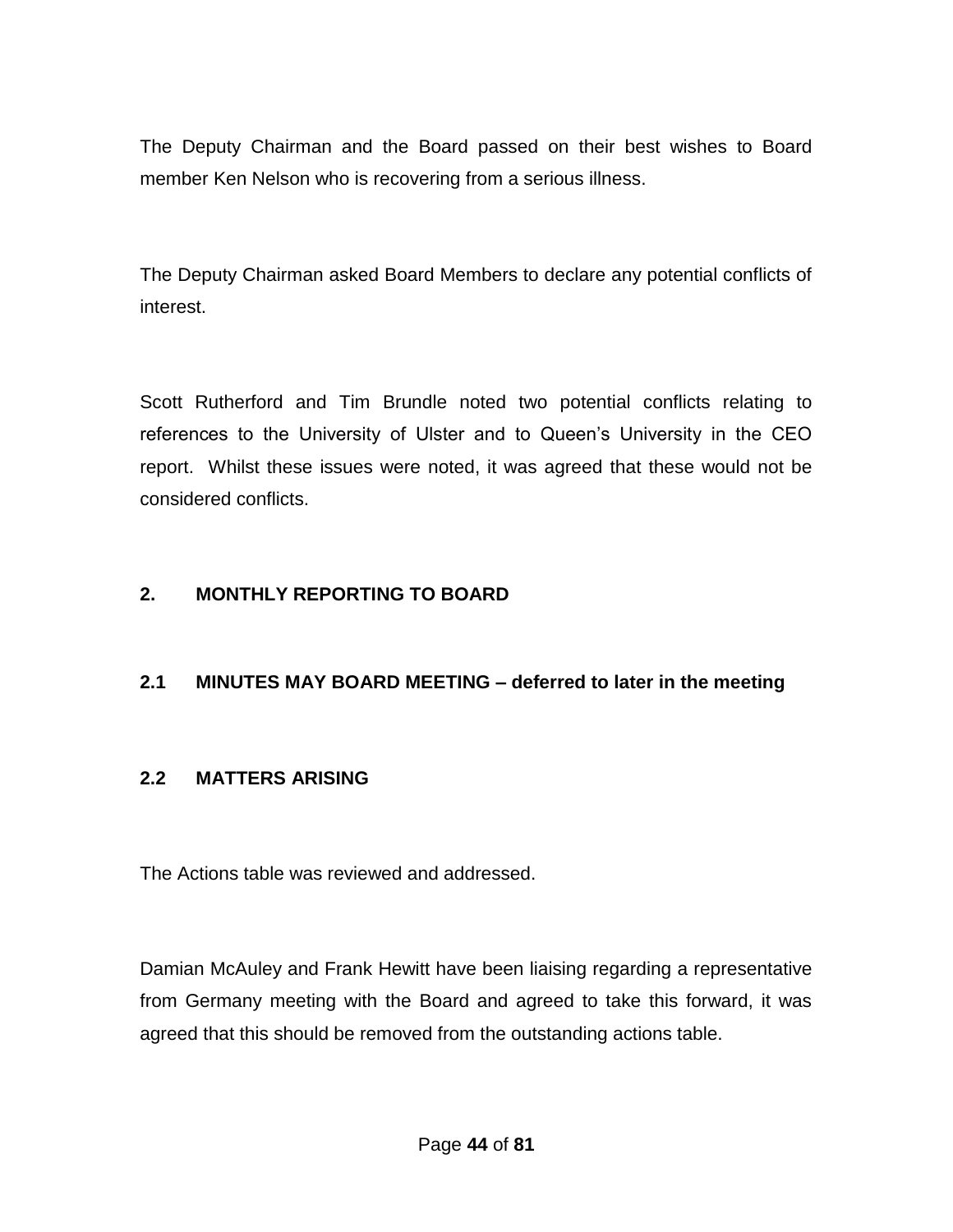The Deputy Chairman and the Board passed on their best wishes to Board member Ken Nelson who is recovering from a serious illness.

The Deputy Chairman asked Board Members to declare any potential conflicts of interest.

Scott Rutherford and Tim Brundle noted two potential conflicts relating to references to the University of Ulster and to Queen's University in the CEO report. Whilst these issues were noted, it was agreed that these would not be considered conflicts.

## 2. MONTHLY REPORTING TO BOARD

### 2.1 MINUTES MAY BOARD MEETING – deferred to later in the meeting

### 2.2 MATTERS ARISING

The Actions table was reviewed and addressed.

Damian McAuley and Frank Hewitt have been liaising regarding a representative from Germany meeting with the Board and agreed to take this forward, it was agreed that this should be removed from the outstanding actions table.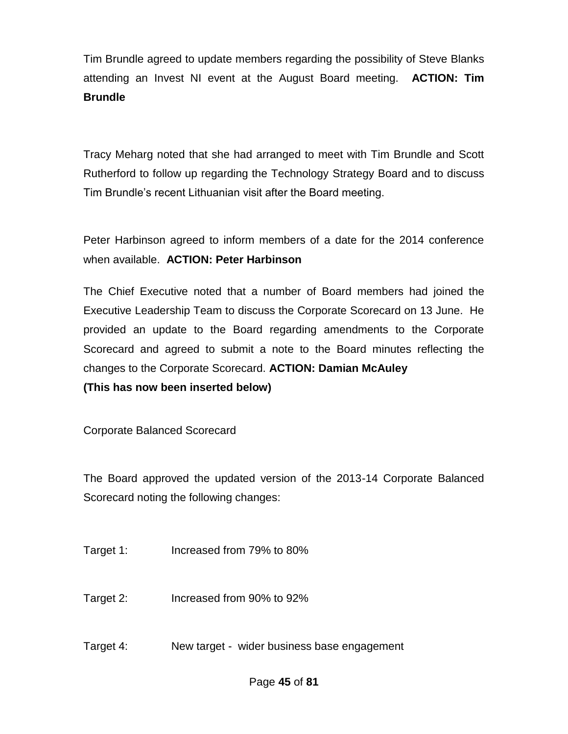Tim Brundle agreed to update members regarding the possibility of Steve Blanks attending an Invest NI event at the August Board meeting. **ACTION: Tim Brundle**

Tracy Meharg noted that she had arranged to meet with Tim Brundle and Scott Rutherford to follow up regarding the Technology Strategy Board and to discuss Tim Brundle's recent Lithuanian visit after the Board meeting.

Peter Harbinson agreed to inform members of a date for the 2014 conference when available. **ACTION: Peter Harbinson**

The Chief Executive noted that a number of Board members had joined the Executive Leadership Team to discuss the Corporate Scorecard on 13 June. He provided an update to the Board regarding amendments to the Corporate Scorecard and agreed to submit a note to the Board minutes reflecting the changes to the Corporate Scorecard. **ACTION: Damian McAuley**
**(This has now been inserted below)**

Corporate Balanced Scorecard

The Board approved the updated version of the 2013-14 Corporate Balanced Scorecard noting the following changes:

Target 1: Increased from 79% to 80%

Target 2: Increased from 90% to 92%

Target 4: New target - wider business base engagement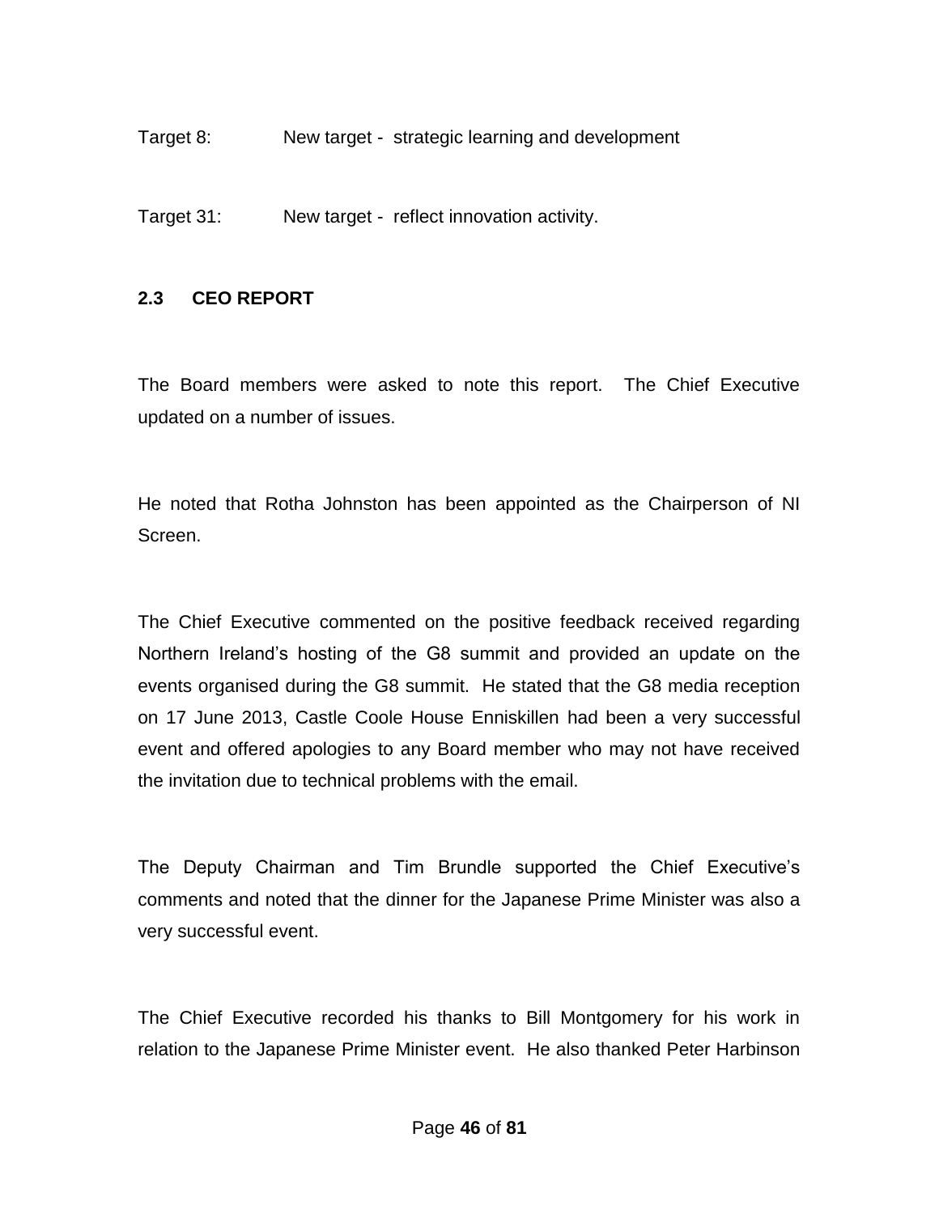Target 8: New target - strategic learning and development

Target 31: New target - reflect innovation activity.

### 2.3 CEO REPORT

The Board members were asked to note this report. The Chief Executive updated on a number of issues.

He noted that Rotha Johnston has been appointed as the Chairperson of NI Screen.

The Chief Executive commented on the positive feedback received regarding Northern Ireland's hosting of the G8 summit and provided an update on the events organised during the G8 summit. He stated that the G8 media reception on 17 June 2013, Castle Coole House Enniskillen had been a very successful event and offered apologies to any Board member who may not have received the invitation due to technical problems with the email.

The Deputy Chairman and Tim Brundle supported the Chief Executive's comments and noted that the dinner for the Japanese Prime Minister was also a very successful event.

The Chief Executive recorded his thanks to Bill Montgomery for his work in relation to the Japanese Prime Minister event. He also thanked Peter Harbinson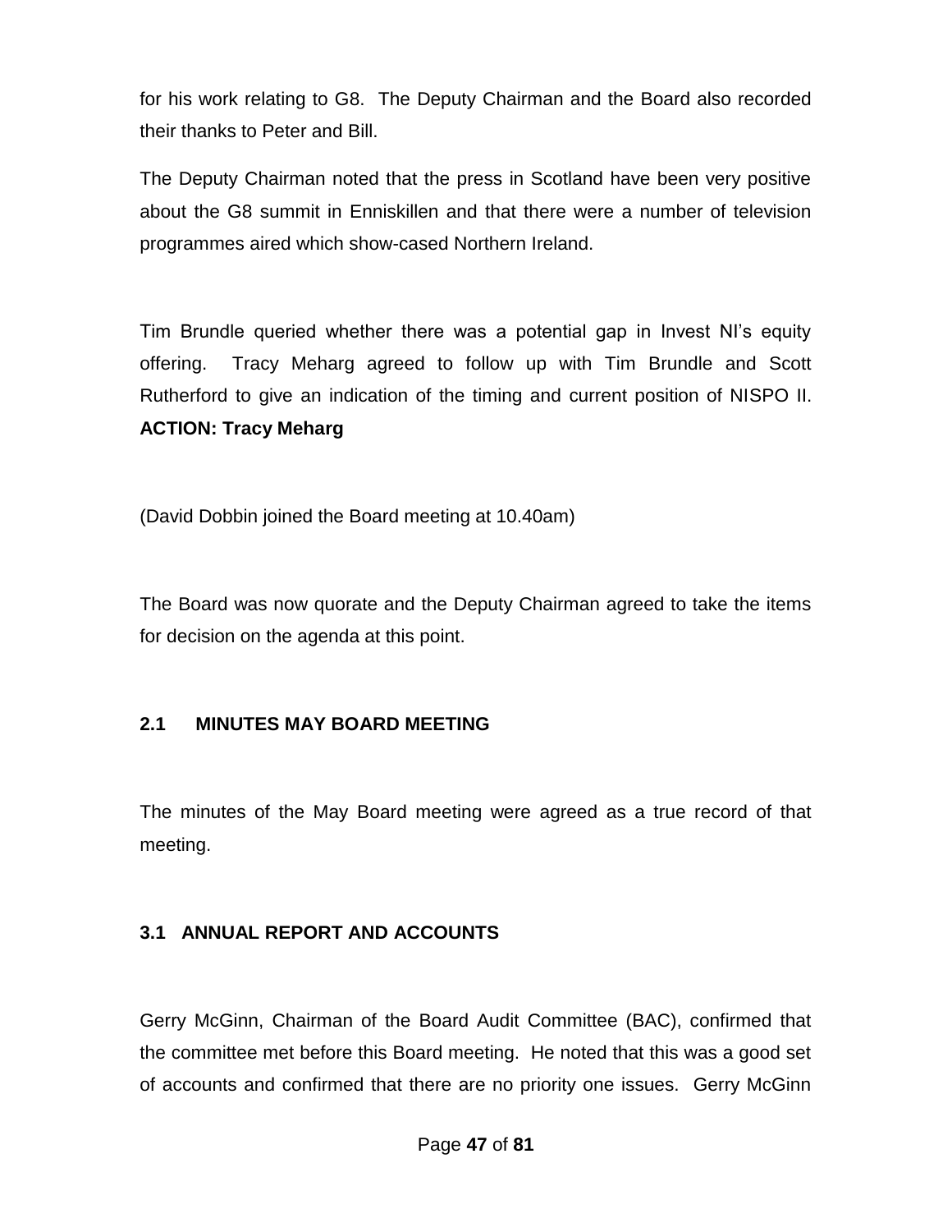for his work relating to G8. The Deputy Chairman and the Board also recorded their thanks to Peter and Bill.

The Deputy Chairman noted that the press in Scotland have been very positive about the G8 summit in Enniskillen and that there were a number of television programmes aired which show-cased Northern Ireland.

Tim Brundle queried whether there was a potential gap in Invest NI's equity offering. Tracy Meharg agreed to follow up with Tim Brundle and Scott Rutherford to give an indication of the timing and current position of NISPO II. **ACTION: Tracy Meharg**

(David Dobbin joined the Board meeting at 10.40am)

The Board was now quorate and the Deputy Chairman agreed to take the items for decision on the agenda at this point.

### 2.1 MINUTES MAY BOARD MEETING

The minutes of the May Board meeting were agreed as a true record of that meeting.

### 3.1 ANNUAL REPORT AND ACCOUNTS

Gerry McGinn, Chairman of the Board Audit Committee (BAC), confirmed that the committee met before this Board meeting. He noted that this was a good set of accounts and confirmed that there are no priority one issues. Gerry McGinn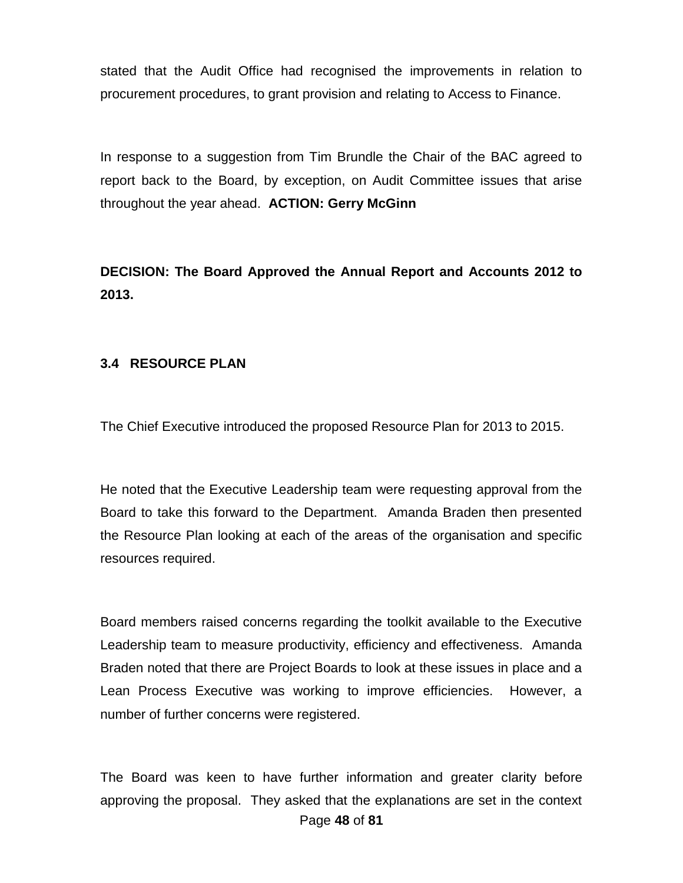stated that the Audit Office had recognised the improvements in relation to procurement procedures, to grant provision and relating to Access to Finance.

In response to a suggestion from Tim Brundle the Chair of the BAC agreed to report back to the Board, by exception, on Audit Committee issues that arise throughout the year ahead. **ACTION: Gerry McGinn**

**DECISION: The Board Approved the Annual Report and Accounts 2012 to 2013.**

### 3.4 RESOURCE PLAN

The Chief Executive introduced the proposed Resource Plan for 2013 to 2015.

He noted that the Executive Leadership team were requesting approval from the Board to take this forward to the Department. Amanda Braden then presented the Resource Plan looking at each of the areas of the organisation and specific resources required.

Board members raised concerns regarding the toolkit available to the Executive Leadership team to measure productivity, efficiency and effectiveness. Amanda Braden noted that there are Project Boards to look at these issues in place and a Lean Process Executive was working to improve efficiencies. However, a number of further concerns were registered.

The Board was keen to have further information and greater clarity before approving the proposal. They asked that the explanations are set in the context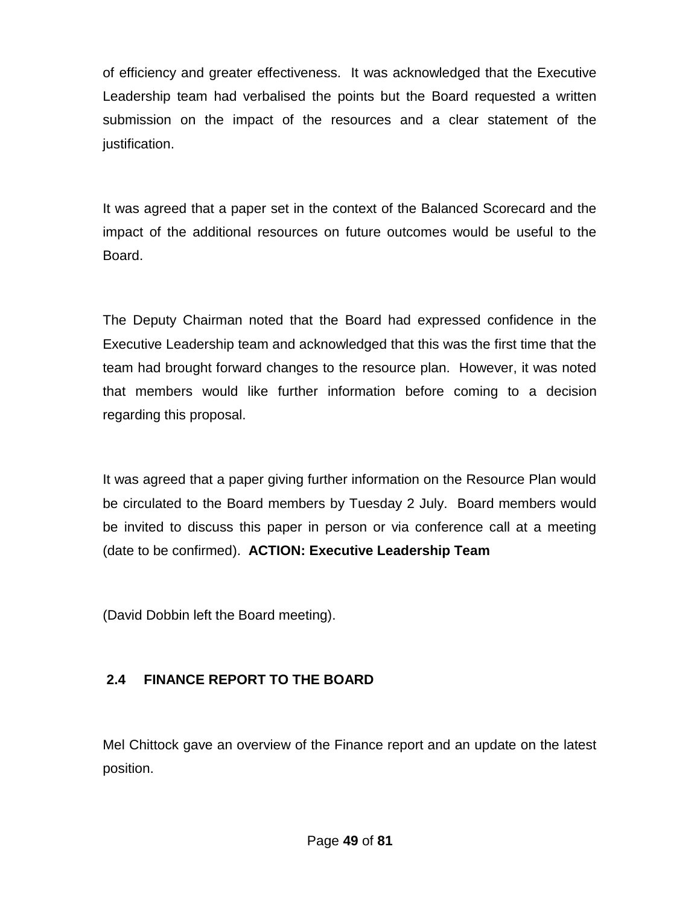of efficiency and greater effectiveness.  It was acknowledged that the Executive Leadership team had verbalised the points but the Board requested a written submission on the impact of the resources and a clear statement of the justification.

It was agreed that a paper set in the context of the Balanced Scorecard and the impact of the additional resources on future outcomes would be useful to the Board.

The Deputy Chairman noted that the Board had expressed confidence in the Executive Leadership team and acknowledged that this was the first time that the team had brought forward changes to the resource plan.  However, it was noted that members would like further information before coming to a decision regarding this proposal.

It was agreed that a paper giving further information on the Resource Plan would be circulated to the Board members by Tuesday 2 July.  Board members would be invited to discuss this paper in person or via conference call at a meeting (date to be confirmed).  **ACTION: Executive Leadership Team**

(David Dobbin left the Board meeting).

## 2.4 FINANCE REPORT TO THE BOARD

Mel Chittock gave an overview of the Finance report and an update on the latest position.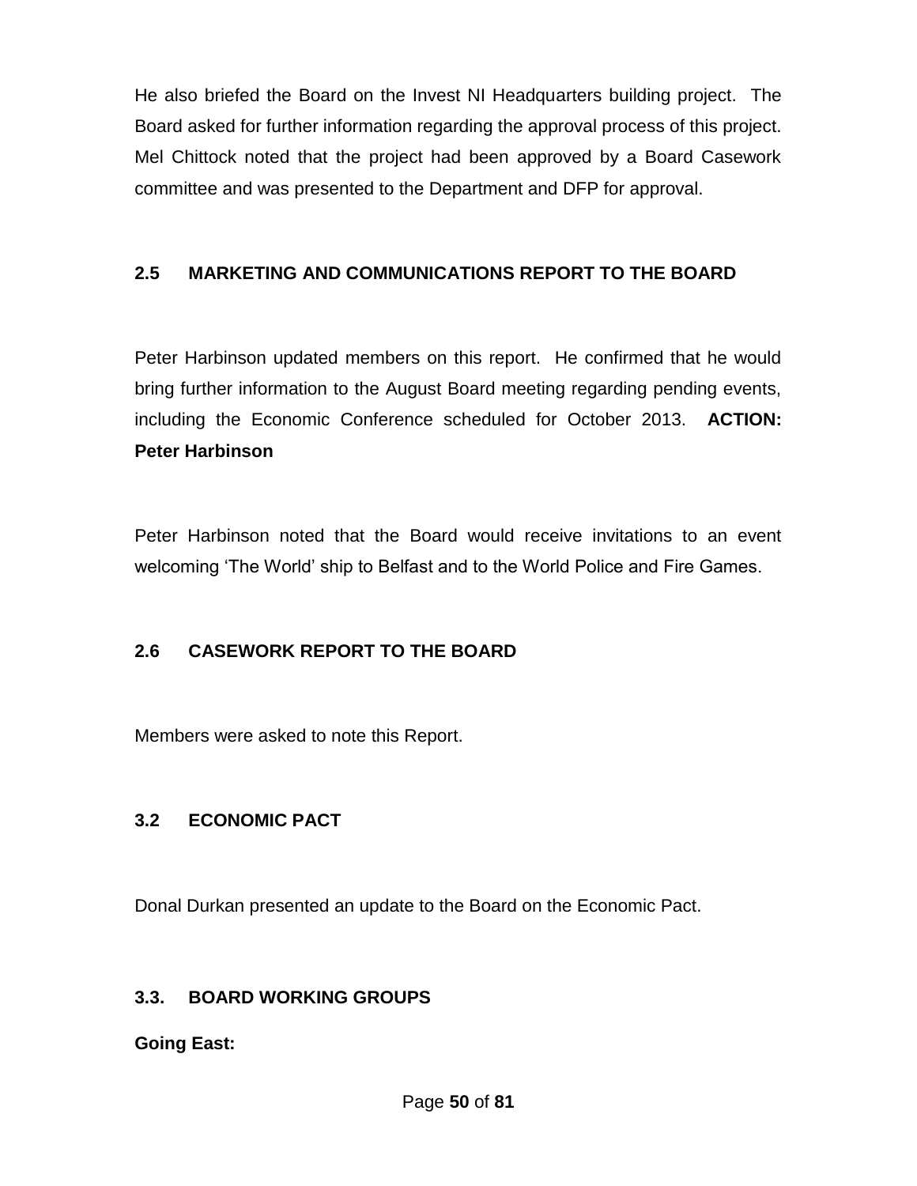He also briefed the Board on the Invest NI Headquarters building project. The Board asked for further information regarding the approval process of this project. Mel Chittock noted that the project had been approved by a Board Casework committee and was presented to the Department and DFP for approval.

### 2.5 MARKETING AND COMMUNICATIONS REPORT TO THE BOARD

Peter Harbinson updated members on this report. He confirmed that he would bring further information to the August Board meeting regarding pending events, including the Economic Conference scheduled for October 2013. **ACTION: Peter Harbinson**

Peter Harbinson noted that the Board would receive invitations to an event welcoming 'The World' ship to Belfast and to the World Police and Fire Games.

### 2.6 CASEWORK REPORT TO THE BOARD

Members were asked to note this Report.

### 3.2 ECONOMIC PACT

Donal Durkan presented an update to the Board on the Economic Pact.

### 3.3. BOARD WORKING GROUPS

**Going East:**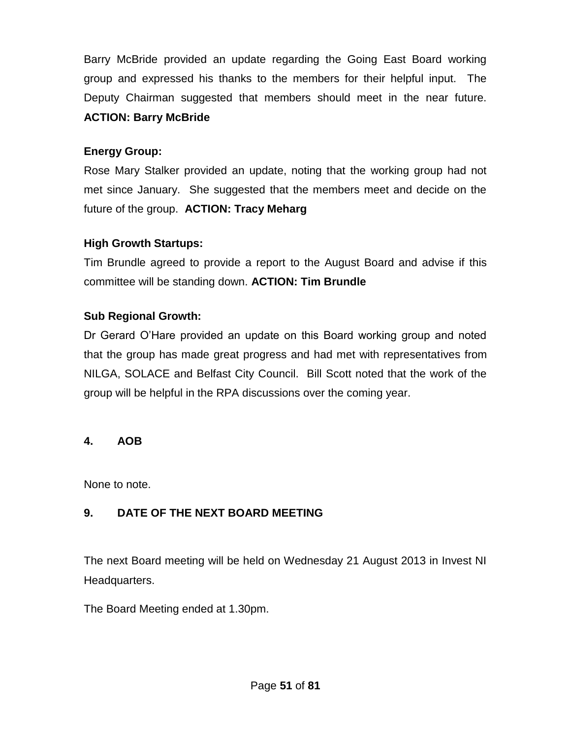Barry McBride provided an update regarding the Going East Board working group and expressed his thanks to the members for their helpful input. The Deputy Chairman suggested that members should meet in the near future. **ACTION: Barry McBride**

**Energy Group:**

Rose Mary Stalker provided an update, noting that the working group had not met since January. She suggested that the members meet and decide on the future of the group. **ACTION: Tracy Meharg**

**High Growth Startups:**

Tim Brundle agreed to provide a report to the August Board and advise if this committee will be standing down. **ACTION: Tim Brundle**

**Sub Regional Growth:**

Dr Gerard O'Hare provided an update on this Board working group and noted that the group has made great progress and had met with representatives from NILGA, SOLACE and Belfast City Council. Bill Scott noted that the work of the group will be helpful in the RPA discussions over the coming year.

## 4. AOB

None to note.

## 9. DATE OF THE NEXT BOARD MEETING

The next Board meeting will be held on Wednesday 21 August 2013 in Invest NI Headquarters.

The Board Meeting ended at 1.30pm.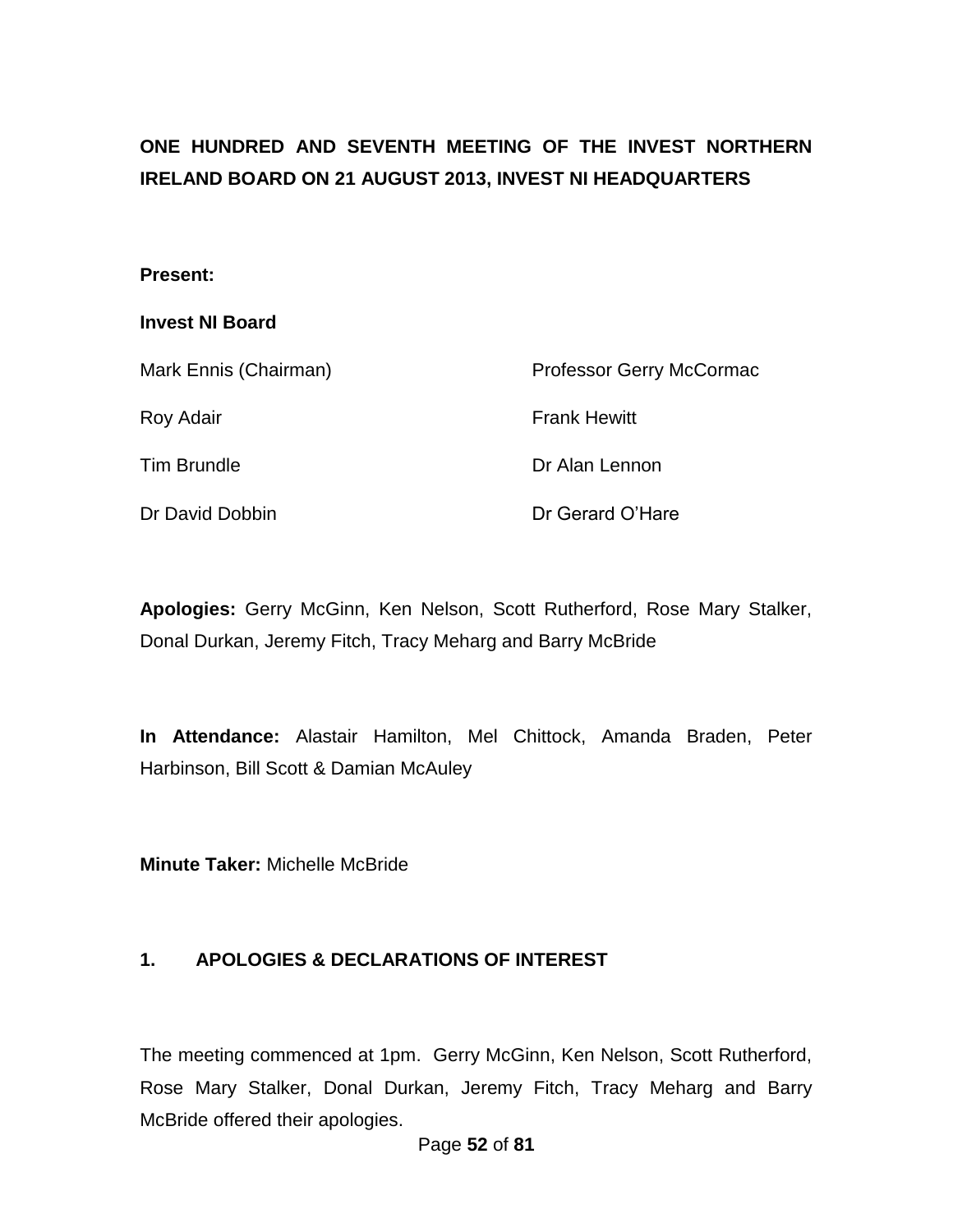**ONE HUNDRED AND SEVENTH MEETING OF THE INVEST NORTHERN IRELAND BOARD ON 21 AUGUST 2013, INVEST NI HEADQUARTERS**

**Present:**

**Invest NI Board**

| | |
|---|---|
| Mark Ennis (Chairman) | Professor Gerry McCormac |
| Roy Adair | Frank Hewitt |
| Tim Brundle | Dr Alan Lennon |
| Dr David Dobbin | Dr Gerard O'Hare |

**Apologies:** Gerry McGinn, Ken Nelson, Scott Rutherford, Rose Mary Stalker, Donal Durkan, Jeremy Fitch, Tracy Meharg and Barry McBride

**In Attendance:** Alastair Hamilton, Mel Chittock, Amanda Braden, Peter Harbinson, Bill Scott & Damian McAuley

**Minute Taker:** Michelle McBride

## 1. APOLOGIES & DECLARATIONS OF INTEREST

The meeting commenced at 1pm. Gerry McGinn, Ken Nelson, Scott Rutherford, Rose Mary Stalker, Donal Durkan, Jeremy Fitch, Tracy Meharg and Barry McBride offered their apologies.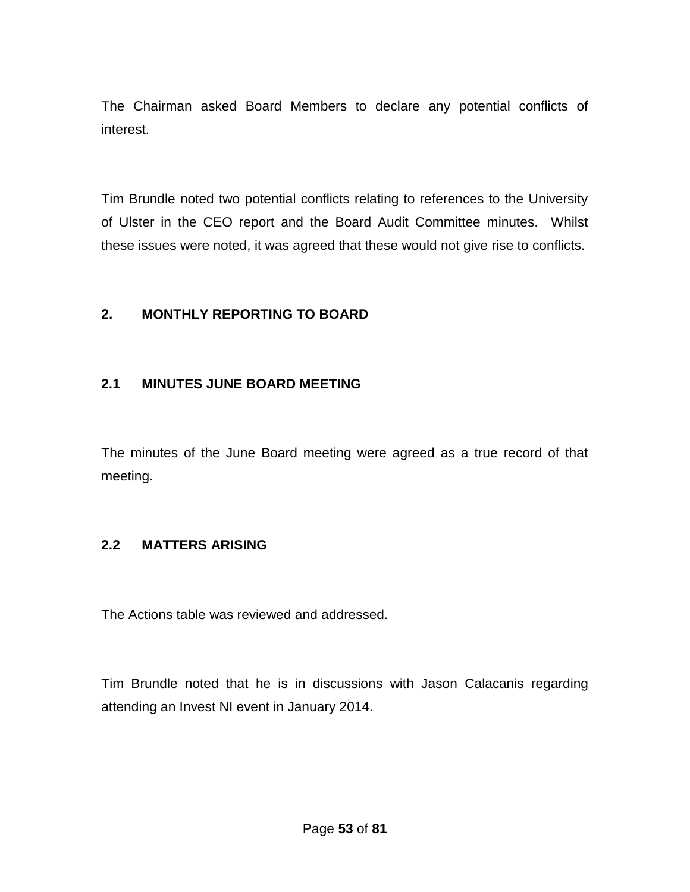The Chairman asked Board Members to declare any potential conflicts of interest.

Tim Brundle noted two potential conflicts relating to references to the University of Ulster in the CEO report and the Board Audit Committee minutes. Whilst these issues were noted, it was agreed that these would not give rise to conflicts.

## 2. MONTHLY REPORTING TO BOARD

### 2.1 MINUTES JUNE BOARD MEETING

The minutes of the June Board meeting were agreed as a true record of that meeting.

### 2.2 MATTERS ARISING

The Actions table was reviewed and addressed.

Tim Brundle noted that he is in discussions with Jason Calacanis regarding attending an Invest NI event in January 2014.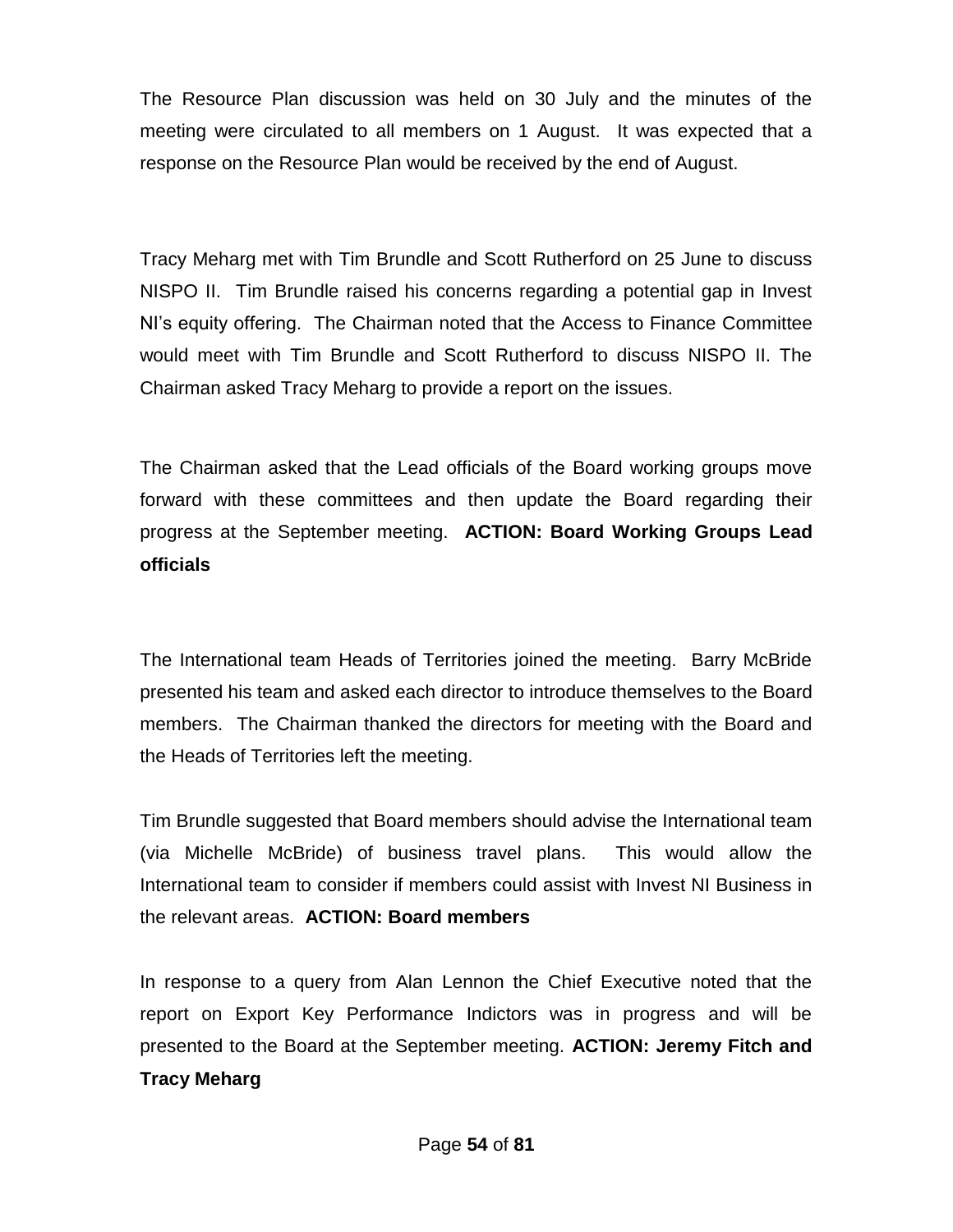The Resource Plan discussion was held on 30 July and the minutes of the meeting were circulated to all members on 1 August. It was expected that a response on the Resource Plan would be received by the end of August.

Tracy Meharg met with Tim Brundle and Scott Rutherford on 25 June to discuss NISPO II. Tim Brundle raised his concerns regarding a potential gap in Invest NI's equity offering. The Chairman noted that the Access to Finance Committee would meet with Tim Brundle and Scott Rutherford to discuss NISPO II. The Chairman asked Tracy Meharg to provide a report on the issues.

The Chairman asked that the Lead officials of the Board working groups move forward with these committees and then update the Board regarding their progress at the September meeting. **ACTION: Board Working Groups Lead officials**

The International team Heads of Territories joined the meeting. Barry McBride presented his team and asked each director to introduce themselves to the Board members. The Chairman thanked the directors for meeting with the Board and the Heads of Territories left the meeting.

Tim Brundle suggested that Board members should advise the International team (via Michelle McBride) of business travel plans. This would allow the International team to consider if members could assist with Invest NI Business in the relevant areas. **ACTION: Board members**

In response to a query from Alan Lennon the Chief Executive noted that the report on Export Key Performance Indictors was in progress and will be presented to the Board at the September meeting. **ACTION: Jeremy Fitch and Tracy Meharg**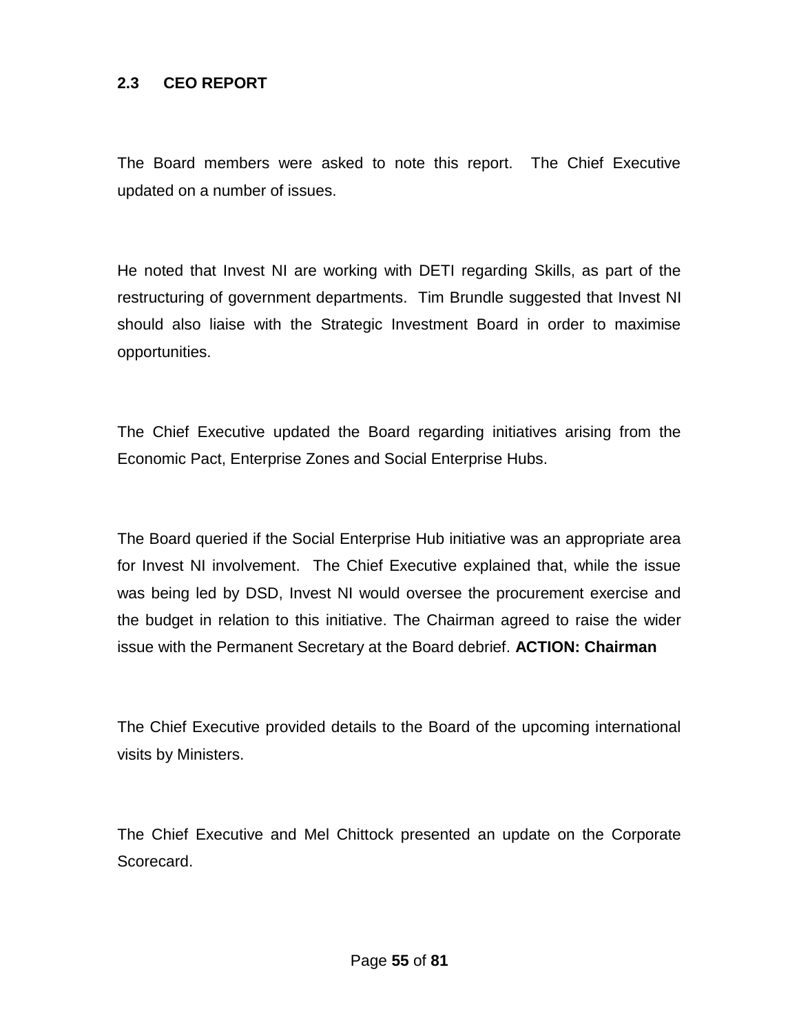## 2.3 CEO REPORT

The Board members were asked to note this report. The Chief Executive updated on a number of issues.

He noted that Invest NI are working with DETI regarding Skills, as part of the restructuring of government departments. Tim Brundle suggested that Invest NI should also liaise with the Strategic Investment Board in order to maximise opportunities.

The Chief Executive updated the Board regarding initiatives arising from the Economic Pact, Enterprise Zones and Social Enterprise Hubs.

The Board queried if the Social Enterprise Hub initiative was an appropriate area for Invest NI involvement. The Chief Executive explained that, while the issue was being led by DSD, Invest NI would oversee the procurement exercise and the budget in relation to this initiative. The Chairman agreed to raise the wider issue with the Permanent Secretary at the Board debrief. **ACTION: Chairman**

The Chief Executive provided details to the Board of the upcoming international visits by Ministers.

The Chief Executive and Mel Chittock presented an update on the Corporate Scorecard.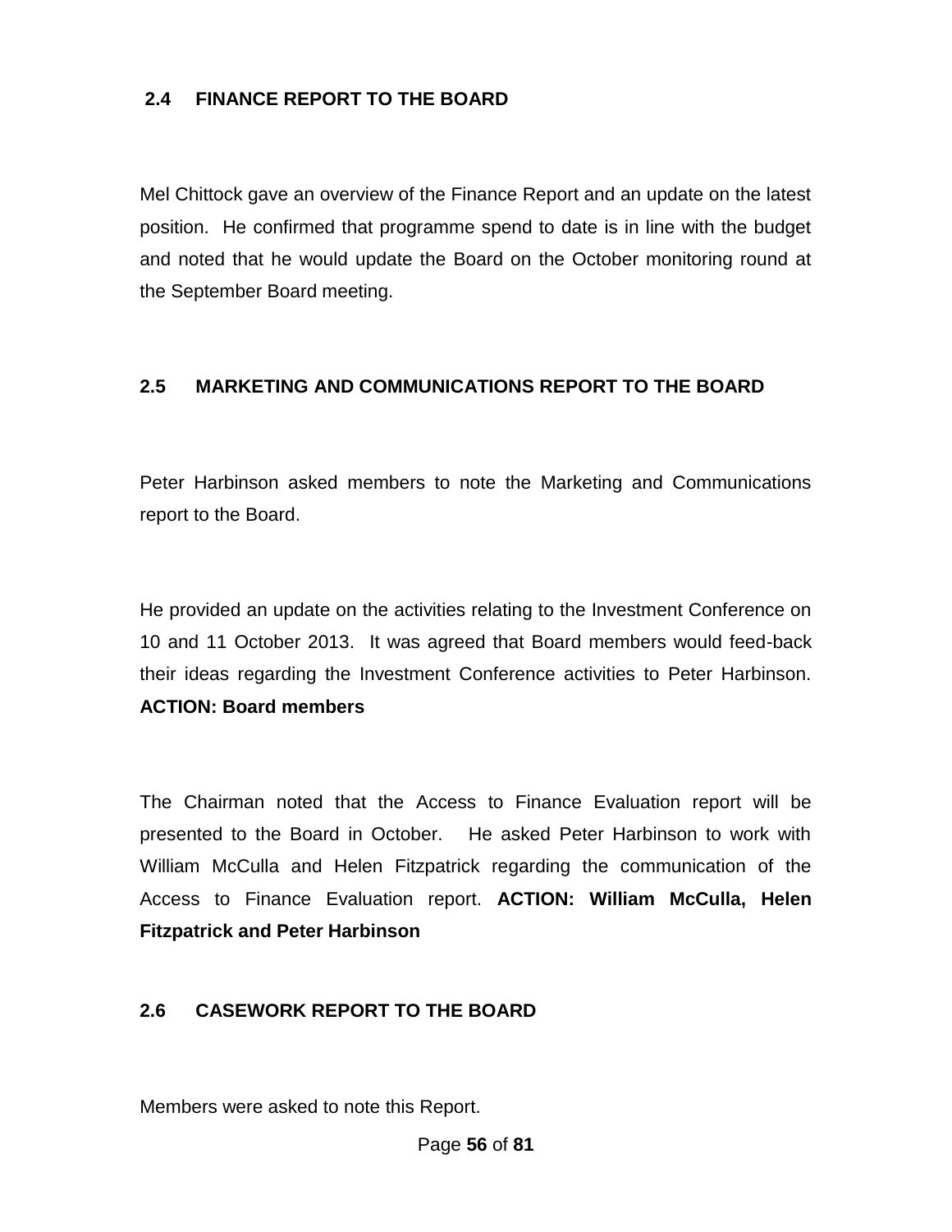## 2.4 FINANCE REPORT TO THE BOARD

Mel Chittock gave an overview of the Finance Report and an update on the latest position. He confirmed that programme spend to date is in line with the budget and noted that he would update the Board on the October monitoring round at the September Board meeting.

## 2.5 MARKETING AND COMMUNICATIONS REPORT TO THE BOARD

Peter Harbinson asked members to note the Marketing and Communications report to the Board.

He provided an update on the activities relating to the Investment Conference on 10 and 11 October 2013. It was agreed that Board members would feed-back their ideas regarding the Investment Conference activities to Peter Harbinson. **ACTION: Board members**

The Chairman noted that the Access to Finance Evaluation report will be presented to the Board in October. He asked Peter Harbinson to work with William McCulla and Helen Fitzpatrick regarding the communication of the Access to Finance Evaluation report. **ACTION: William McCulla, Helen Fitzpatrick and Peter Harbinson**

## 2.6 CASEWORK REPORT TO THE BOARD

Members were asked to note this Report.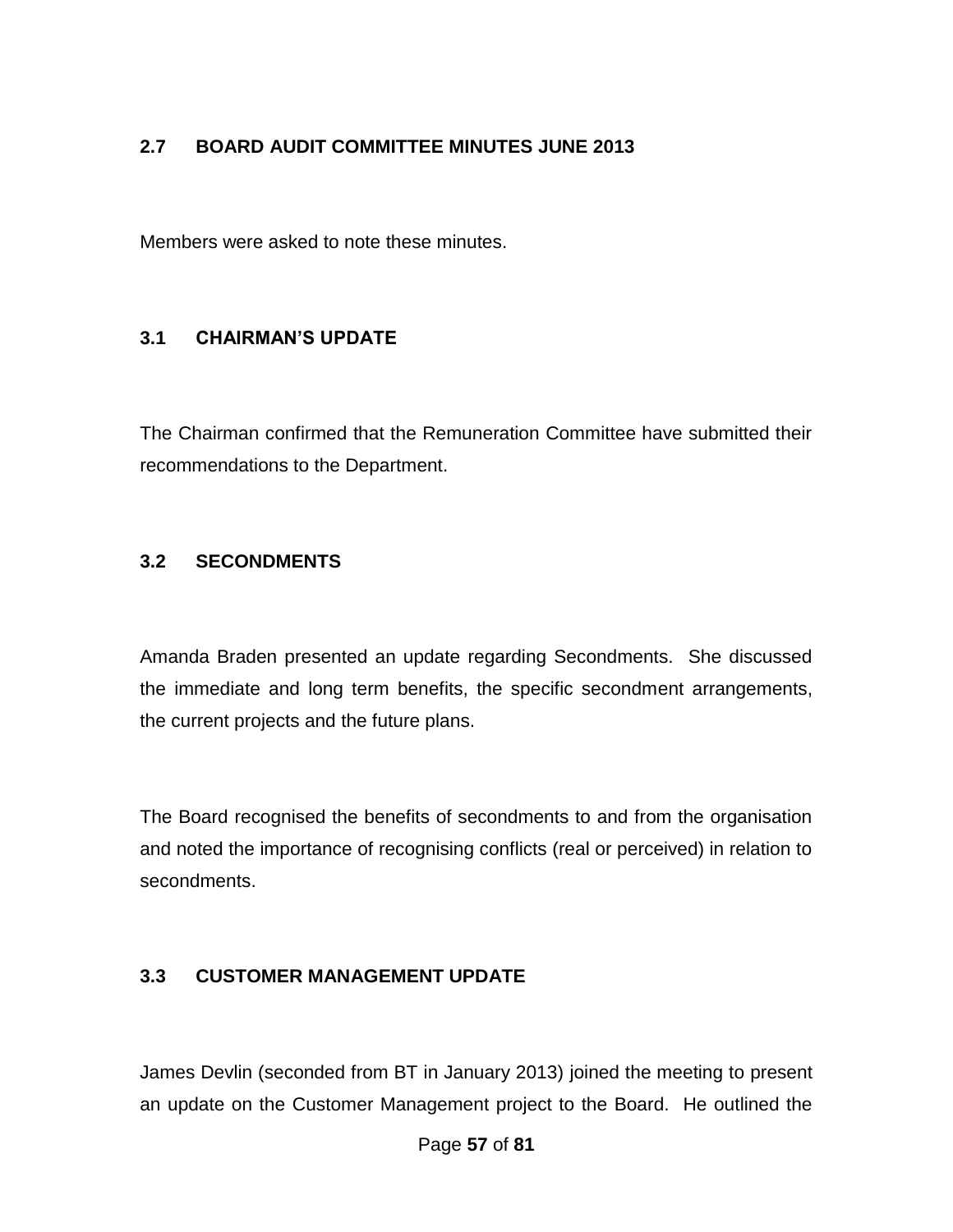### 2.7 BOARD AUDIT COMMITTEE MINUTES JUNE 2013

Members were asked to note these minutes.

### 3.1 CHAIRMAN'S UPDATE

The Chairman confirmed that the Remuneration Committee have submitted their recommendations to the Department.

### 3.2 SECONDMENTS

Amanda Braden presented an update regarding Secondments. She discussed the immediate and long term benefits, the specific secondment arrangements, the current projects and the future plans.

The Board recognised the benefits of secondments to and from the organisation and noted the importance of recognising conflicts (real or perceived) in relation to secondments.

### 3.3 CUSTOMER MANAGEMENT UPDATE

James Devlin (seconded from BT in January 2013) joined the meeting to present an update on the Customer Management project to the Board. He outlined the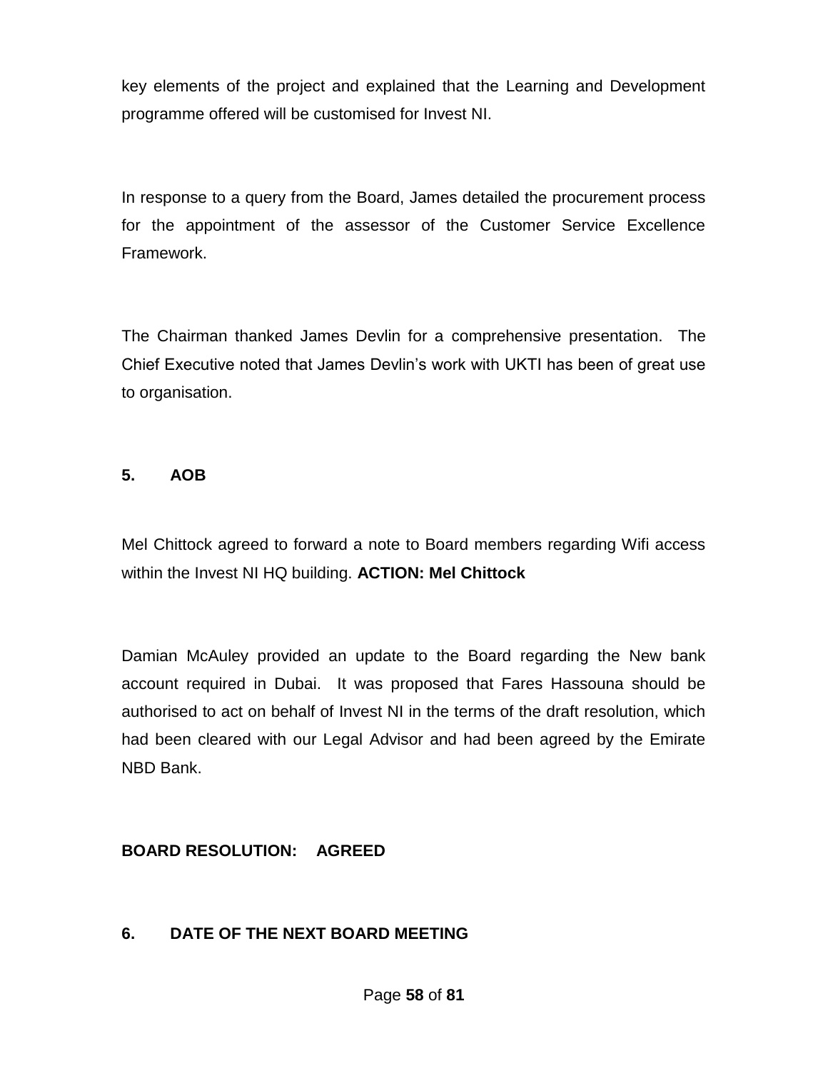key elements of the project and explained that the Learning and Development programme offered will be customised for Invest NI.

In response to a query from the Board, James detailed the procurement process for the appointment of the assessor of the Customer Service Excellence Framework.

The Chairman thanked James Devlin for a comprehensive presentation. The Chief Executive noted that James Devlin's work with UKTI has been of great use to organisation.

## 5. AOB

Mel Chittock agreed to forward a note to Board members regarding Wifi access within the Invest NI HQ building. **ACTION: Mel Chittock**

Damian McAuley provided an update to the Board regarding the New bank account required in Dubai. It was proposed that Fares Hassouna should be authorised to act on behalf of Invest NI in the terms of the draft resolution, which had been cleared with our Legal Advisor and had been agreed by the Emirate NBD Bank.

**BOARD RESOLUTION: AGREED**

## 6. DATE OF THE NEXT BOARD MEETING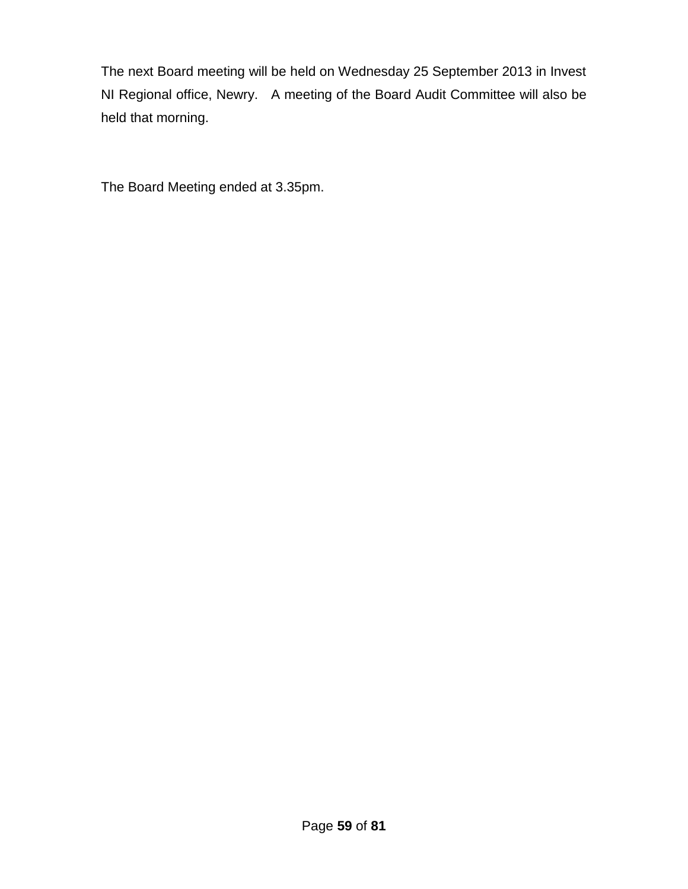The next Board meeting will be held on Wednesday 25 September 2013 in Invest NI Regional office, Newry. A meeting of the Board Audit Committee will also be held that morning.

The Board Meeting ended at 3.35pm.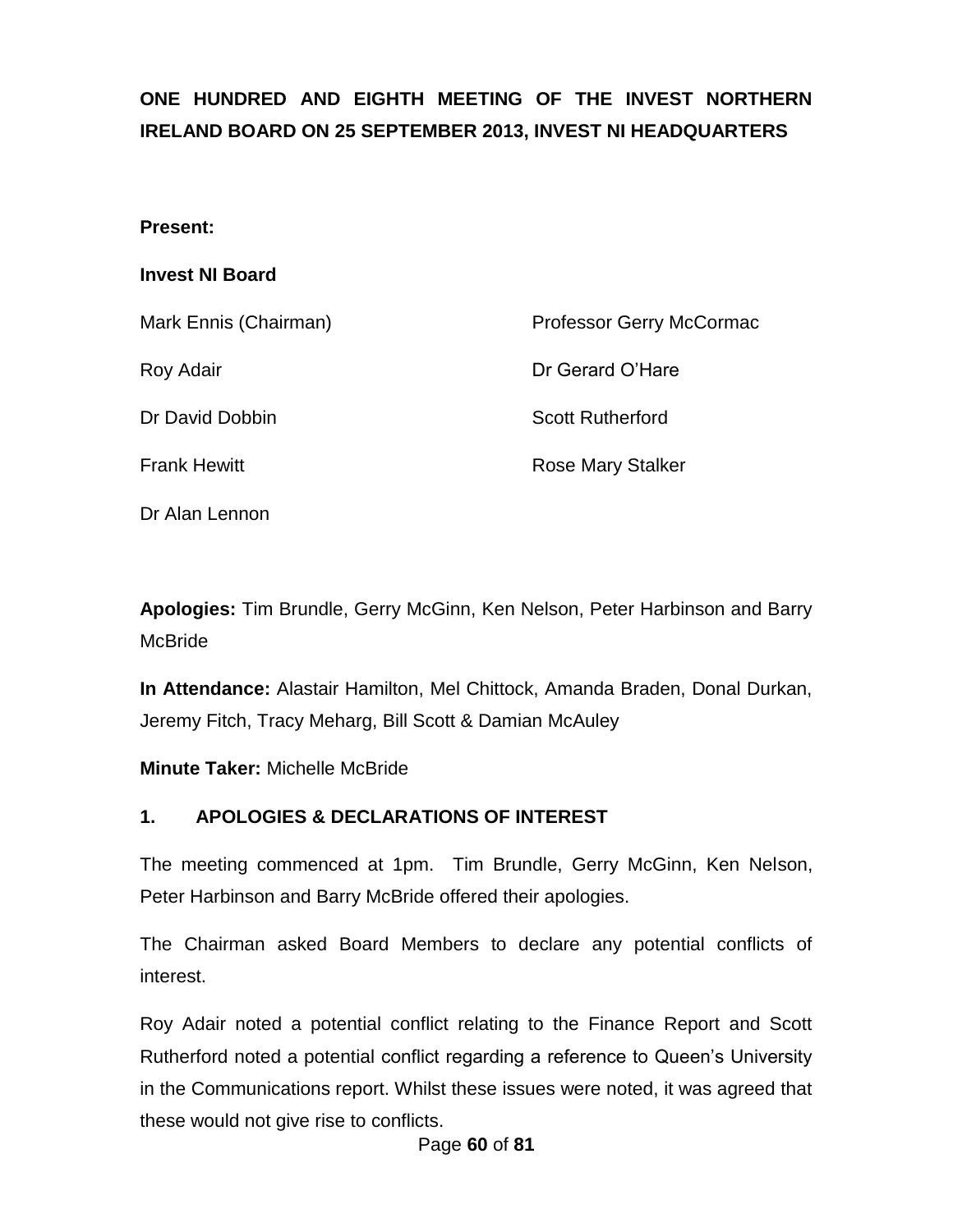**ONE HUNDRED AND EIGHTH MEETING OF THE INVEST NORTHERN IRELAND BOARD ON 25 SEPTEMBER 2013, INVEST NI HEADQUARTERS**

**Present:**

**Invest NI Board**

Mark Ennis (Chairman)

Roy Adair

Dr David Dobbin

Frank Hewitt

Dr Alan Lennon

Professor Gerry McCormac

Dr Gerard O'Hare

Scott Rutherford

Rose Mary Stalker

**Apologies:** Tim Brundle, Gerry McGinn, Ken Nelson, Peter Harbinson and Barry McBride

**In Attendance:** Alastair Hamilton, Mel Chittock, Amanda Braden, Donal Durkan, Jeremy Fitch, Tracy Meharg, Bill Scott & Damian McAuley

**Minute Taker:** Michelle McBride

## 1. APOLOGIES & DECLARATIONS OF INTEREST

The meeting commenced at 1pm. Tim Brundle, Gerry McGinn, Ken Nelson, Peter Harbinson and Barry McBride offered their apologies.

The Chairman asked Board Members to declare any potential conflicts of interest.

Roy Adair noted a potential conflict relating to the Finance Report and Scott Rutherford noted a potential conflict regarding a reference to Queen's University in the Communications report. Whilst these issues were noted, it was agreed that these would not give rise to conflicts.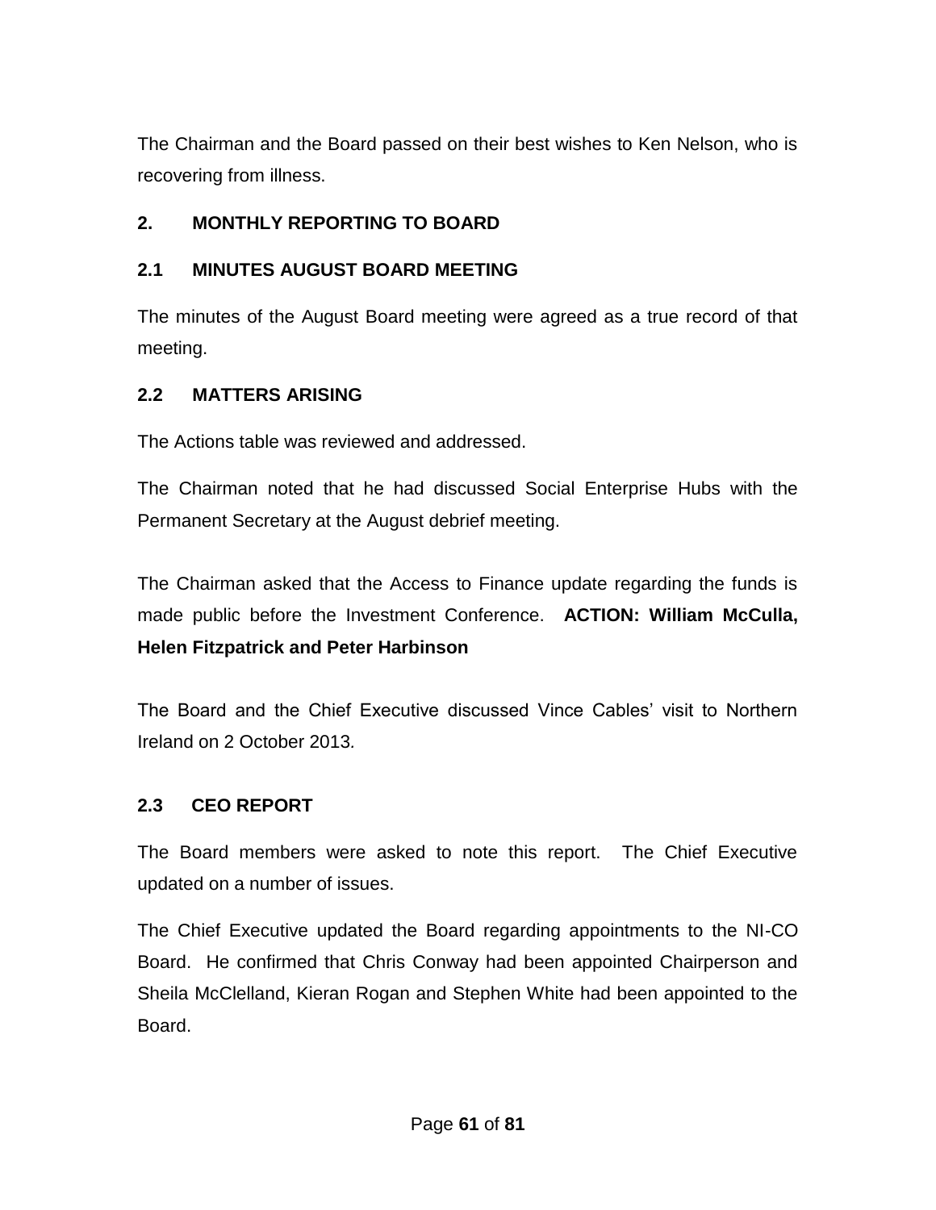The Chairman and the Board passed on their best wishes to Ken Nelson, who is recovering from illness.

## 2. MONTHLY REPORTING TO BOARD

### 2.1 MINUTES AUGUST BOARD MEETING

The minutes of the August Board meeting were agreed as a true record of that meeting.

### 2.2 MATTERS ARISING

The Actions table was reviewed and addressed.

The Chairman noted that he had discussed Social Enterprise Hubs with the Permanent Secretary at the August debrief meeting.

The Chairman asked that the Access to Finance update regarding the funds is made public before the Investment Conference. **ACTION: William McCulla, Helen Fitzpatrick and Peter Harbinson**

The Board and the Chief Executive discussed Vince Cables' visit to Northern Ireland on 2 October 2013.

### 2.3 CEO REPORT

The Board members were asked to note this report. The Chief Executive updated on a number of issues.

The Chief Executive updated the Board regarding appointments to the NI-CO Board. He confirmed that Chris Conway had been appointed Chairperson and Sheila McClelland, Kieran Rogan and Stephen White had been appointed to the Board.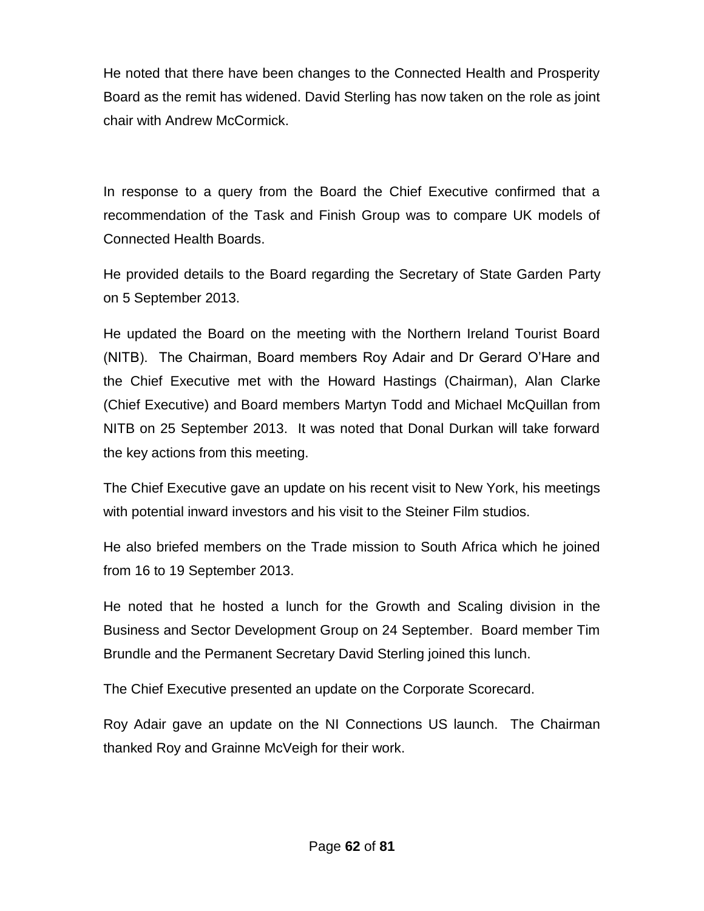He noted that there have been changes to the Connected Health and Prosperity Board as the remit has widened. David Sterling has now taken on the role as joint chair with Andrew McCormick.

In response to a query from the Board the Chief Executive confirmed that a recommendation of the Task and Finish Group was to compare UK models of Connected Health Boards.

He provided details to the Board regarding the Secretary of State Garden Party on 5 September 2013.

He updated the Board on the meeting with the Northern Ireland Tourist Board (NITB). The Chairman, Board members Roy Adair and Dr Gerard O'Hare and the Chief Executive met with the Howard Hastings (Chairman), Alan Clarke (Chief Executive) and Board members Martyn Todd and Michael McQuillan from NITB on 25 September 2013. It was noted that Donal Durkan will take forward the key actions from this meeting.

The Chief Executive gave an update on his recent visit to New York, his meetings with potential inward investors and his visit to the Steiner Film studios.

He also briefed members on the Trade mission to South Africa which he joined from 16 to 19 September 2013.

He noted that he hosted a lunch for the Growth and Scaling division in the Business and Sector Development Group on 24 September. Board member Tim Brundle and the Permanent Secretary David Sterling joined this lunch.

The Chief Executive presented an update on the Corporate Scorecard.

Roy Adair gave an update on the NI Connections US launch. The Chairman thanked Roy and Grainne McVeigh for their work.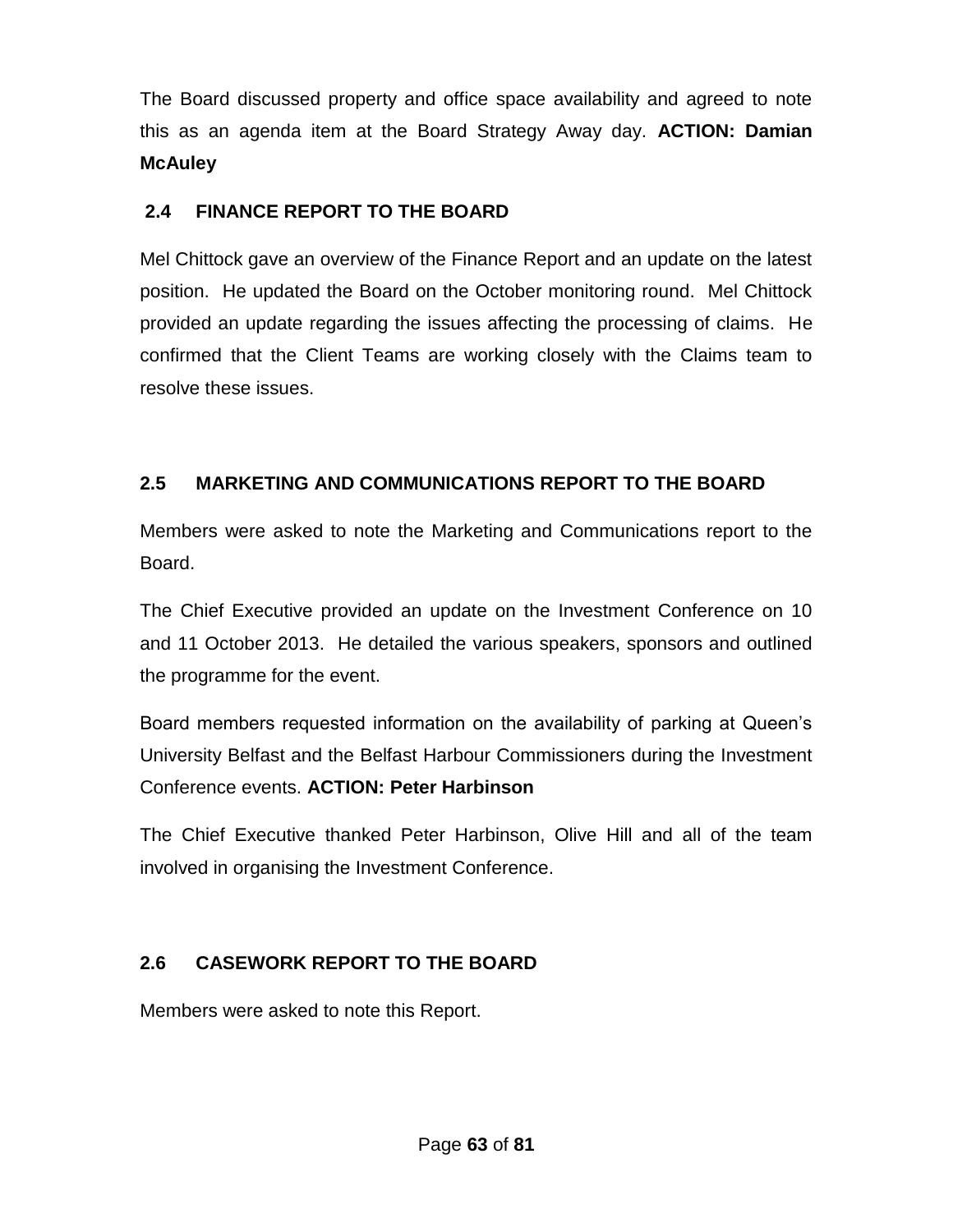The Board discussed property and office space availability and agreed to note this as an agenda item at the Board Strategy Away day. **ACTION: Damian McAuley**

### 2.4 FINANCE REPORT TO THE BOARD

Mel Chittock gave an overview of the Finance Report and an update on the latest position. He updated the Board on the October monitoring round. Mel Chittock provided an update regarding the issues affecting the processing of claims. He confirmed that the Client Teams are working closely with the Claims team to resolve these issues.

### 2.5 MARKETING AND COMMUNICATIONS REPORT TO THE BOARD

Members were asked to note the Marketing and Communications report to the Board.

The Chief Executive provided an update on the Investment Conference on 10 and 11 October 2013. He detailed the various speakers, sponsors and outlined the programme for the event.

Board members requested information on the availability of parking at Queen's University Belfast and the Belfast Harbour Commissioners during the Investment Conference events. **ACTION: Peter Harbinson**

The Chief Executive thanked Peter Harbinson, Olive Hill and all of the team involved in organising the Investment Conference.

### 2.6 CASEWORK REPORT TO THE BOARD

Members were asked to note this Report.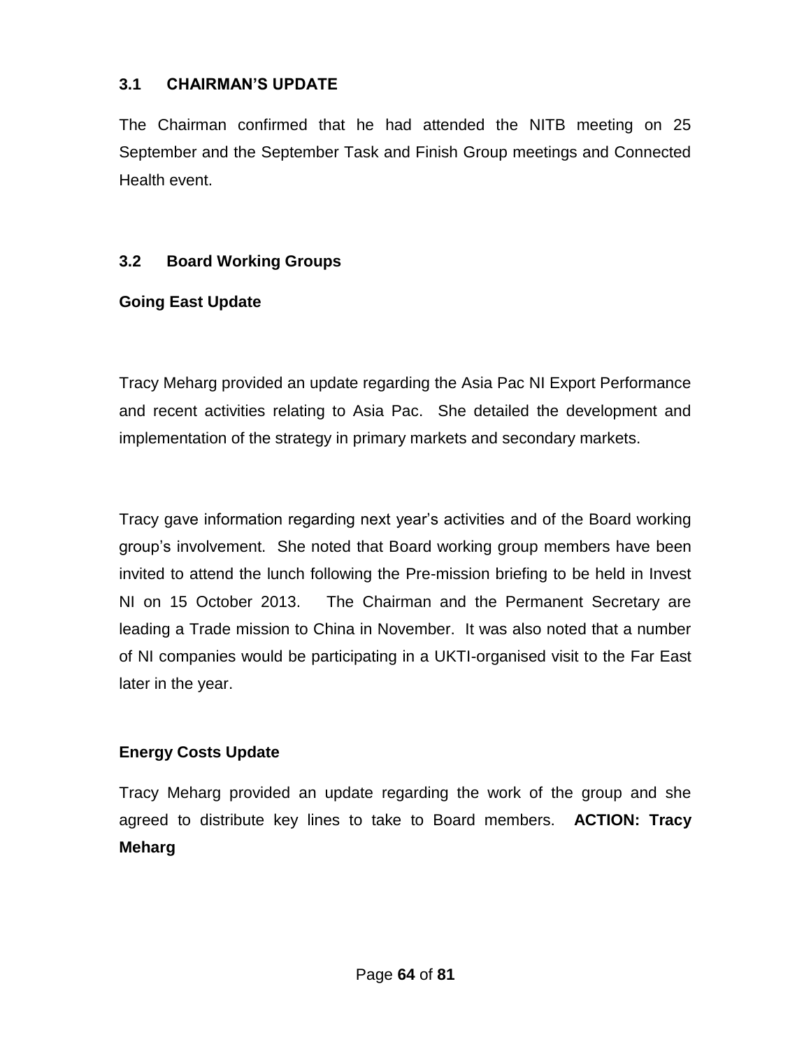### 3.1 CHAIRMAN'S UPDATE

The Chairman confirmed that he had attended the NITB meeting on 25 September and the September Task and Finish Group meetings and Connected Health event.

### 3.2 Board Working Groups

**Going East Update**

Tracy Meharg provided an update regarding the Asia Pac NI Export Performance and recent activities relating to Asia Pac. She detailed the development and implementation of the strategy in primary markets and secondary markets.

Tracy gave information regarding next year's activities and of the Board working group's involvement. She noted that Board working group members have been invited to attend the lunch following the Pre-mission briefing to be held in Invest NI on 15 October 2013. The Chairman and the Permanent Secretary are leading a Trade mission to China in November. It was also noted that a number of NI companies would be participating in a UKTI-organised visit to the Far East later in the year.

**Energy Costs Update**

Tracy Meharg provided an update regarding the work of the group and she agreed to distribute key lines to take to Board members. **ACTION: Tracy Meharg**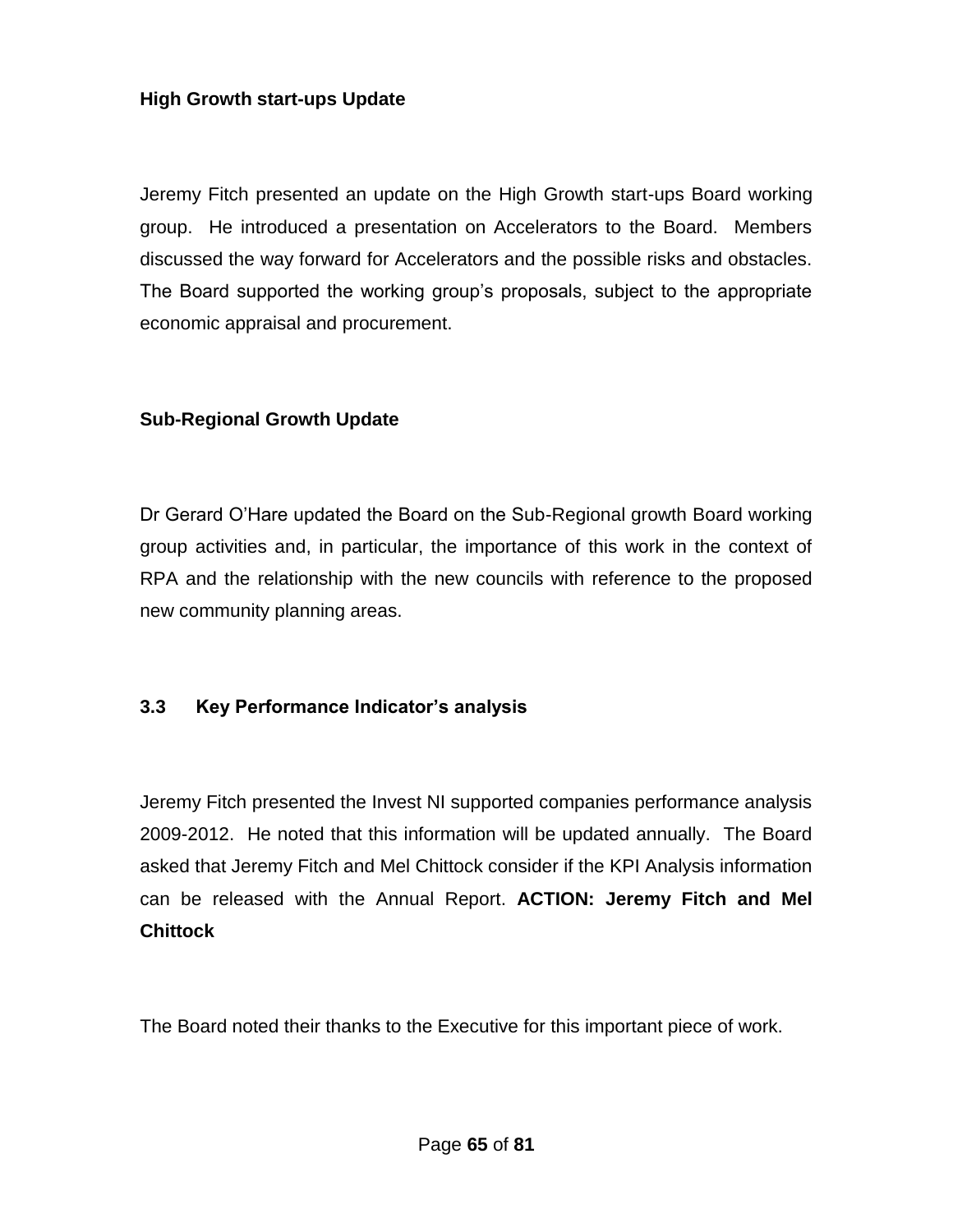**High Growth start-ups Update**

Jeremy Fitch presented an update on the High Growth start-ups Board working group. He introduced a presentation on Accelerators to the Board. Members discussed the way forward for Accelerators and the possible risks and obstacles. The Board supported the working group's proposals, subject to the appropriate economic appraisal and procurement.

**Sub-Regional Growth Update**

Dr Gerard O'Hare updated the Board on the Sub-Regional growth Board working group activities and, in particular, the importance of this work in the context of RPA and the relationship with the new councils with reference to the proposed new community planning areas.

### 3.3 Key Performance Indicator's analysis

Jeremy Fitch presented the Invest NI supported companies performance analysis 2009-2012. He noted that this information will be updated annually. The Board asked that Jeremy Fitch and Mel Chittock consider if the KPI Analysis information can be released with the Annual Report. **ACTION: Jeremy Fitch and Mel Chittock**

The Board noted their thanks to the Executive for this important piece of work.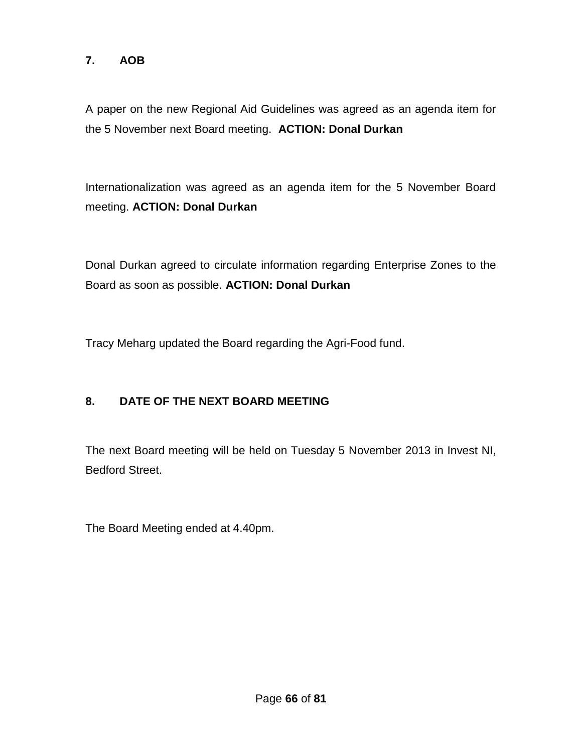## 7. AOB

A paper on the new Regional Aid Guidelines was agreed as an agenda item for the 5 November next Board meeting. **ACTION: Donal Durkan**

Internationalization was agreed as an agenda item for the 5 November Board meeting. **ACTION: Donal Durkan**

Donal Durkan agreed to circulate information regarding Enterprise Zones to the Board as soon as possible. **ACTION: Donal Durkan**

Tracy Meharg updated the Board regarding the Agri-Food fund.

## 8. DATE OF THE NEXT BOARD MEETING

The next Board meeting will be held on Tuesday 5 November 2013 in Invest NI, Bedford Street.

The Board Meeting ended at 4.40pm.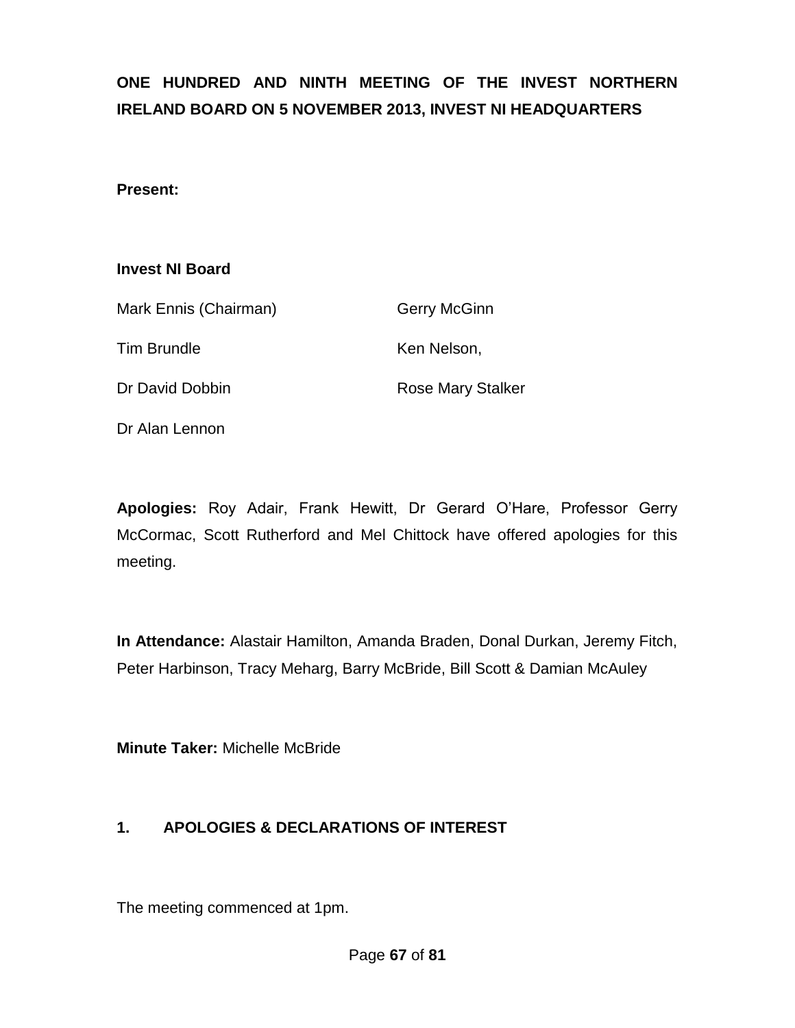**ONE HUNDRED AND NINTH MEETING OF THE INVEST NORTHERN IRELAND BOARD ON 5 NOVEMBER 2013, INVEST NI HEADQUARTERS**

**Present:**

**Invest NI Board**

| | |
|---|---|
| Mark Ennis (Chairman) | Gerry McGinn |
| Tim Brundle | Ken Nelson, |
| Dr David Dobbin | Rose Mary Stalker |
| Dr Alan Lennon | |

**Apologies:** Roy Adair, Frank Hewitt, Dr Gerard O'Hare, Professor Gerry McCormac, Scott Rutherford and Mel Chittock have offered apologies for this meeting.

**In Attendance:** Alastair Hamilton, Amanda Braden, Donal Durkan, Jeremy Fitch, Peter Harbinson, Tracy Meharg, Barry McBride, Bill Scott & Damian McAuley

**Minute Taker:** Michelle McBride

## 1. APOLOGIES & DECLARATIONS OF INTEREST

The meeting commenced at 1pm.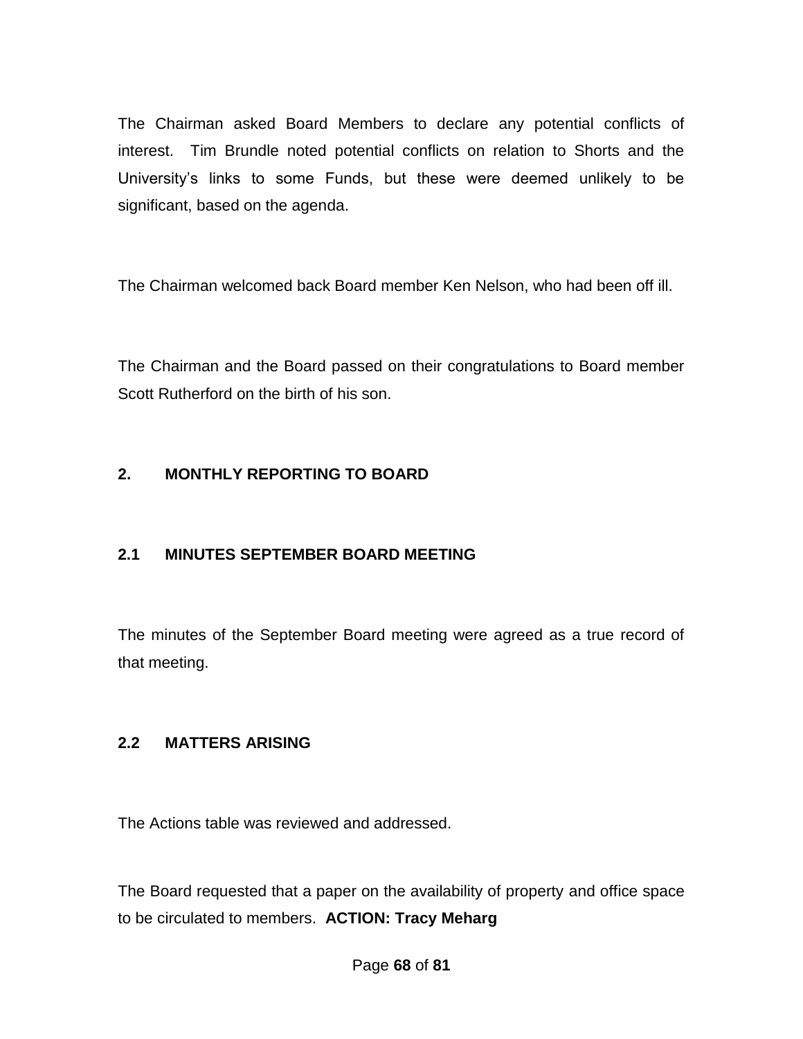The Chairman asked Board Members to declare any potential conflicts of interest. Tim Brundle noted potential conflicts on relation to Shorts and the University's links to some Funds, but these were deemed unlikely to be significant, based on the agenda.

The Chairman welcomed back Board member Ken Nelson, who had been off ill.

The Chairman and the Board passed on their congratulations to Board member Scott Rutherford on the birth of his son.

## 2. MONTHLY REPORTING TO BOARD

### 2.1 MINUTES SEPTEMBER BOARD MEETING

The minutes of the September Board meeting were agreed as a true record of that meeting.

### 2.2 MATTERS ARISING

The Actions table was reviewed and addressed.

The Board requested that a paper on the availability of property and office space to be circulated to members. **ACTION: Tracy Meharg**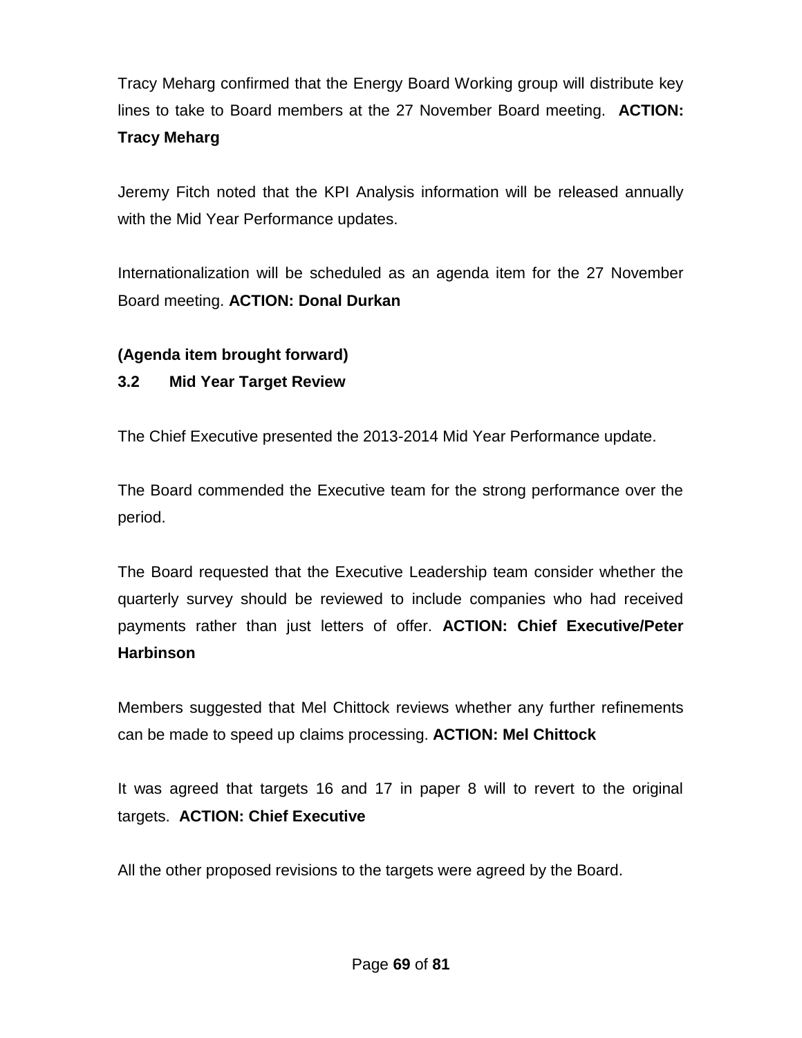Tracy Meharg confirmed that the Energy Board Working group will distribute key lines to take to Board members at the 27 November Board meeting. **ACTION: Tracy Meharg**

Jeremy Fitch noted that the KPI Analysis information will be released annually with the Mid Year Performance updates.

Internationalization will be scheduled as an agenda item for the 27 November Board meeting. **ACTION: Donal Durkan**

**(Agenda item brought forward)**

**3.2 Mid Year Target Review**

The Chief Executive presented the 2013-2014 Mid Year Performance update.

The Board commended the Executive team for the strong performance over the period.

The Board requested that the Executive Leadership team consider whether the quarterly survey should be reviewed to include companies who had received payments rather than just letters of offer. **ACTION: Chief Executive/Peter Harbinson**

Members suggested that Mel Chittock reviews whether any further refinements can be made to speed up claims processing. **ACTION: Mel Chittock**

It was agreed that targets 16 and 17 in paper 8 will to revert to the original targets. **ACTION: Chief Executive**

All the other proposed revisions to the targets were agreed by the Board.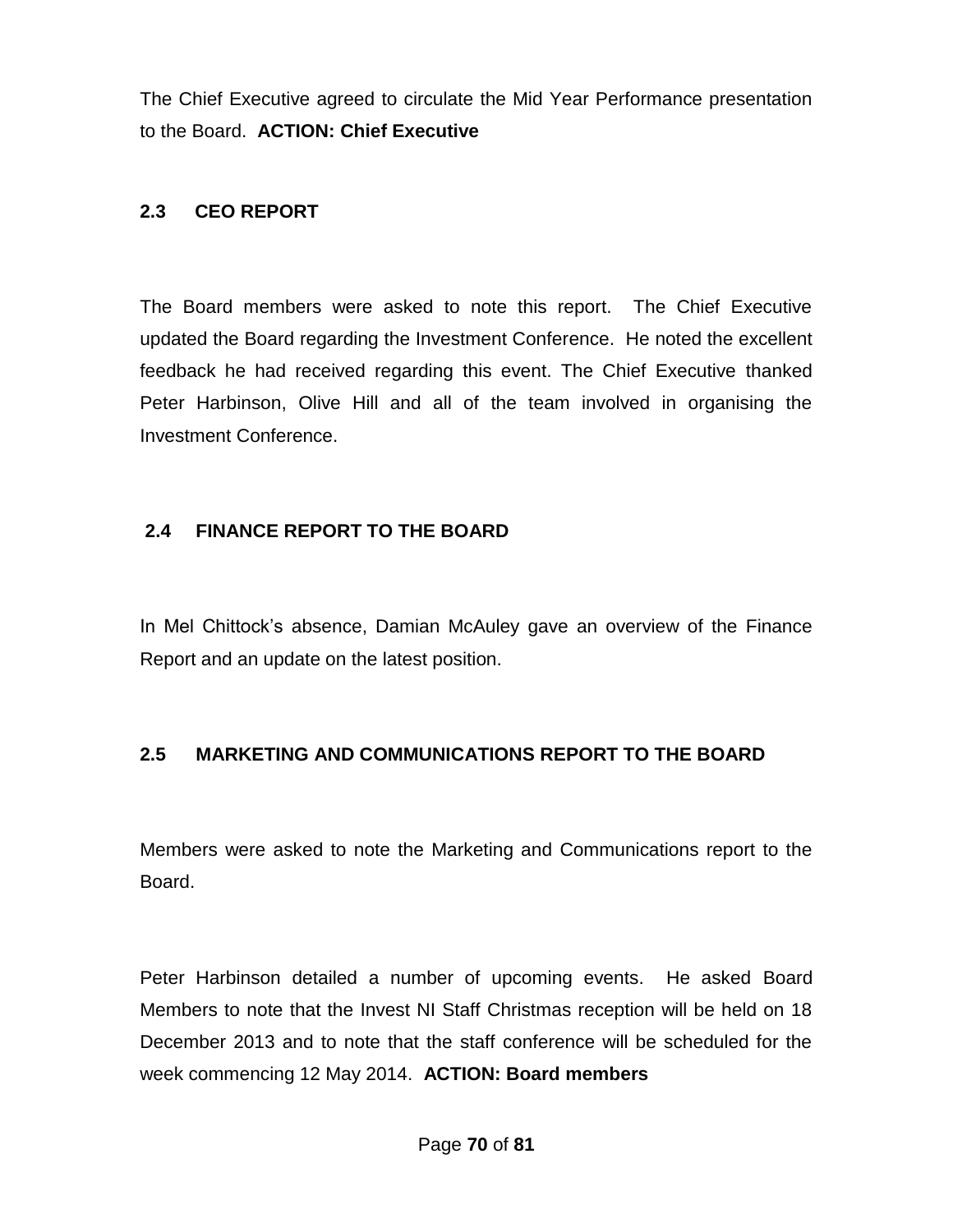The Chief Executive agreed to circulate the Mid Year Performance presentation to the Board. **ACTION: Chief Executive**

### 2.3 CEO REPORT

The Board members were asked to note this report. The Chief Executive updated the Board regarding the Investment Conference. He noted the excellent feedback he had received regarding this event. The Chief Executive thanked Peter Harbinson, Olive Hill and all of the team involved in organising the Investment Conference.

### 2.4 FINANCE REPORT TO THE BOARD

In Mel Chittock's absence, Damian McAuley gave an overview of the Finance Report and an update on the latest position.

### 2.5 MARKETING AND COMMUNICATIONS REPORT TO THE BOARD

Members were asked to note the Marketing and Communications report to the Board.

Peter Harbinson detailed a number of upcoming events. He asked Board Members to note that the Invest NI Staff Christmas reception will be held on 18 December 2013 and to note that the staff conference will be scheduled for the week commencing 12 May 2014. **ACTION: Board members**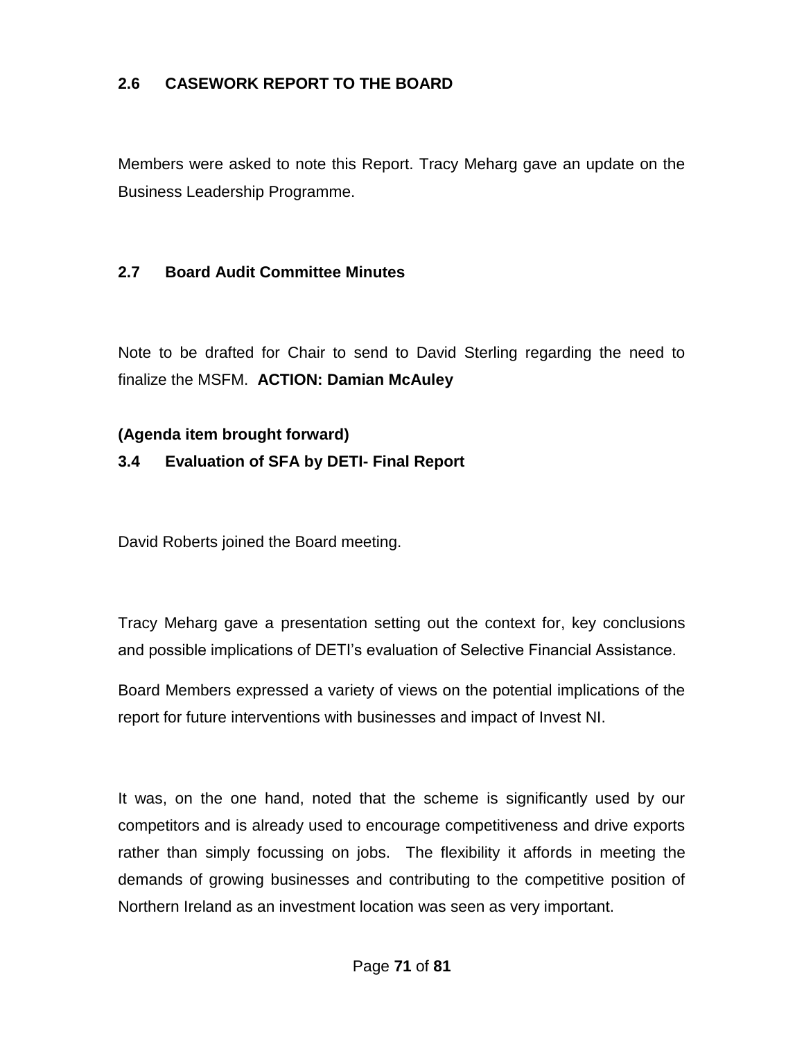### 2.6 CASEWORK REPORT TO THE BOARD

Members were asked to note this Report. Tracy Meharg gave an update on the Business Leadership Programme.

### 2.7 Board Audit Committee Minutes

Note to be drafted for Chair to send to David Sterling regarding the need to finalize the MSFM. **ACTION: Damian McAuley**

**(Agenda item brought forward)**

### 3.4 Evaluation of SFA by DETI- Final Report

David Roberts joined the Board meeting.

Tracy Meharg gave a presentation setting out the context for, key conclusions and possible implications of DETI's evaluation of Selective Financial Assistance.

Board Members expressed a variety of views on the potential implications of the report for future interventions with businesses and impact of Invest NI.

It was, on the one hand, noted that the scheme is significantly used by our competitors and is already used to encourage competitiveness and drive exports rather than simply focussing on jobs. The flexibility it affords in meeting the demands of growing businesses and contributing to the competitive position of Northern Ireland as an investment location was seen as very important.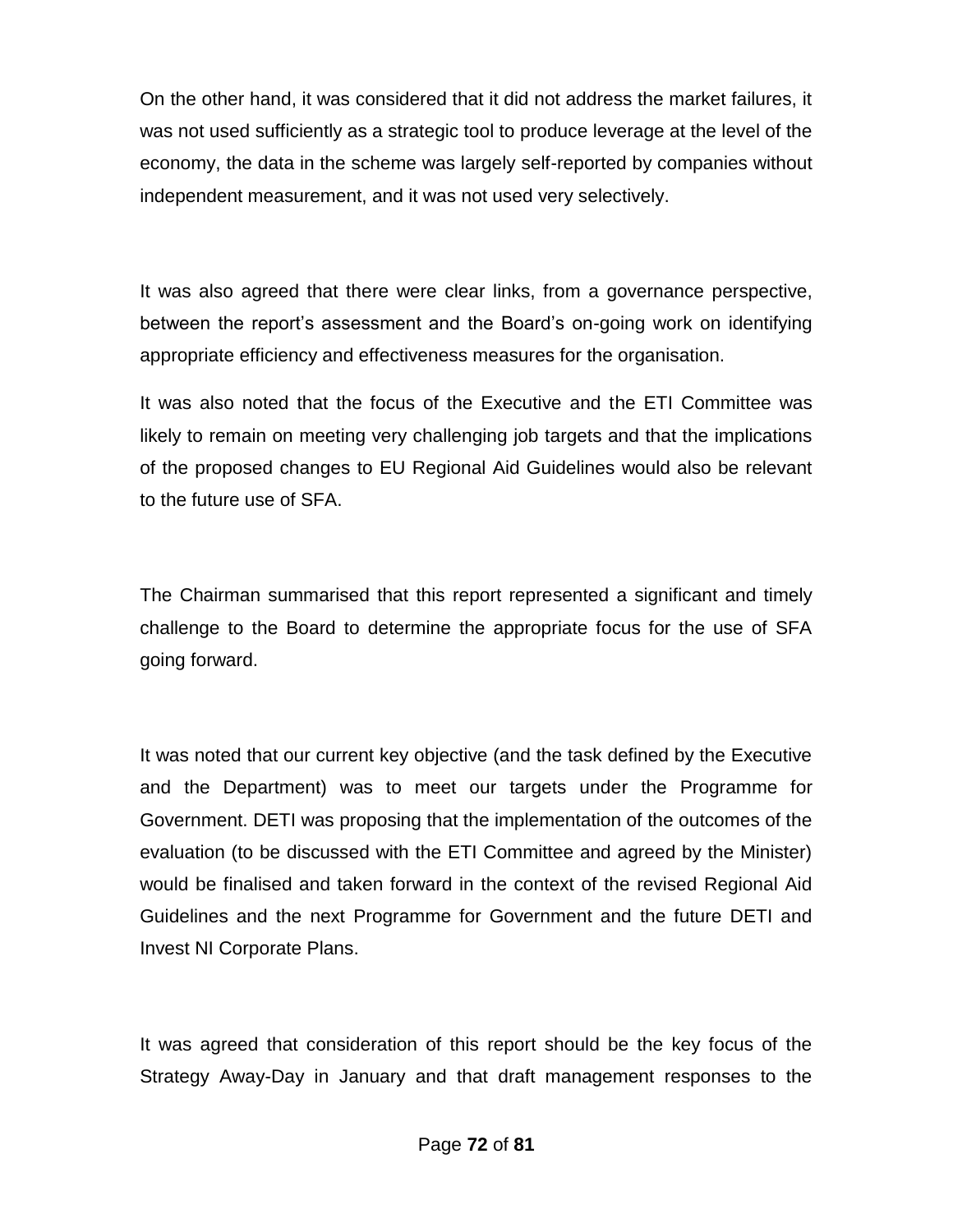On the other hand, it was considered that it did not address the market failures, it was not used sufficiently as a strategic tool to produce leverage at the level of the economy, the data in the scheme was largely self-reported by companies without independent measurement, and it was not used very selectively.

It was also agreed that there were clear links, from a governance perspective, between the report's assessment and the Board's on-going work on identifying appropriate efficiency and effectiveness measures for the organisation.

It was also noted that the focus of the Executive and the ETI Committee was likely to remain on meeting very challenging job targets and that the implications of the proposed changes to EU Regional Aid Guidelines would also be relevant to the future use of SFA.

The Chairman summarised that this report represented a significant and timely challenge to the Board to determine the appropriate focus for the use of SFA going forward.

It was noted that our current key objective (and the task defined by the Executive and the Department) was to meet our targets under the Programme for Government. DETI was proposing that the implementation of the outcomes of the evaluation (to be discussed with the ETI Committee and agreed by the Minister) would be finalised and taken forward in the context of the revised Regional Aid Guidelines and the next Programme for Government and the future DETI and Invest NI Corporate Plans.

It was agreed that consideration of this report should be the key focus of the Strategy Away-Day in January and that draft management responses to the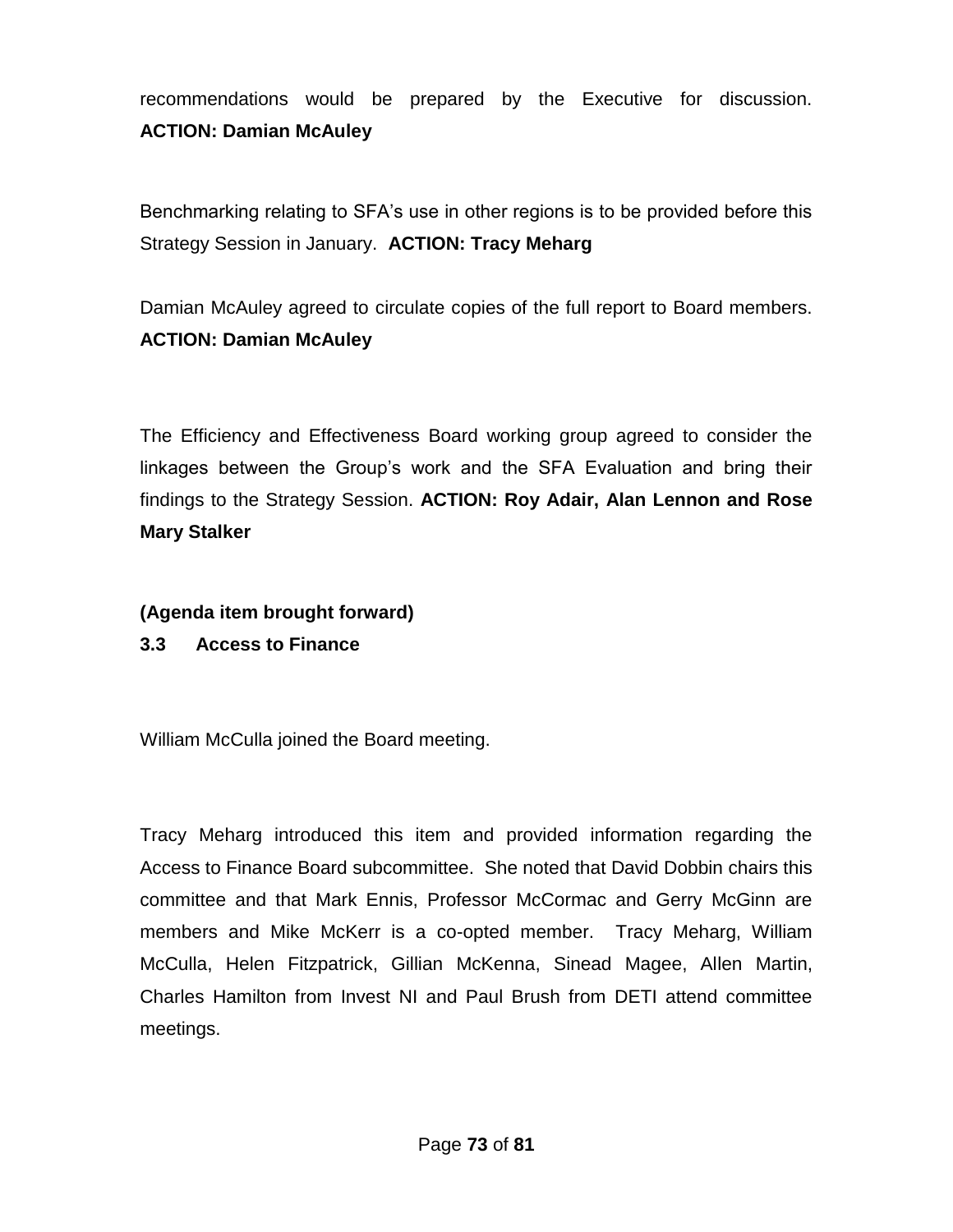recommendations would be prepared by the Executive for discussion. **ACTION: Damian McAuley**

Benchmarking relating to SFA's use in other regions is to be provided before this Strategy Session in January. **ACTION: Tracy Meharg**

Damian McAuley agreed to circulate copies of the full report to Board members. **ACTION: Damian McAuley**

The Efficiency and Effectiveness Board working group agreed to consider the linkages between the Group's work and the SFA Evaluation and bring their findings to the Strategy Session. **ACTION: Roy Adair, Alan Lennon and Rose Mary Stalker**

**(Agenda item brought forward)**

**3.3 Access to Finance**

William McCulla joined the Board meeting.

Tracy Meharg introduced this item and provided information regarding the Access to Finance Board subcommittee. She noted that David Dobbin chairs this committee and that Mark Ennis, Professor McCormac and Gerry McGinn are members and Mike McKerr is a co-opted member. Tracy Meharg, William McCulla, Helen Fitzpatrick, Gillian McKenna, Sinead Magee, Allen Martin, Charles Hamilton from Invest NI and Paul Brush from DETI attend committee meetings.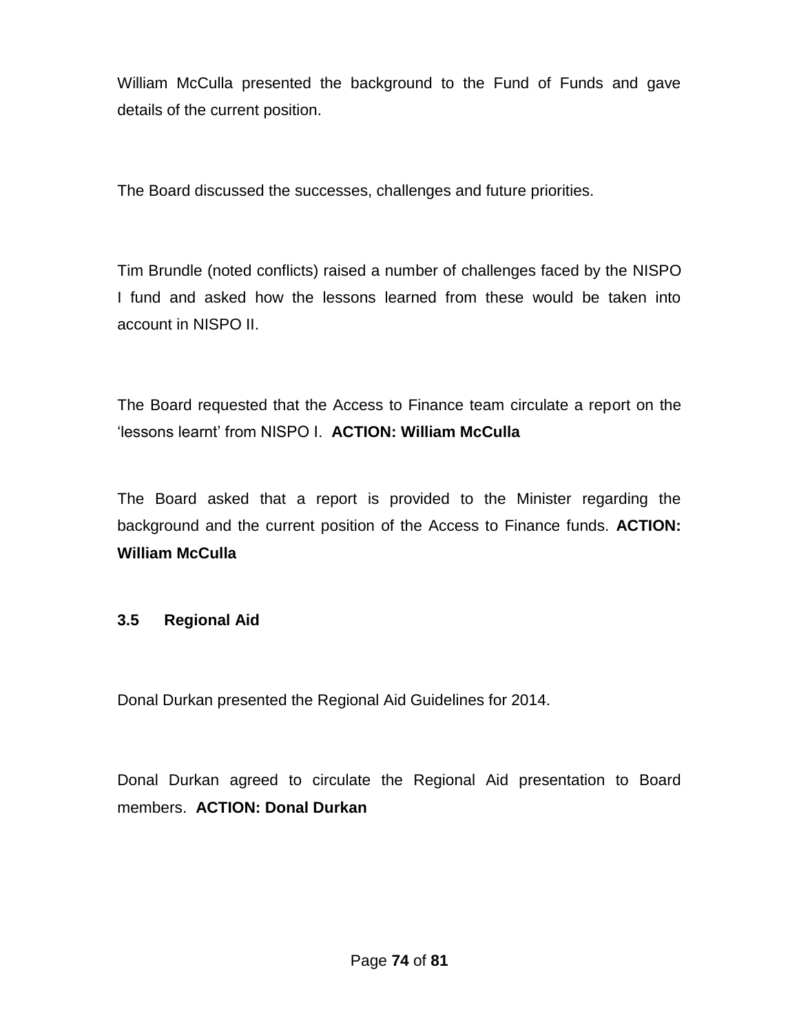William McCulla presented the background to the Fund of Funds and gave details of the current position.

The Board discussed the successes, challenges and future priorities.

Tim Brundle (noted conflicts) raised a number of challenges faced by the NISPO I fund and asked how the lessons learned from these would be taken into account in NISPO II.

The Board requested that the Access to Finance team circulate a report on the 'lessons learnt' from NISPO I. **ACTION: William McCulla**

The Board asked that a report is provided to the Minister regarding the background and the current position of the Access to Finance funds. **ACTION: William McCulla**

### 3.5 Regional Aid

Donal Durkan presented the Regional Aid Guidelines for 2014.

Donal Durkan agreed to circulate the Regional Aid presentation to Board members. **ACTION: Donal Durkan**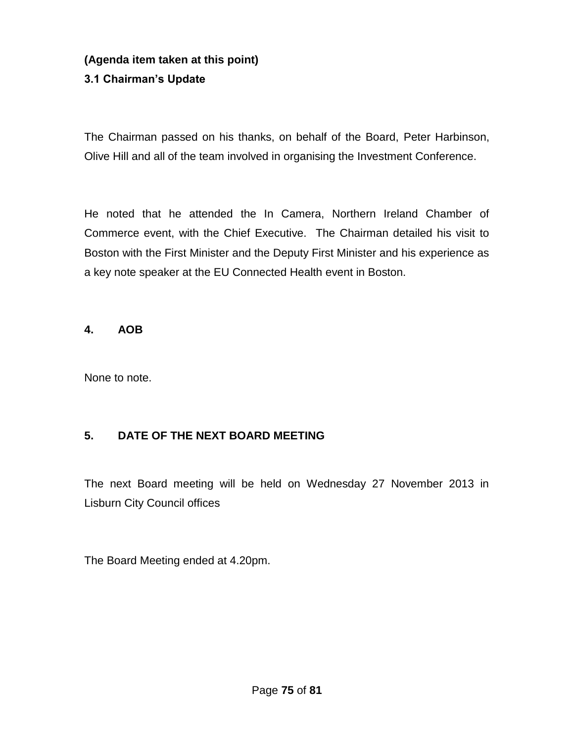**(Agenda item taken at this point)**

**3.1 Chairman's Update**

The Chairman passed on his thanks, on behalf of the Board, Peter Harbinson, Olive Hill and all of the team involved in organising the Investment Conference.

He noted that he attended the In Camera, Northern Ireland Chamber of Commerce event, with the Chief Executive. The Chairman detailed his visit to Boston with the First Minister and the Deputy First Minister and his experience as a key note speaker at the EU Connected Health event in Boston.

## 4. AOB

None to note.

## 5. DATE OF THE NEXT BOARD MEETING

The next Board meeting will be held on Wednesday 27 November 2013 in Lisburn City Council offices

The Board Meeting ended at 4.20pm.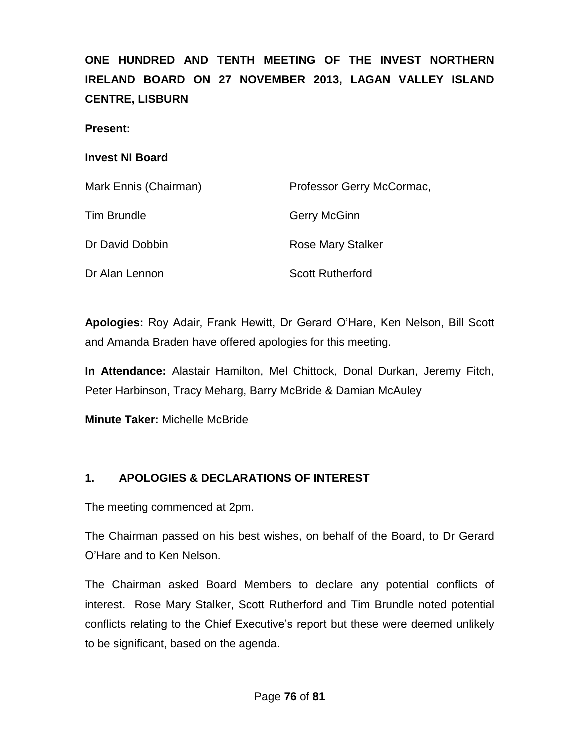**ONE HUNDRED AND TENTH MEETING OF THE INVEST NORTHERN IRELAND BOARD ON 27 NOVEMBER 2013, LAGAN VALLEY ISLAND CENTRE, LISBURN**

**Present:**

**Invest NI Board**

| | |
|---|---|
| Mark Ennis (Chairman) | Professor Gerry McCormac, |
| Tim Brundle | Gerry McGinn |
| Dr David Dobbin | Rose Mary Stalker |
| Dr Alan Lennon | Scott Rutherford |

**Apologies:** Roy Adair, Frank Hewitt, Dr Gerard O'Hare, Ken Nelson, Bill Scott and Amanda Braden have offered apologies for this meeting.

**In Attendance:** Alastair Hamilton, Mel Chittock, Donal Durkan, Jeremy Fitch, Peter Harbinson, Tracy Meharg, Barry McBride & Damian McAuley

**Minute Taker:** Michelle McBride

## 1. APOLOGIES & DECLARATIONS OF INTEREST

The meeting commenced at 2pm.

The Chairman passed on his best wishes, on behalf of the Board, to Dr Gerard O'Hare and to Ken Nelson.

The Chairman asked Board Members to declare any potential conflicts of interest. Rose Mary Stalker, Scott Rutherford and Tim Brundle noted potential conflicts relating to the Chief Executive's report but these were deemed unlikely to be significant, based on the agenda.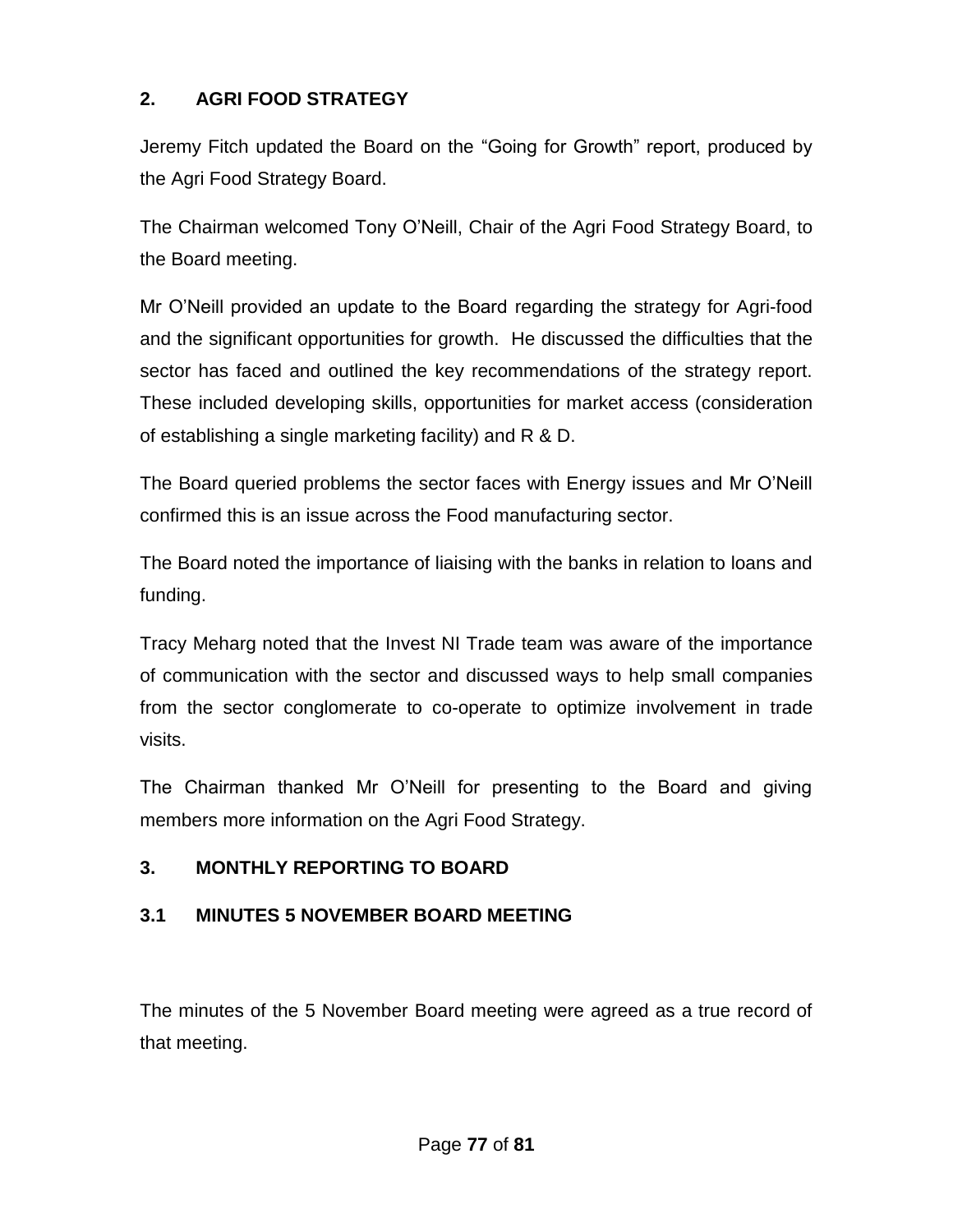## 2. AGRI FOOD STRATEGY

Jeremy Fitch updated the Board on the “Going for Growth” report, produced by the Agri Food Strategy Board.

The Chairman welcomed Tony O’Neill, Chair of the Agri Food Strategy Board, to the Board meeting.

Mr O’Neill provided an update to the Board regarding the strategy for Agri-food and the significant opportunities for growth. He discussed the difficulties that the sector has faced and outlined the key recommendations of the strategy report. These included developing skills, opportunities for market access (consideration of establishing a single marketing facility) and R & D.

The Board queried problems the sector faces with Energy issues and Mr O’Neill confirmed this is an issue across the Food manufacturing sector.

The Board noted the importance of liaising with the banks in relation to loans and funding.

Tracy Meharg noted that the Invest NI Trade team was aware of the importance of communication with the sector and discussed ways to help small companies from the sector conglomerate to co-operate to optimize involvement in trade visits.

The Chairman thanked Mr O’Neill for presenting to the Board and giving members more information on the Agri Food Strategy.

## 3. MONTHLY REPORTING TO BOARD

### 3.1 MINUTES 5 NOVEMBER BOARD MEETING

The minutes of the 5 November Board meeting were agreed as a true record of that meeting.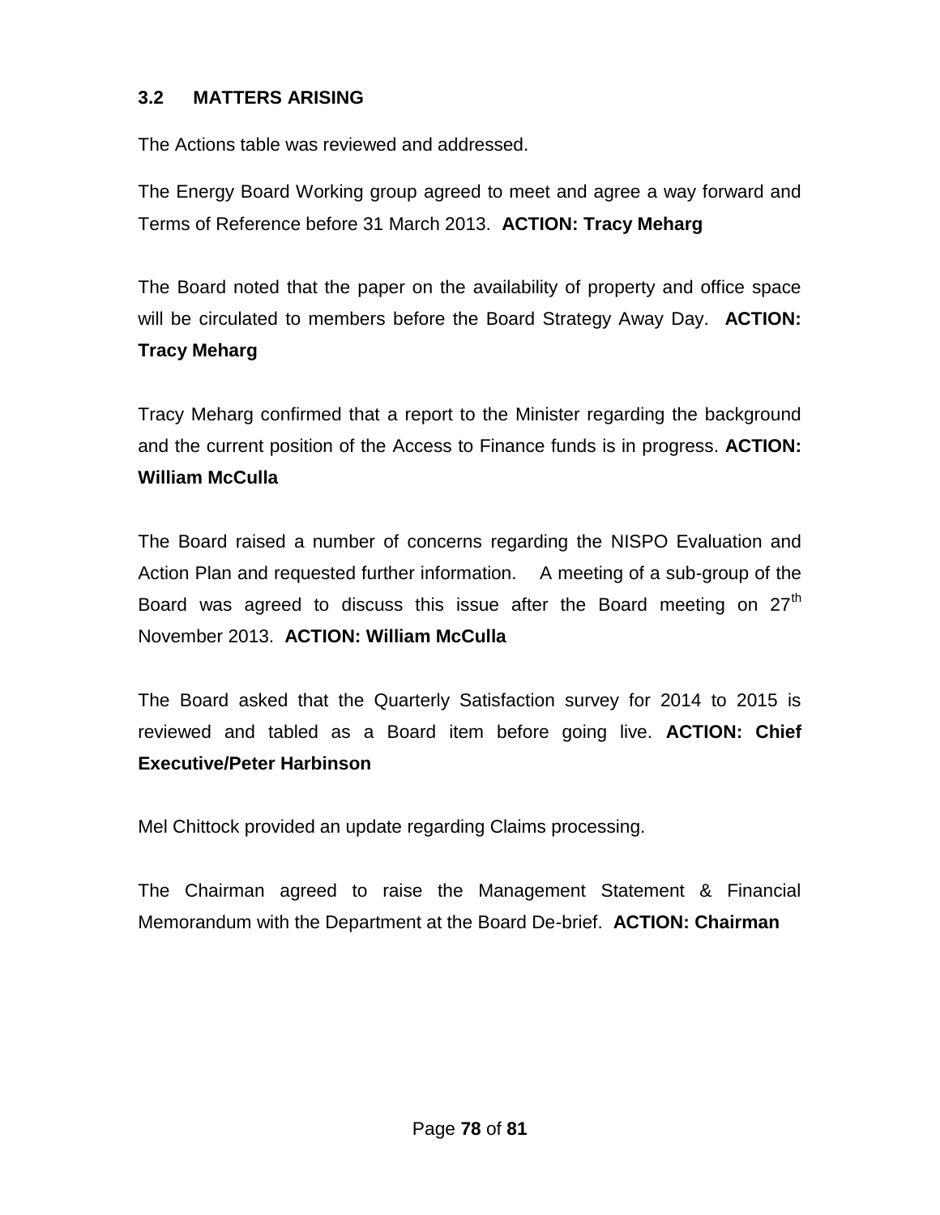### 3.2 MATTERS ARISING

The Actions table was reviewed and addressed.

The Energy Board Working group agreed to meet and agree a way forward and Terms of Reference before 31 March 2013. **ACTION: Tracy Meharg**

The Board noted that the paper on the availability of property and office space will be circulated to members before the Board Strategy Away Day. **ACTION: Tracy Meharg**

Tracy Meharg confirmed that a report to the Minister regarding the background and the current position of the Access to Finance funds is in progress. **ACTION: William McCulla**

The Board raised a number of concerns regarding the NISPO Evaluation and Action Plan and requested further information. A meeting of a sub-group of the Board was agreed to discuss this issue after the Board meeting on 27th November 2013. **ACTION: William McCulla**

The Board asked that the Quarterly Satisfaction survey for 2014 to 2015 is reviewed and tabled as a Board item before going live. **ACTION: Chief Executive/Peter Harbinson**

Mel Chittock provided an update regarding Claims processing.

The Chairman agreed to raise the Management Statement & Financial Memorandum with the Department at the Board De-brief. **ACTION: Chairman**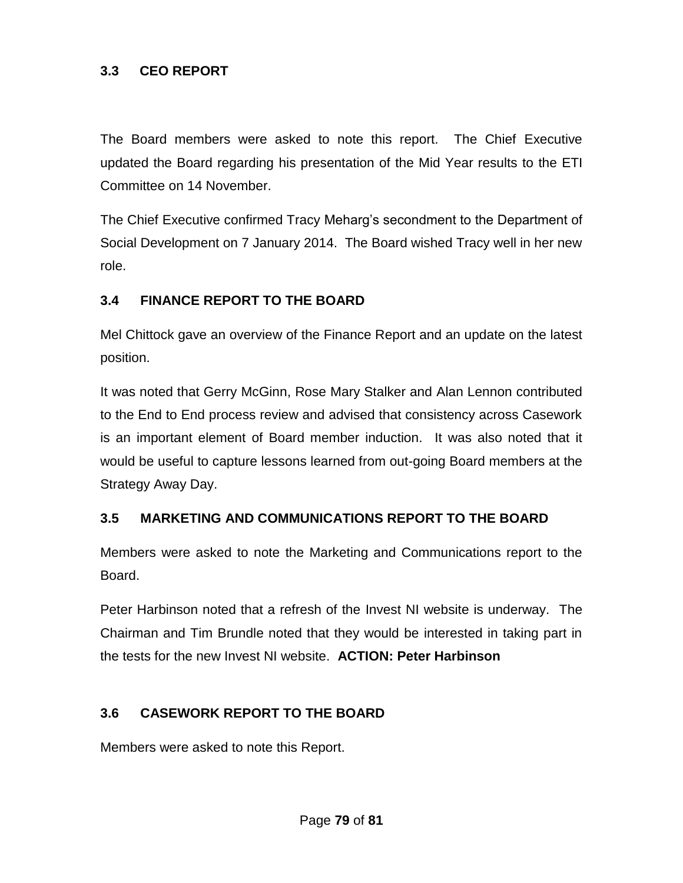## 3.3 CEO REPORT

The Board members were asked to note this report. The Chief Executive updated the Board regarding his presentation of the Mid Year results to the ETI Committee on 14 November.

The Chief Executive confirmed Tracy Meharg's secondment to the Department of Social Development on 7 January 2014. The Board wished Tracy well in her new role.

## 3.4 FINANCE REPORT TO THE BOARD

Mel Chittock gave an overview of the Finance Report and an update on the latest position.

It was noted that Gerry McGinn, Rose Mary Stalker and Alan Lennon contributed to the End to End process review and advised that consistency across Casework is an important element of Board member induction. It was also noted that it would be useful to capture lessons learned from out-going Board members at the Strategy Away Day.

## 3.5 MARKETING AND COMMUNICATIONS REPORT TO THE BOARD

Members were asked to note the Marketing and Communications report to the Board.

Peter Harbinson noted that a refresh of the Invest NI website is underway. The Chairman and Tim Brundle noted that they would be interested in taking part in the tests for the new Invest NI website. **ACTION: Peter Harbinson**

## 3.6 CASEWORK REPORT TO THE BOARD

Members were asked to note this Report.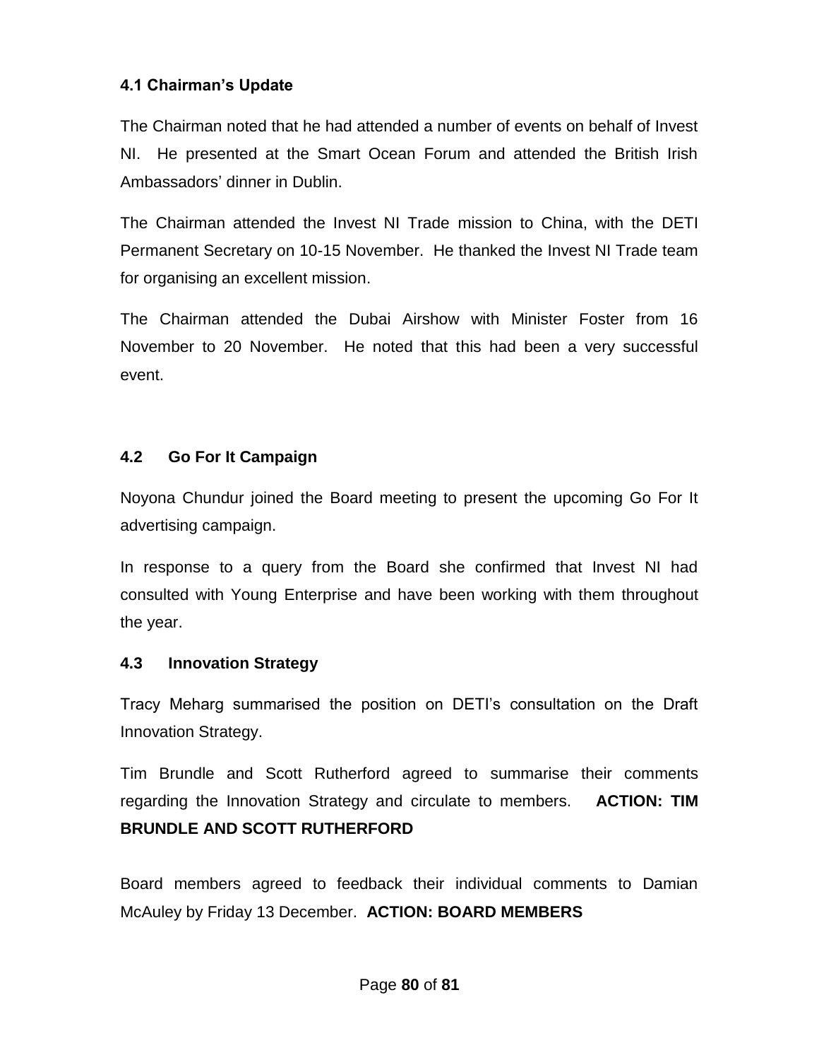### 4.1 Chairman's Update

The Chairman noted that he had attended a number of events on behalf of Invest NI. He presented at the Smart Ocean Forum and attended the British Irish Ambassadors' dinner in Dublin.

The Chairman attended the Invest NI Trade mission to China, with the DETI Permanent Secretary on 10-15 November. He thanked the Invest NI Trade team for organising an excellent mission.

The Chairman attended the Dubai Airshow with Minister Foster from 16 November to 20 November. He noted that this had been a very successful event.

### 4.2 Go For It Campaign

Noyona Chundur joined the Board meeting to present the upcoming Go For It advertising campaign.

In response to a query from the Board she confirmed that Invest NI had consulted with Young Enterprise and have been working with them throughout the year.

### 4.3 Innovation Strategy

Tracy Meharg summarised the position on DETI's consultation on the Draft Innovation Strategy.

Tim Brundle and Scott Rutherford agreed to summarise their comments regarding the Innovation Strategy and circulate to members. **ACTION: TIM BRUNDLE AND SCOTT RUTHERFORD**

Board members agreed to feedback their individual comments to Damian McAuley by Friday 13 December. **ACTION: BOARD MEMBERS**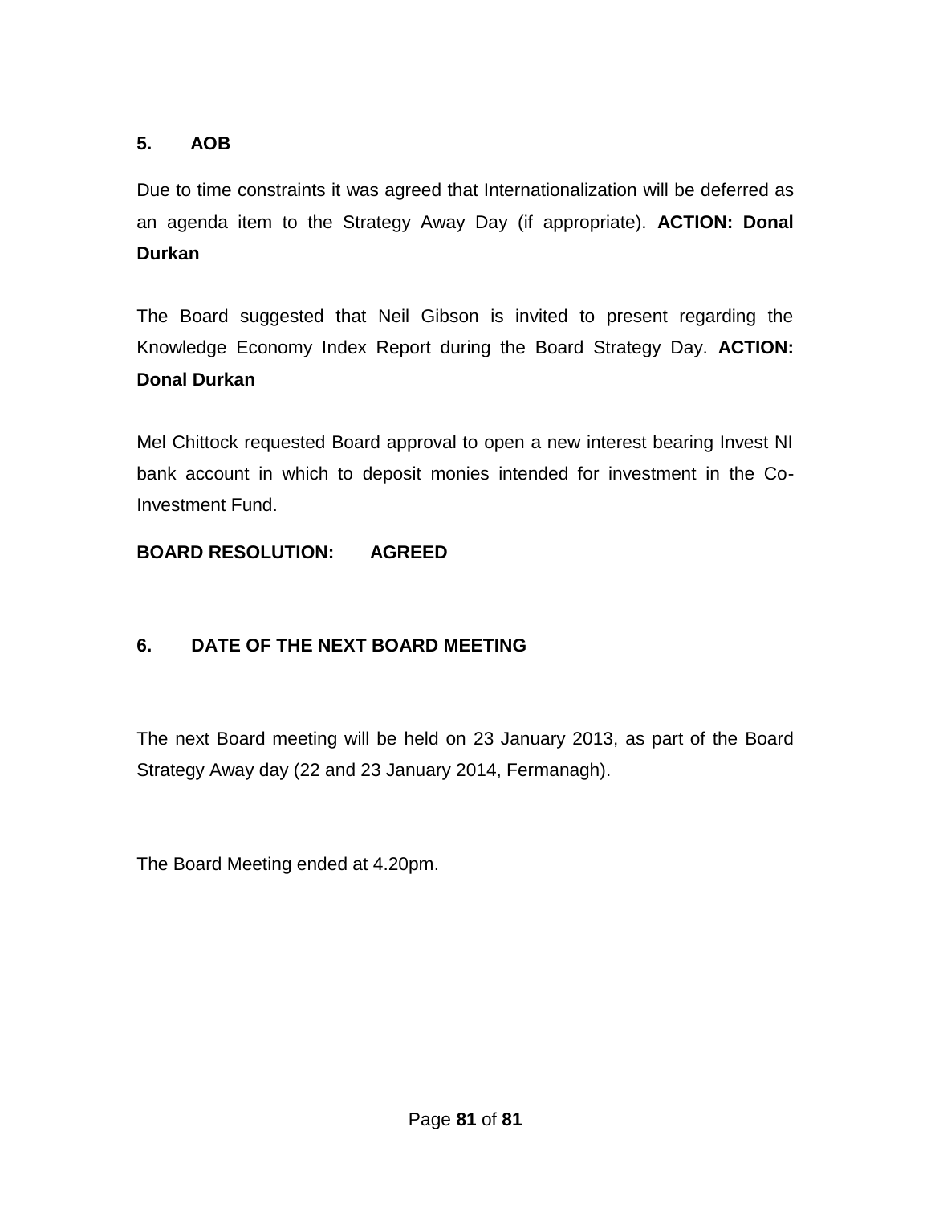## 5. AOB

Due to time constraints it was agreed that Internationalization will be deferred as an agenda item to the Strategy Away Day (if appropriate). **ACTION: Donal Durkan**

The Board suggested that Neil Gibson is invited to present regarding the Knowledge Economy Index Report during the Board Strategy Day. **ACTION: Donal Durkan**

Mel Chittock requested Board approval to open a new interest bearing Invest NI bank account in which to deposit monies intended for investment in the Co-Investment Fund.

**BOARD RESOLUTION: AGREED**

## 6. DATE OF THE NEXT BOARD MEETING

The next Board meeting will be held on 23 January 2013, as part of the Board Strategy Away day (22 and 23 January 2014, Fermanagh).

The Board Meeting ended at 4.20pm.